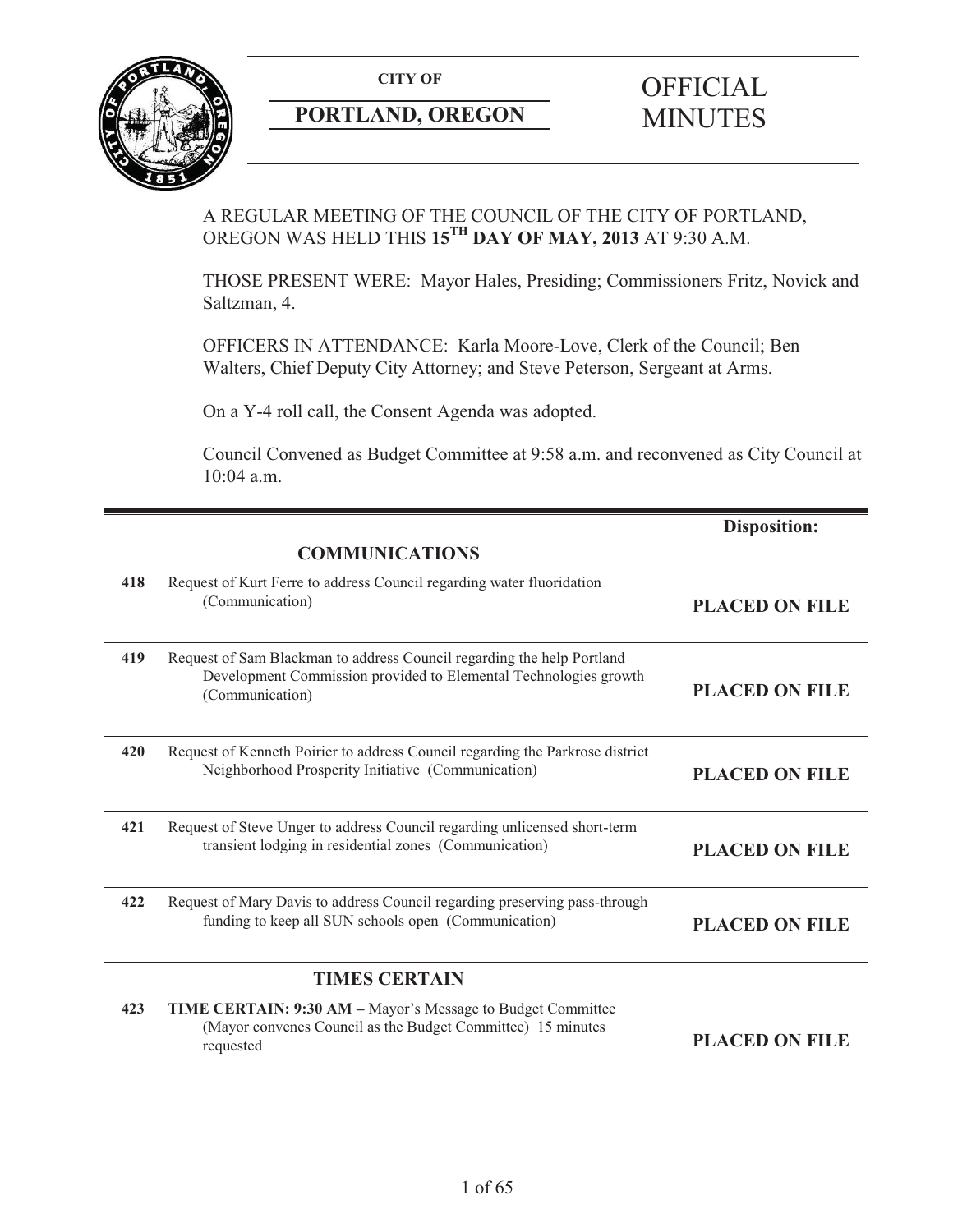**CITY OF**

**PORTLAND, OREGON**

# OFFICIAL MINUTES

A REGULAR MEETING OF THE COUNCIL OF THE CITY OF PORTLAND, OREGON WAS HELD THIS **15TH DAY OF MAY, 2013** AT 9:30 A.M.

THOSE PRESENT WERE: Mayor Hales, Presiding; Commissioners Fritz, Novick and Saltzman, 4.

OFFICERS IN ATTENDANCE: Karla Moore-Love, Clerk of the Council; Ben Walters, Chief Deputy City Attorney; and Steve Peterson, Sergeant at Arms.

On a Y-4 roll call, the Consent Agenda was adopted.

Council Convened as Budget Committee at 9:58 a.m. and reconvened as City Council at 10:04 a.m.

| | | **Disposition:** |
|---|---|---|
| | **COMMUNICATIONS** | |
| **418** | Request of Kurt Ferre to address Council regarding water fluoridation (Communication) | **PLACED ON FILE** |
| **419** | Request of Sam Blackman to address Council regarding the help Portland Development Commission provided to Elemental Technologies growth (Communication) | **PLACED ON FILE** |
| **420** | Request of Kenneth Poirier to address Council regarding the Parkrose district Neighborhood Prosperity Initiative (Communication) | **PLACED ON FILE** |
| **421** | Request of Steve Unger to address Council regarding unlicensed short-term transient lodging in residential zones (Communication) | **PLACED ON FILE** |
| **422** | Request of Mary Davis to address Council regarding preserving pass-through funding to keep all SUN schools open (Communication) | **PLACED ON FILE** |
| | **TIMES CERTAIN** | |
| **423** | **TIME CERTAIN: 9:30 AM –** Mayor's Message to Budget Committee (Mayor convenes Council as the Budget Committee) 15 minutes requested | **PLACED ON FILE** |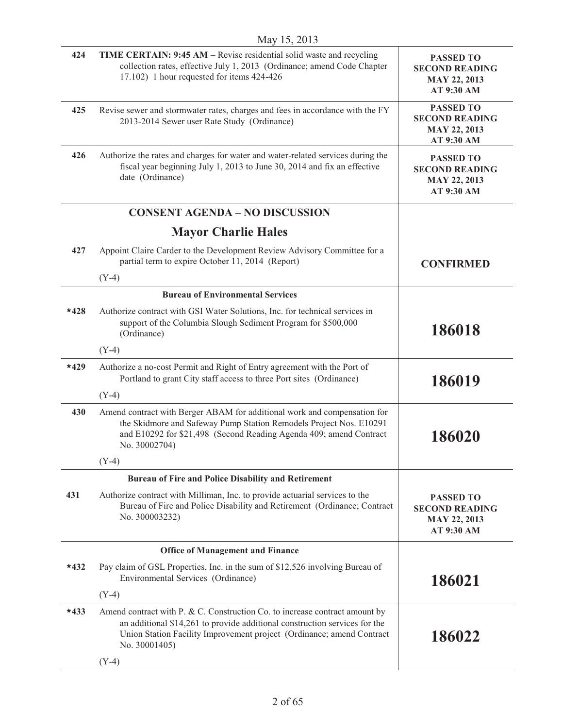May 15, 2013

| | | |
|---|---|---|
| 424 | **TIME CERTAIN: 9:45 AM –** Revise residential solid waste and recycling collection rates, effective July 1, 2013 (Ordinance; amend Code Chapter 17.102) 1 hour requested for items 424-426 | **PASSED TO SECOND READING MAY 22, 2013 AT 9:30 AM** |
| 425 | Revise sewer and stormwater rates, charges and fees in accordance with the FY 2013-2014 Sewer user Rate Study (Ordinance) | **PASSED TO SECOND READING MAY 22, 2013 AT 9:30 AM** |
| 426 | Authorize the rates and charges for water and water-related services during the fiscal year beginning July 1, 2013 to June 30, 2014 and fix an effective date (Ordinance) | **PASSED TO SECOND READING MAY 22, 2013 AT 9:30 AM** |
| | **CONSENT AGENDA – NO DISCUSSION** | |
| | **Mayor Charlie Hales** | |
| 427 | Appoint Claire Carder to the Development Review Advisory Committee for a partial term to expire October 11, 2014 (Report)<br>(Y-4) | **CONFIRMED** |
| | **Bureau of Environmental Services** | |
| *428 | Authorize contract with GSI Water Solutions, Inc. for technical services in support of the Columbia Slough Sediment Program for $500,000 (Ordinance)<br>(Y-4) | **186018** |
| *429 | Authorize a no-cost Permit and Right of Entry agreement with the Port of Portland to grant City staff access to three Port sites (Ordinance)<br>(Y-4) | **186019** |
| 430 | Amend contract with Berger ABAM for additional work and compensation for the Skidmore and Safeway Pump Station Remodels Project Nos. E10291 and E10292 for $21,498 (Second Reading Agenda 409; amend Contract No. 30002704)<br>(Y-4) | **186020** |
| | **Bureau of Fire and Police Disability and Retirement** | |
| 431 | Authorize contract with Milliman, Inc. to provide actuarial services to the Bureau of Fire and Police Disability and Retirement (Ordinance; Contract No. 300003232) | **PASSED TO SECOND READING MAY 22, 2013 AT 9:30 AM** |
| | **Office of Management and Finance** | |
| *432 | Pay claim of GSL Properties, Inc. in the sum of $12,526 involving Bureau of Environmental Services (Ordinance)<br>(Y-4) | **186021** |
| *433 | Amend contract with P. & C. Construction Co. to increase contract amount by an additional $14,261 to provide additional construction services for the Union Station Facility Improvement project (Ordinance; amend Contract No. 30001405)<br>(Y-4) | **186022** |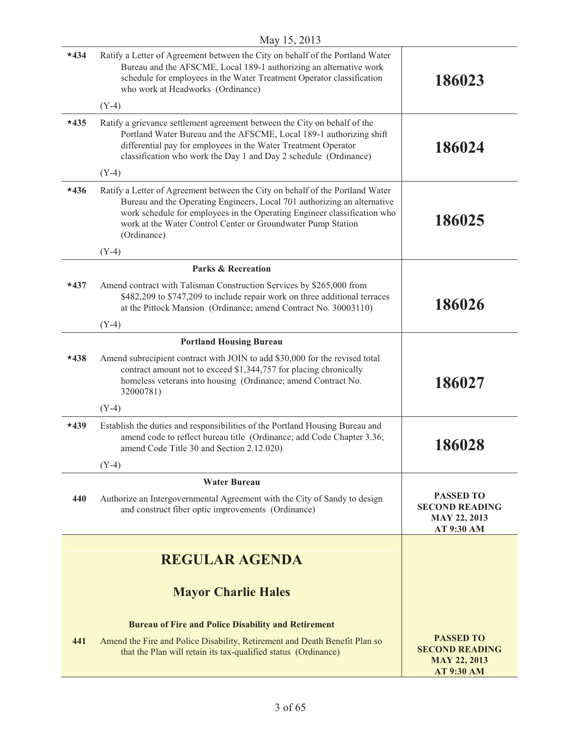May 15, 2013

| | | |
|---|---|---|
| *434 | Ratify a Letter of Agreement between the City on behalf of the Portland Water Bureau and the AFSCME, Local 189-1 authorizing an alternative work schedule for employees in the Water Treatment Operator classification who work at Headworks (Ordinance)<br><br>(Y-4) | **186023** |
| *435 | Ratify a grievance settlement agreement between the City on behalf of the Portland Water Bureau and the AFSCME, Local 189-1 authorizing shift differential pay for employees in the Water Treatment Operator classification who work the Day 1 and Day 2 schedule (Ordinance)<br><br>(Y-4) | **186024** |
| *436 | Ratify a Letter of Agreement between the City on behalf of the Portland Water Bureau and the Operating Engineers, Local 701 authorizing an alternative work schedule for employees in the Operating Engineer classification who work at the Water Control Center or Groundwater Pump Station (Ordinance)<br><br>(Y-4) | **186025** |
| | **Parks & Recreation** | |
| *437 | Amend contract with Talisman Construction Services by $265,000 from $482,209 to $747,209 to include repair work on three additional terraces at the Pittock Mansion (Ordinance; amend Contract No. 30003110)<br><br>(Y-4) | **186026** |
| | **Portland Housing Bureau** | |
| *438 | Amend subrecipient contract with JOIN to add $30,000 for the revised total contract amount not to exceed $1,344,757 for placing chronically homeless veterans into housing (Ordinance; amend Contract No. 32000781)<br><br>(Y-4) | **186027** |
| *439 | Establish the duties and responsibilities of the Portland Housing Bureau and amend code to reflect bureau title (Ordinance; add Code Chapter 3.36; amend Code Title 30 and Section 2.12.020)<br><br>(Y-4) | **186028** |
| | **Water Bureau** | |
| 440 | Authorize an Intergovernmental Agreement with the City of Sandy to design and construct fiber optic improvements (Ordinance) | **PASSED TO SECOND READING MAY 22, 2013 AT 9:30 AM** |

## REGULAR AGENDA

### Mayor Charlie Hales

**Bureau of Fire and Police Disability and Retirement**

| | | |
|---|---|---|
| 441 | Amend the Fire and Police Disability, Retirement and Death Benefit Plan so that the Plan will retain its tax-qualified status (Ordinance) | **PASSED TO SECOND READING MAY 22, 2013 AT 9:30 AM** |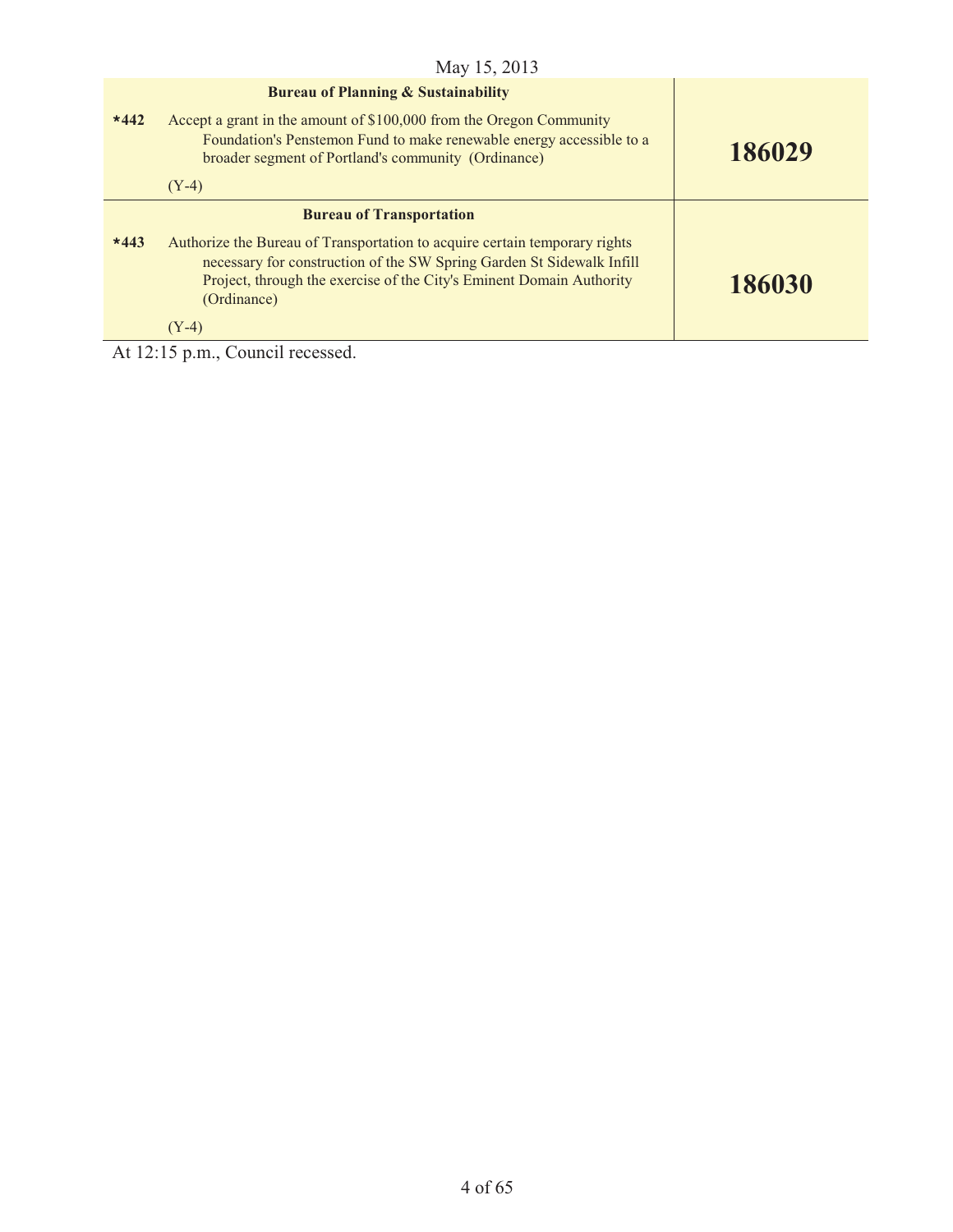May 15, 2013

| | | |
|---|---|---|
| | **Bureau of Planning & Sustainability** | |
| ***442** | Accept a grant in the amount of $100,000 from the Oregon Community Foundation's Penstemon Fund to make renewable energy accessible to a broader segment of Portland's community (Ordinance)<br><br>(Y-4) | **186029** |
| | **Bureau of Transportation** | |
| ***443** | Authorize the Bureau of Transportation to acquire certain temporary rights necessary for construction of the SW Spring Garden St Sidewalk Infill Project, through the exercise of the City's Eminent Domain Authority (Ordinance)<br><br>(Y-4) | **186030** |

At 12:15 p.m., Council recessed.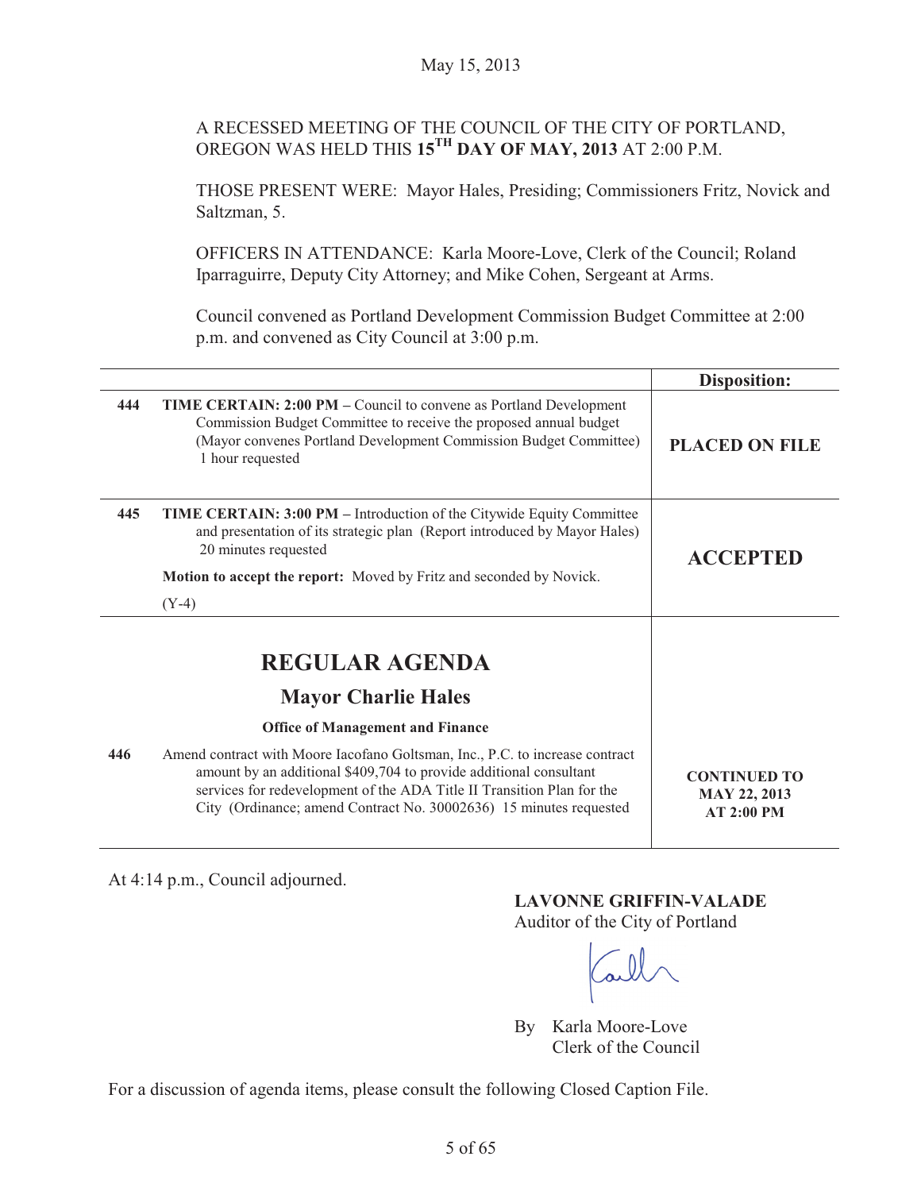May 15, 2013

A RECESSED MEETING OF THE COUNCIL OF THE CITY OF PORTLAND, OREGON WAS HELD THIS **15TH DAY OF MAY, 2013** AT 2:00 P.M.

THOSE PRESENT WERE: Mayor Hales, Presiding; Commissioners Fritz, Novick and Saltzman, 5.

OFFICERS IN ATTENDANCE: Karla Moore-Love, Clerk of the Council; Roland Iparraguirre, Deputy City Attorney; and Mike Cohen, Sergeant at Arms.

Council convened as Portland Development Commission Budget Committee at 2:00 p.m. and convened as City Council at 3:00 p.m.

| | | Disposition: |
|---|---|---|
| 444 | **TIME CERTAIN: 2:00 PM** – Council to convene as Portland Development Commission Budget Committee to receive the proposed annual budget (Mayor convenes Portland Development Commission Budget Committee) 1 hour requested | **PLACED ON FILE** |
| 445 | **TIME CERTAIN: 3:00 PM** – Introduction of the Citywide Equity Committee and presentation of its strategic plan (Report introduced by Mayor Hales) 20 minutes requested<br><br>**Motion to accept the report:** Moved by Fritz and seconded by Novick.<br><br>(Y-4) | **ACCEPTED** |

## REGULAR AGENDA

### Mayor Charlie Hales

**Office of Management and Finance**

| | | |
|---|---|---|
| 446 | Amend contract with Moore Iacofano Goltsman, Inc., P.C. to increase contract amount by an additional $409,704 to provide additional consultant services for redevelopment of the ADA Title II Transition Plan for the City (Ordinance; amend Contract No. 30002636) 15 minutes requested | **CONTINUED TO MAY 22, 2013 AT 2:00 PM** |

At 4:14 p.m., Council adjourned.

**LAVONNE GRIFFIN-VALADE**
Auditor of the City of Portland

By Karla Moore-Love
Clerk of the Council

For a discussion of agenda items, please consult the following Closed Caption File.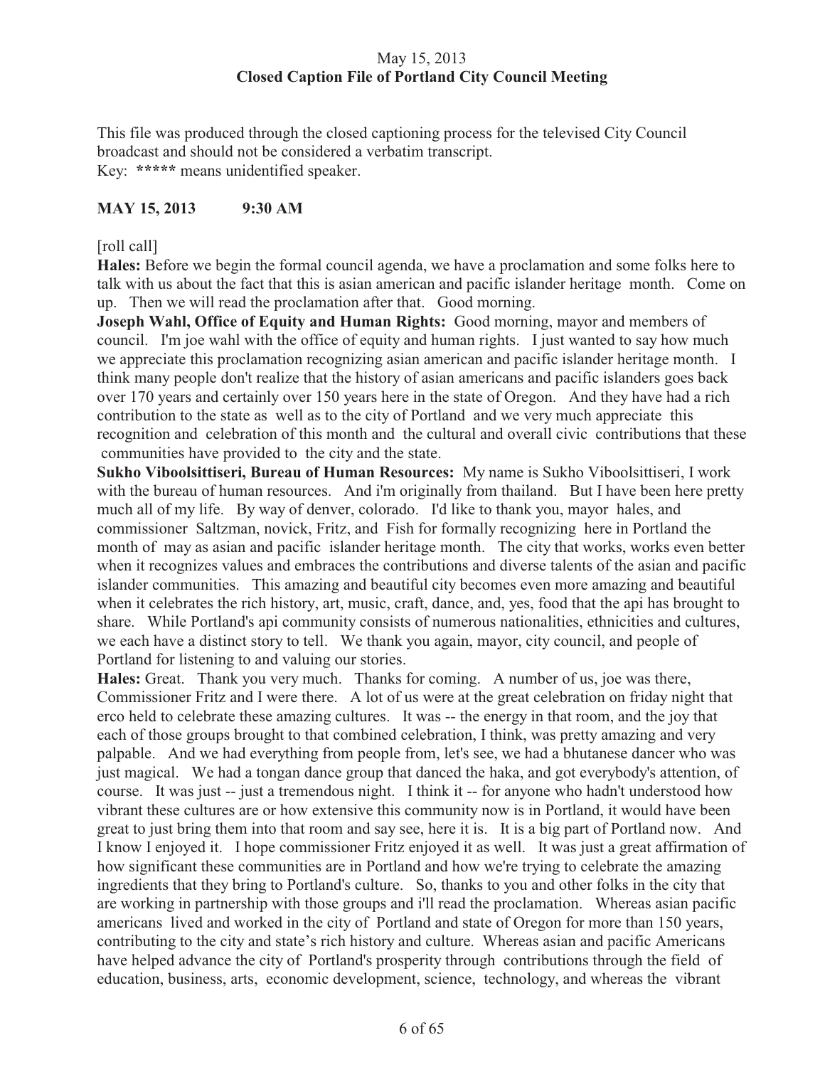May 15, 2013
**Closed Caption File of Portland City Council Meeting**

This file was produced through the closed captioning process for the televised City Council broadcast and should not be considered a verbatim transcript.
Key: ***** means unidentified speaker.

**MAY 15, 2013 9:30 AM**

[roll call]

**Hales:** Before we begin the formal council agenda, we have a proclamation and some folks here to talk with us about the fact that this is asian american and pacific islander heritage month. Come on up. Then we will read the proclamation after that. Good morning.

**Joseph Wahl, Office of Equity and Human Rights:** Good morning, mayor and members of council. I'm joe wahl with the office of equity and human rights. I just wanted to say how much we appreciate this proclamation recognizing asian american and pacific islander heritage month. I think many people don't realize that the history of asian americans and pacific islanders goes back over 170 years and certainly over 150 years here in the state of Oregon. And they have had a rich contribution to the state as well as to the city of Portland and we very much appreciate this recognition and celebration of this month and the cultural and overall civic contributions that these communities have provided to the city and the state.

**Sukho Viboolsittiseri, Bureau of Human Resources:** My name is Sukho Viboolsittiseri, I work with the bureau of human resources. And i'm originally from thailand. But I have been here pretty much all of my life. By way of denver, colorado. I'd like to thank you, mayor hales, and commissioner Saltzman, novick, Fritz, and Fish for formally recognizing here in Portland the month of may as asian and pacific islander heritage month. The city that works, works even better when it recognizes values and embraces the contributions and diverse talents of the asian and pacific islander communities. This amazing and beautiful city becomes even more amazing and beautiful when it celebrates the rich history, art, music, craft, dance, and, yes, food that the api has brought to share. While Portland's api community consists of numerous nationalities, ethnicities and cultures, we each have a distinct story to tell. We thank you again, mayor, city council, and people of Portland for listening to and valuing our stories.

**Hales:** Great. Thank you very much. Thanks for coming. A number of us, joe was there, Commissioner Fritz and I were there. A lot of us were at the great celebration on friday night that erco held to celebrate these amazing cultures. It was -- the energy in that room, and the joy that each of those groups brought to that combined celebration, I think, was pretty amazing and very palpable. And we had everything from people from, let's see, we had a bhutanese dancer who was just magical. We had a tongan dance group that danced the haka, and got everybody's attention, of course. It was just -- just a tremendous night. I think it -- for anyone who hadn't understood how vibrant these cultures are or how extensive this community now is in Portland, it would have been great to just bring them into that room and say see, here it is. It is a big part of Portland now. And I know I enjoyed it. I hope commissioner Fritz enjoyed it as well. It was just a great affirmation of how significant these communities are in Portland and how we're trying to celebrate the amazing ingredients that they bring to Portland's culture. So, thanks to you and other folks in the city that are working in partnership with those groups and i'll read the proclamation. Whereas asian pacific americans lived and worked in the city of Portland and state of Oregon for more than 150 years, contributing to the city and state's rich history and culture. Whereas asian and pacific Americans have helped advance the city of Portland's prosperity through contributions through the field of education, business, arts, economic development, science, technology, and whereas the vibrant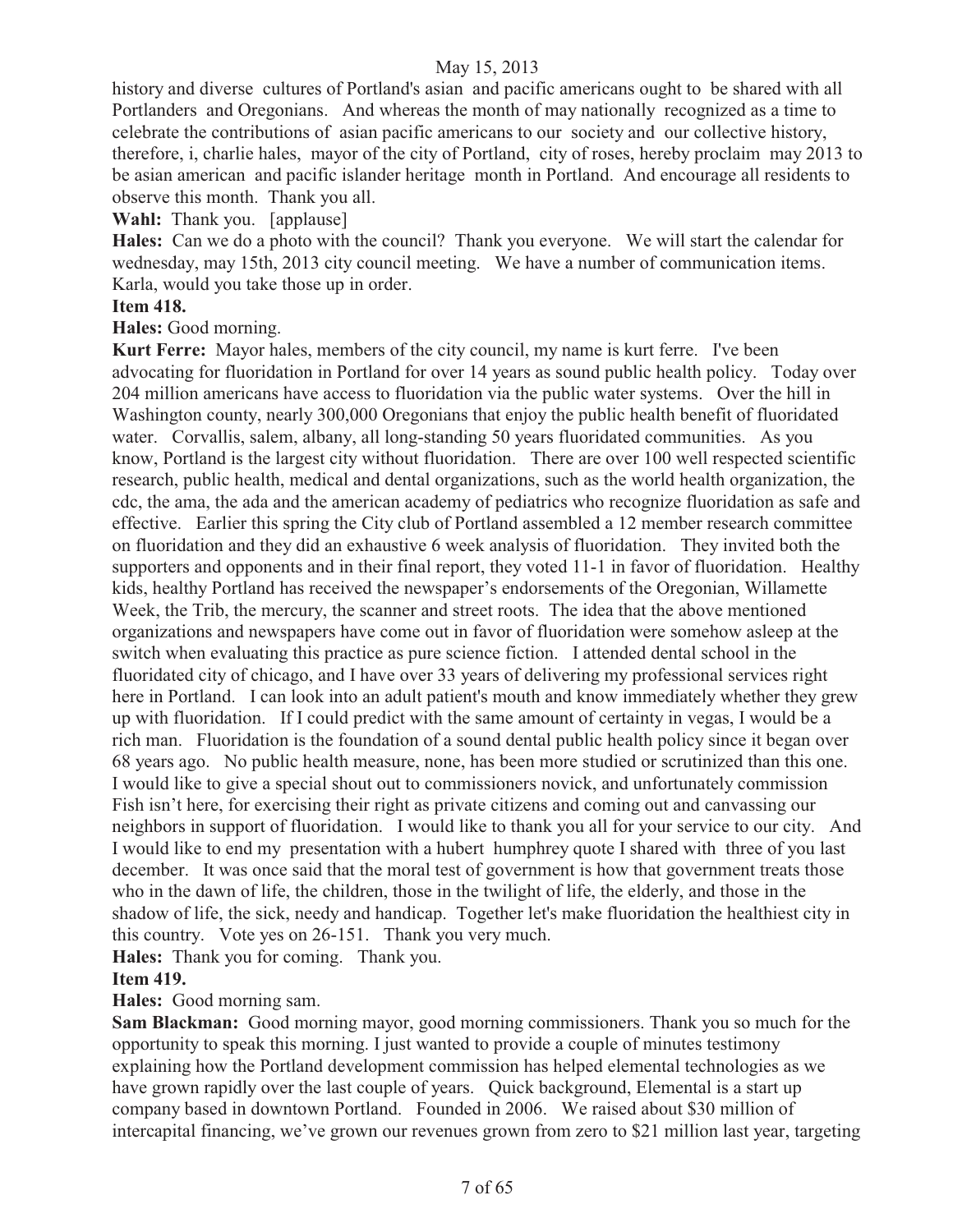history and diverse cultures of Portland's asian and pacific americans ought to be shared with all Portlanders and Oregonians. And whereas the month of may nationally recognized as a time to celebrate the contributions of asian pacific americans to our society and our collective history, therefore, i, charlie hales, mayor of the city of Portland, city of roses, hereby proclaim may 2013 to be asian american and pacific islander heritage month in Portland. And encourage all residents to observe this month. Thank you all.

**Wahl:** Thank you. [applause]

**Hales:** Can we do a photo with the council? Thank you everyone. We will start the calendar for wednesday, may 15th, 2013 city council meeting. We have a number of communication items. Karla, would you take those up in order.

**Item 418.**

**Hales:** Good morning.

**Kurt Ferre:** Mayor hales, members of the city council, my name is kurt ferre. I've been advocating for fluoridation in Portland for over 14 years as sound public health policy. Today over 204 million americans have access to fluoridation via the public water systems. Over the hill in Washington county, nearly 300,000 Oregonians that enjoy the public health benefit of fluoridated water. Corvallis, salem, albany, all long-standing 50 years fluoridated communities. As you know, Portland is the largest city without fluoridation. There are over 100 well respected scientific research, public health, medical and dental organizations, such as the world health organization, the cdc, the ama, the ada and the american academy of pediatrics who recognize fluoridation as safe and effective. Earlier this spring the City club of Portland assembled a 12 member research committee on fluoridation and they did an exhaustive 6 week analysis of fluoridation. They invited both the supporters and opponents and in their final report, they voted 11-1 in favor of fluoridation. Healthy kids, healthy Portland has received the newspaper's endorsements of the Oregonian, Willamette Week, the Trib, the mercury, the scanner and street roots. The idea that the above mentioned organizations and newspapers have come out in favor of fluoridation were somehow asleep at the switch when evaluating this practice as pure science fiction. I attended dental school in the fluoridated city of chicago, and I have over 33 years of delivering my professional services right here in Portland. I can look into an adult patient's mouth and know immediately whether they grew up with fluoridation. If I could predict with the same amount of certainty in vegas, I would be a rich man. Fluoridation is the foundation of a sound dental public health policy since it began over 68 years ago. No public health measure, none, has been more studied or scrutinized than this one. I would like to give a special shout out to commissioners novick, and unfortunately commission Fish isn't here, for exercising their right as private citizens and coming out and canvassing our neighbors in support of fluoridation. I would like to thank you all for your service to our city. And I would like to end my presentation with a hubert humphrey quote I shared with three of you last december. It was once said that the moral test of government is how that government treats those who in the dawn of life, the children, those in the twilight of life, the elderly, and those in the shadow of life, the sick, needy and handicap. Together let's make fluoridation the healthiest city in this country. Vote yes on 26-151. Thank you very much.

**Hales:** Thank you for coming. Thank you.

**Item 419.**

**Hales:** Good morning sam.

**Sam Blackman:** Good morning mayor, good morning commissioners. Thank you so much for the opportunity to speak this morning. I just wanted to provide a couple of minutes testimony explaining how the Portland development commission has helped elemental technologies as we have grown rapidly over the last couple of years. Quick background, Elemental is a start up company based in downtown Portland. Founded in 2006. We raised about $30 million of intercapital financing, we've grown our revenues grown from zero to $21 million last year, targeting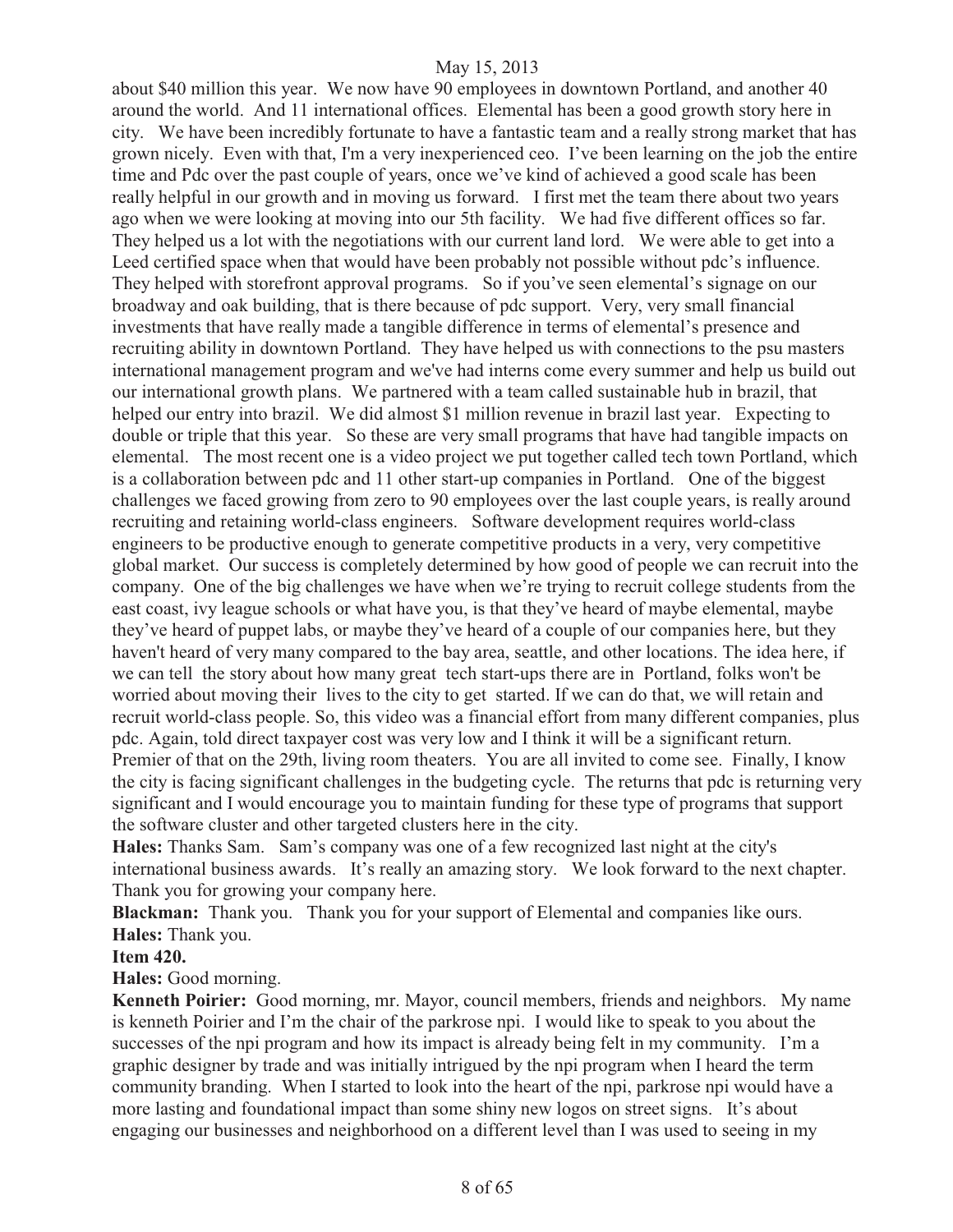about $40 million this year. We now have 90 employees in downtown Portland, and another 40 around the world. And 11 international offices. Elemental has been a good growth story here in city. We have been incredibly fortunate to have a fantastic team and a really strong market that has grown nicely. Even with that, I'm a very inexperienced ceo. I've been learning on the job the entire time and Pdc over the past couple of years, once we've kind of achieved a good scale has been really helpful in our growth and in moving us forward. I first met the team there about two years ago when we were looking at moving into our 5th facility. We had five different offices so far. They helped us a lot with the negotiations with our current land lord. We were able to get into a Leed certified space when that would have been probably not possible without pdc's influence. They helped with storefront approval programs. So if you've seen elemental's signage on our broadway and oak building, that is there because of pdc support. Very, very small financial investments that have really made a tangible difference in terms of elemental's presence and recruiting ability in downtown Portland. They have helped us with connections to the psu masters international management program and we've had interns come every summer and help us build out our international growth plans. We partnered with a team called sustainable hub in brazil, that helped our entry into brazil. We did almost $1 million revenue in brazil last year. Expecting to double or triple that this year. So these are very small programs that have had tangible impacts on elemental. The most recent one is a video project we put together called tech town Portland, which is a collaboration between pdc and 11 other start-up companies in Portland. One of the biggest challenges we faced growing from zero to 90 employees over the last couple years, is really around recruiting and retaining world-class engineers. Software development requires world-class engineers to be productive enough to generate competitive products in a very, very competitive global market. Our success is completely determined by how good of people we can recruit into the company. One of the big challenges we have when we're trying to recruit college students from the east coast, ivy league schools or what have you, is that they've heard of maybe elemental, maybe they've heard of puppet labs, or maybe they've heard of a couple of our companies here, but they haven't heard of very many compared to the bay area, seattle, and other locations. The idea here, if we can tell the story about how many great tech start-ups there are in Portland, folks won't be worried about moving their lives to the city to get started. If we can do that, we will retain and recruit world-class people. So, this video was a financial effort from many different companies, plus pdc. Again, told direct taxpayer cost was very low and I think it will be a significant return. Premier of that on the 29th, living room theaters. You are all invited to come see. Finally, I know the city is facing significant challenges in the budgeting cycle. The returns that pdc is returning very significant and I would encourage you to maintain funding for these type of programs that support the software cluster and other targeted clusters here in the city.

**Hales:** Thanks Sam. Sam's company was one of a few recognized last night at the city's international business awards. It's really an amazing story. We look forward to the next chapter. Thank you for growing your company here.

**Blackman:** Thank you. Thank you for your support of Elemental and companies like ours.

**Hales:** Thank you.

**Item 420.**

**Hales:** Good morning.

**Kenneth Poirier:** Good morning, mr. Mayor, council members, friends and neighbors. My name is kenneth Poirier and I'm the chair of the parkrose npi. I would like to speak to you about the successes of the npi program and how its impact is already being felt in my community. I'm a graphic designer by trade and was initially intrigued by the npi program when I heard the term community branding. When I started to look into the heart of the npi, parkrose npi would have a more lasting and foundational impact than some shiny new logos on street signs. It's about engaging our businesses and neighborhood on a different level than I was used to seeing in my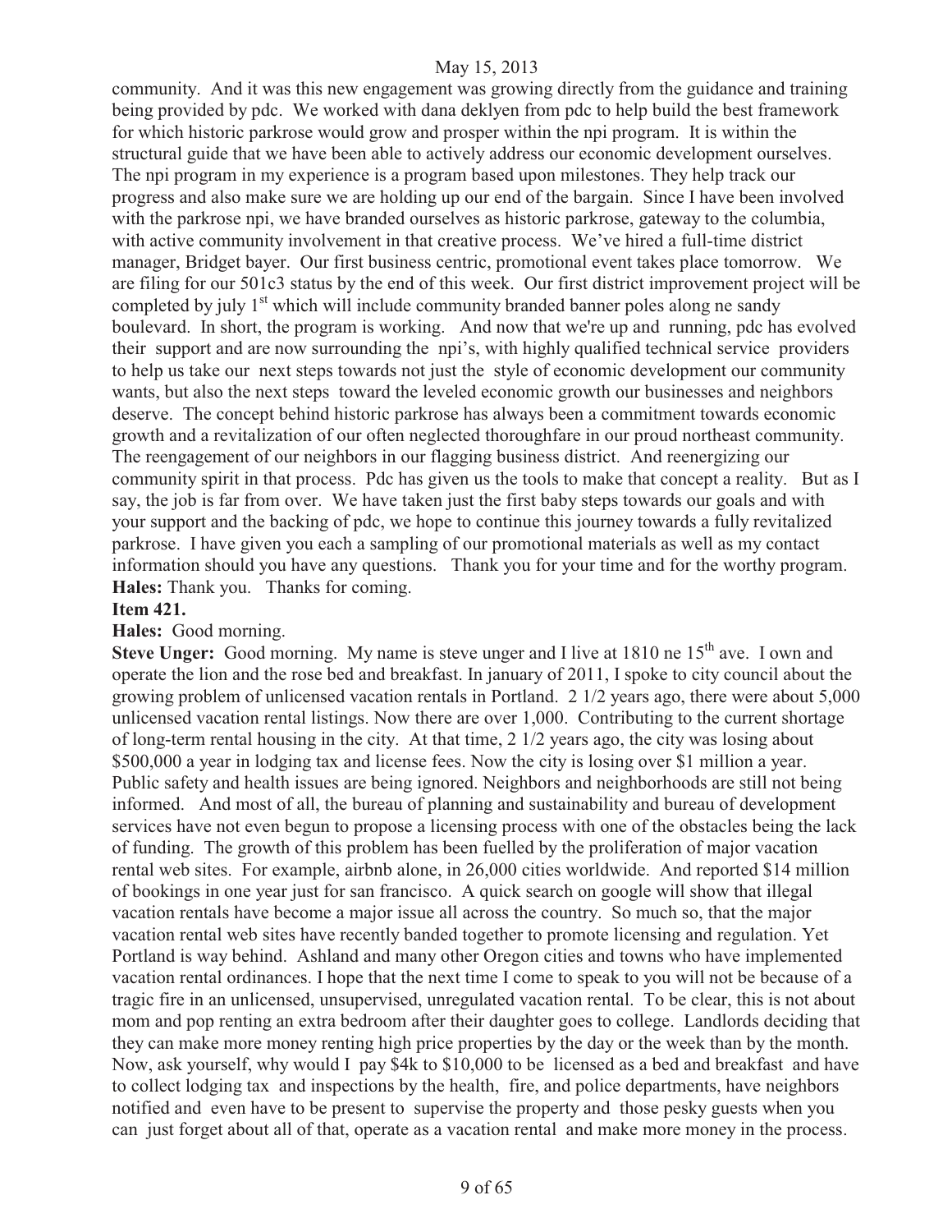community. And it was this new engagement was growing directly from the guidance and training being provided by pdc. We worked with dana deklyen from pdc to help build the best framework for which historic parkrose would grow and prosper within the npi program. It is within the structural guide that we have been able to actively address our economic development ourselves. The npi program in my experience is a program based upon milestones. They help track our progress and also make sure we are holding up our end of the bargain. Since I have been involved with the parkrose npi, we have branded ourselves as historic parkrose, gateway to the columbia, with active community involvement in that creative process. We've hired a full-time district manager, Bridget bayer. Our first business centric, promotional event takes place tomorrow. We are filing for our 501c3 status by the end of this week. Our first district improvement project will be completed by july 1st which will include community branded banner poles along ne sandy boulevard. In short, the program is working. And now that we're up and running, pdc has evolved their support and are now surrounding the npi's, with highly qualified technical service providers to help us take our next steps towards not just the style of economic development our community wants, but also the next steps toward the leveled economic growth our businesses and neighbors deserve. The concept behind historic parkrose has always been a commitment towards economic growth and a revitalization of our often neglected thoroughfare in our proud northeast community. The reengagement of our neighbors in our flagging business district. And reenergizing our community spirit in that process. Pdc has given us the tools to make that concept a reality. But as I say, the job is far from over. We have taken just the first baby steps towards our goals and with your support and the backing of pdc, we hope to continue this journey towards a fully revitalized parkrose. I have given you each a sampling of our promotional materials as well as my contact information should you have any questions. Thank you for your time and for the worthy program.

**Hales:** Thank you. Thanks for coming.

**Item 421.**

**Hales:** Good morning.

**Steve Unger:** Good morning. My name is steve unger and I live at 1810 ne 15th ave. I own and operate the lion and the rose bed and breakfast. In january of 2011, I spoke to city council about the growing problem of unlicensed vacation rentals in Portland. 2 1/2 years ago, there were about 5,000 unlicensed vacation rental listings. Now there are over 1,000. Contributing to the current shortage of long-term rental housing in the city. At that time, 2 1/2 years ago, the city was losing about $500,000 a year in lodging tax and license fees. Now the city is losing over $1 million a year. Public safety and health issues are being ignored. Neighbors and neighborhoods are still not being informed. And most of all, the bureau of planning and sustainability and bureau of development services have not even begun to propose a licensing process with one of the obstacles being the lack of funding. The growth of this problem has been fuelled by the proliferation of major vacation rental web sites. For example, airbnb alone, in 26,000 cities worldwide. And reported $14 million of bookings in one year just for san francisco. A quick search on google will show that illegal vacation rentals have become a major issue all across the country. So much so, that the major vacation rental web sites have recently banded together to promote licensing and regulation. Yet Portland is way behind. Ashland and many other Oregon cities and towns who have implemented vacation rental ordinances. I hope that the next time I come to speak to you will not be because of a tragic fire in an unlicensed, unsupervised, unregulated vacation rental. To be clear, this is not about mom and pop renting an extra bedroom after their daughter goes to college. Landlords deciding that they can make more money renting high price properties by the day or the week than by the month. Now, ask yourself, why would I pay $4k to $10,000 to be licensed as a bed and breakfast and have to collect lodging tax and inspections by the health, fire, and police departments, have neighbors notified and even have to be present to supervise the property and those pesky guests when you can just forget about all of that, operate as a vacation rental and make more money in the process.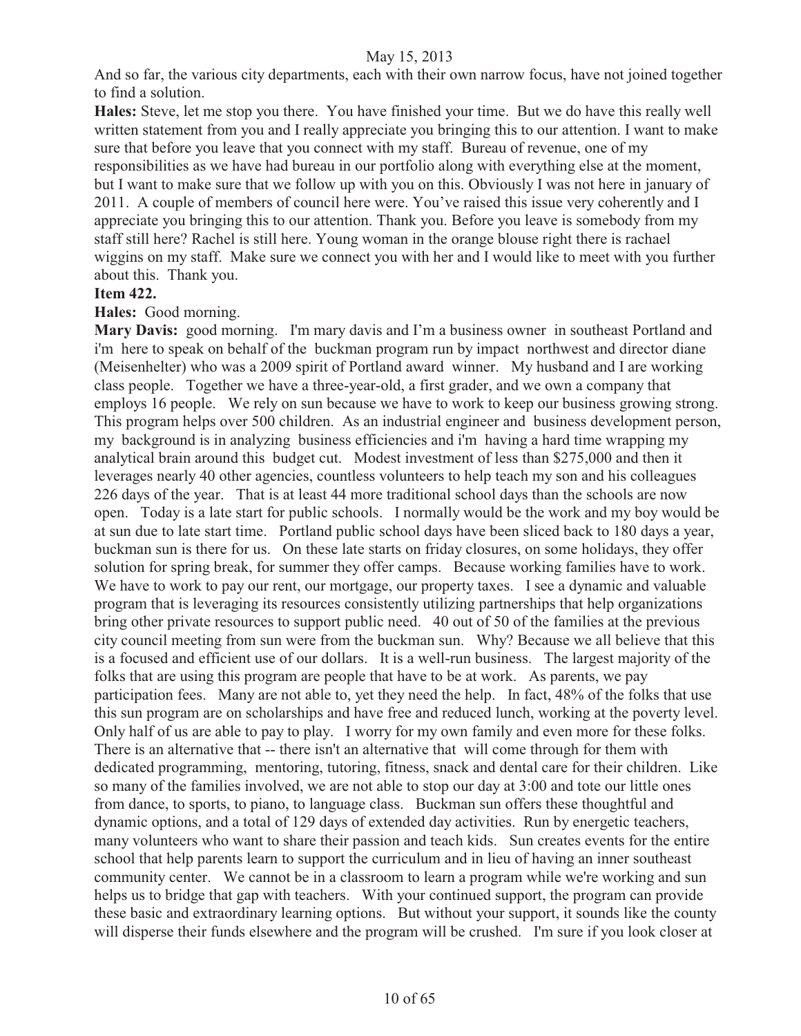And so far, the various city departments, each with their own narrow focus, have not joined together to find a solution.

**Hales:** Steve, let me stop you there. You have finished your time. But we do have this really well written statement from you and I really appreciate you bringing this to our attention. I want to make sure that before you leave that you connect with my staff. Bureau of revenue, one of my responsibilities as we have had bureau in our portfolio along with everything else at the moment, but I want to make sure that we follow up with you on this. Obviously I was not here in january of 2011. A couple of members of council here were. You've raised this issue very coherently and I appreciate you bringing this to our attention. Thank you. Before you leave is somebody from my staff still here? Rachel is still here. Young woman in the orange blouse right there is rachael wiggins on my staff. Make sure we connect you with her and I would like to meet with you further about this. Thank you.

**Item 422.**

**Hales:** Good morning.

**Mary Davis:** good morning. I'm mary davis and I'm a business owner in southeast Portland and i'm here to speak on behalf of the buckman program run by impact northwest and director diane (Meisenhelter) who was a 2009 spirit of Portland award winner. My husband and I are working class people. Together we have a three-year-old, a first grader, and we own a company that employs 16 people. We rely on sun because we have to work to keep our business growing strong. This program helps over 500 children. As an industrial engineer and business development person, my background is in analyzing business efficiencies and i'm having a hard time wrapping my analytical brain around this budget cut. Modest investment of less than $275,000 and then it leverages nearly 40 other agencies, countless volunteers to help teach my son and his colleagues 226 days of the year. That is at least 44 more traditional school days than the schools are now open. Today is a late start for public schools. I normally would be the work and my boy would be at sun due to late start time. Portland public school days have been sliced back to 180 days a year, buckman sun is there for us. On these late starts on friday closures, on some holidays, they offer solution for spring break, for summer they offer camps. Because working families have to work. We have to work to pay our rent, our mortgage, our property taxes. I see a dynamic and valuable program that is leveraging its resources consistently utilizing partnerships that help organizations bring other private resources to support public need. 40 out of 50 of the families at the previous city council meeting from sun were from the buckman sun. Why? Because we all believe that this is a focused and efficient use of our dollars. It is a well-run business. The largest majority of the folks that are using this program are people that have to be at work. As parents, we pay participation fees. Many are not able to, yet they need the help. In fact, 48% of the folks that use this sun program are on scholarships and have free and reduced lunch, working at the poverty level. Only half of us are able to pay to play. I worry for my own family and even more for these folks. There is an alternative that -- there isn't an alternative that will come through for them with dedicated programming, mentoring, tutoring, fitness, snack and dental care for their children. Like so many of the families involved, we are not able to stop our day at 3:00 and tote our little ones from dance, to sports, to piano, to language class. Buckman sun offers these thoughtful and dynamic options, and a total of 129 days of extended day activities. Run by energetic teachers, many volunteers who want to share their passion and teach kids. Sun creates events for the entire school that help parents learn to support the curriculum and in lieu of having an inner southeast community center. We cannot be in a classroom to learn a program while we're working and sun helps us to bridge that gap with teachers. With your continued support, the program can provide these basic and extraordinary learning options. But without your support, it sounds like the county will disperse their funds elsewhere and the program will be crushed. I'm sure if you look closer at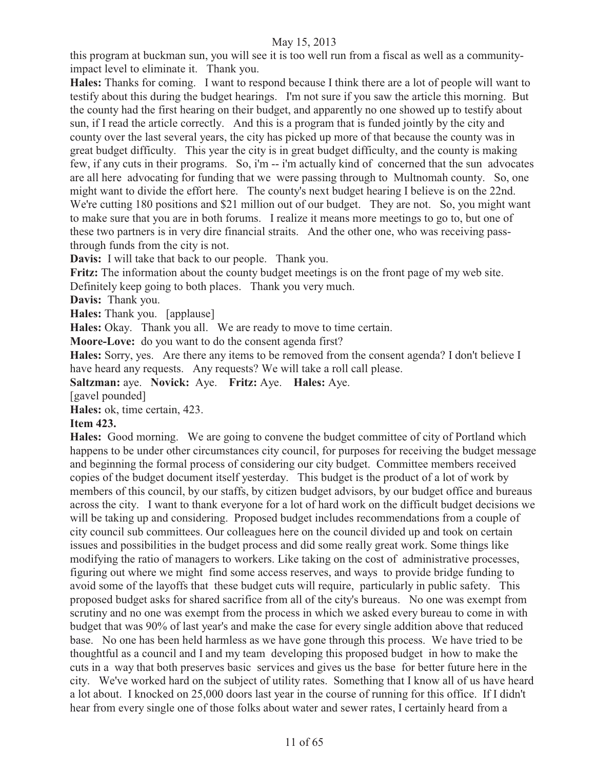this program at buckman sun, you will see it is too well run from a fiscal as well as a community-impact level to eliminate it. Thank you.

**Hales:** Thanks for coming. I want to respond because I think there are a lot of people will want to testify about this during the budget hearings. I'm not sure if you saw the article this morning. But the county had the first hearing on their budget, and apparently no one showed up to testify about sun, if I read the article correctly. And this is a program that is funded jointly by the city and county over the last several years, the city has picked up more of that because the county was in great budget difficulty. This year the city is in great budget difficulty, and the county is making few, if any cuts in their programs. So, i'm -- i'm actually kind of concerned that the sun advocates are all here advocating for funding that we were passing through to Multnomah county. So, one might want to divide the effort here. The county's next budget hearing I believe is on the 22nd. We're cutting 180 positions and $21 million out of our budget. They are not. So, you might want to make sure that you are in both forums. I realize it means more meetings to go to, but one of these two partners is in very dire financial straits. And the other one, who was receiving pass-through funds from the city is not.

**Davis:** I will take that back to our people. Thank you.

**Fritz:** The information about the county budget meetings is on the front page of my web site. Definitely keep going to both places. Thank you very much.

**Davis:** Thank you.

**Hales:** Thank you. [applause]

**Hales:** Okay. Thank you all. We are ready to move to time certain.

**Moore-Love:** do you want to do the consent agenda first?

**Hales:** Sorry, yes. Are there any items to be removed from the consent agenda? I don't believe I have heard any requests. Any requests? We will take a roll call please.

**Saltzman:** aye. **Novick:** Aye. **Fritz:** Aye. **Hales:** Aye.

[gavel pounded]

**Hales:** ok, time certain, 423.

**Item 423.**

**Hales:** Good morning. We are going to convene the budget committee of city of Portland which happens to be under other circumstances city council, for purposes for receiving the budget message and beginning the formal process of considering our city budget. Committee members received copies of the budget document itself yesterday. This budget is the product of a lot of work by members of this council, by our staffs, by citizen budget advisors, by our budget office and bureaus across the city. I want to thank everyone for a lot of hard work on the difficult budget decisions we will be taking up and considering. Proposed budget includes recommendations from a couple of city council sub committees. Our colleagues here on the council divided up and took on certain issues and possibilities in the budget process and did some really great work. Some things like modifying the ratio of managers to workers. Like taking on the cost of administrative processes, figuring out where we might find some access reserves, and ways to provide bridge funding to avoid some of the layoffs that these budget cuts will require, particularly in public safety. This proposed budget asks for shared sacrifice from all of the city's bureaus. No one was exempt from scrutiny and no one was exempt from the process in which we asked every bureau to come in with budget that was 90% of last year's and make the case for every single addition above that reduced base. No one has been held harmless as we have gone through this process. We have tried to be thoughtful as a council and I and my team developing this proposed budget in how to make the cuts in a way that both preserves basic services and gives us the base for better future here in the city. We've worked hard on the subject of utility rates. Something that I know all of us have heard a lot about. I knocked on 25,000 doors last year in the course of running for this office. If I didn't hear from every single one of those folks about water and sewer rates, I certainly heard from a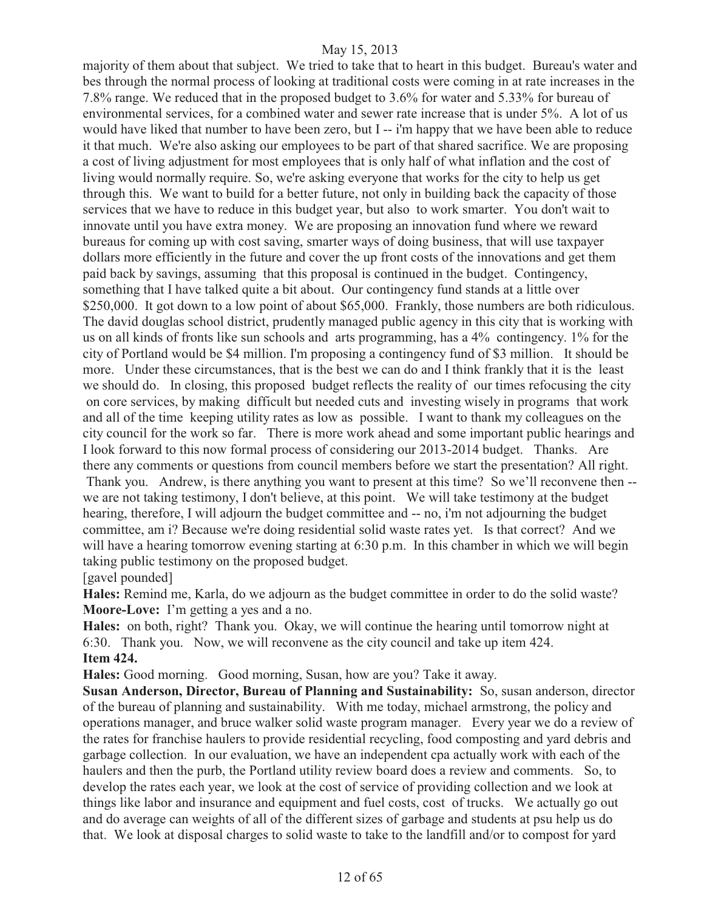majority of them about that subject. We tried to take that to heart in this budget. Bureau's water and bes through the normal process of looking at traditional costs were coming in at rate increases in the 7.8% range. We reduced that in the proposed budget to 3.6% for water and 5.33% for bureau of environmental services, for a combined water and sewer rate increase that is under 5%. A lot of us would have liked that number to have been zero, but I -- i'm happy that we have been able to reduce it that much. We're also asking our employees to be part of that shared sacrifice. We are proposing a cost of living adjustment for most employees that is only half of what inflation and the cost of living would normally require. So, we're asking everyone that works for the city to help us get through this. We want to build for a better future, not only in building back the capacity of those services that we have to reduce in this budget year, but also to work smarter. You don't wait to innovate until you have extra money. We are proposing an innovation fund where we reward bureaus for coming up with cost saving, smarter ways of doing business, that will use taxpayer dollars more efficiently in the future and cover the up front costs of the innovations and get them paid back by savings, assuming that this proposal is continued in the budget. Contingency, something that I have talked quite a bit about. Our contingency fund stands at a little over $250,000. It got down to a low point of about $65,000. Frankly, those numbers are both ridiculous. The david douglas school district, prudently managed public agency in this city that is working with us on all kinds of fronts like sun schools and arts programming, has a 4% contingency. 1% for the city of Portland would be $4 million. I'm proposing a contingency fund of $3 million. It should be more. Under these circumstances, that is the best we can do and I think frankly that it is the least we should do. In closing, this proposed budget reflects the reality of our times refocusing the city on core services, by making difficult but needed cuts and investing wisely in programs that work and all of the time keeping utility rates as low as possible. I want to thank my colleagues on the city council for the work so far. There is more work ahead and some important public hearings and I look forward to this now formal process of considering our 2013-2014 budget. Thanks. Are there any comments or questions from council members before we start the presentation? All right. Thank you. Andrew, is there anything you want to present at this time? So we'll reconvene then -- we are not taking testimony, I don't believe, at this point. We will take testimony at the budget hearing, therefore, I will adjourn the budget committee and -- no, i'm not adjourning the budget committee, am i? Because we're doing residential solid waste rates yet. Is that correct? And we will have a hearing tomorrow evening starting at 6:30 p.m. In this chamber in which we will begin taking public testimony on the proposed budget.

[gavel pounded]

**Hales:** Remind me, Karla, do we adjourn as the budget committee in order to do the solid waste?

**Moore-Love:** I'm getting a yes and a no.

**Hales:** on both, right? Thank you. Okay, we will continue the hearing until tomorrow night at 6:30. Thank you. Now, we will reconvene as the city council and take up item 424.

**Item 424.**

**Hales:** Good morning. Good morning, Susan, how are you? Take it away.

**Susan Anderson, Director, Bureau of Planning and Sustainability:** So, susan anderson, director of the bureau of planning and sustainability. With me today, michael armstrong, the policy and operations manager, and bruce walker solid waste program manager. Every year we do a review of the rates for franchise haulers to provide residential recycling, food composting and yard debris and garbage collection. In our evaluation, we have an independent cpa actually work with each of the haulers and then the purb, the Portland utility review board does a review and comments. So, to develop the rates each year, we look at the cost of service of providing collection and we look at things like labor and insurance and equipment and fuel costs, cost of trucks. We actually go out and do average can weights of all of the different sizes of garbage and students at psu help us do that. We look at disposal charges to solid waste to take to the landfill and/or to compost for yard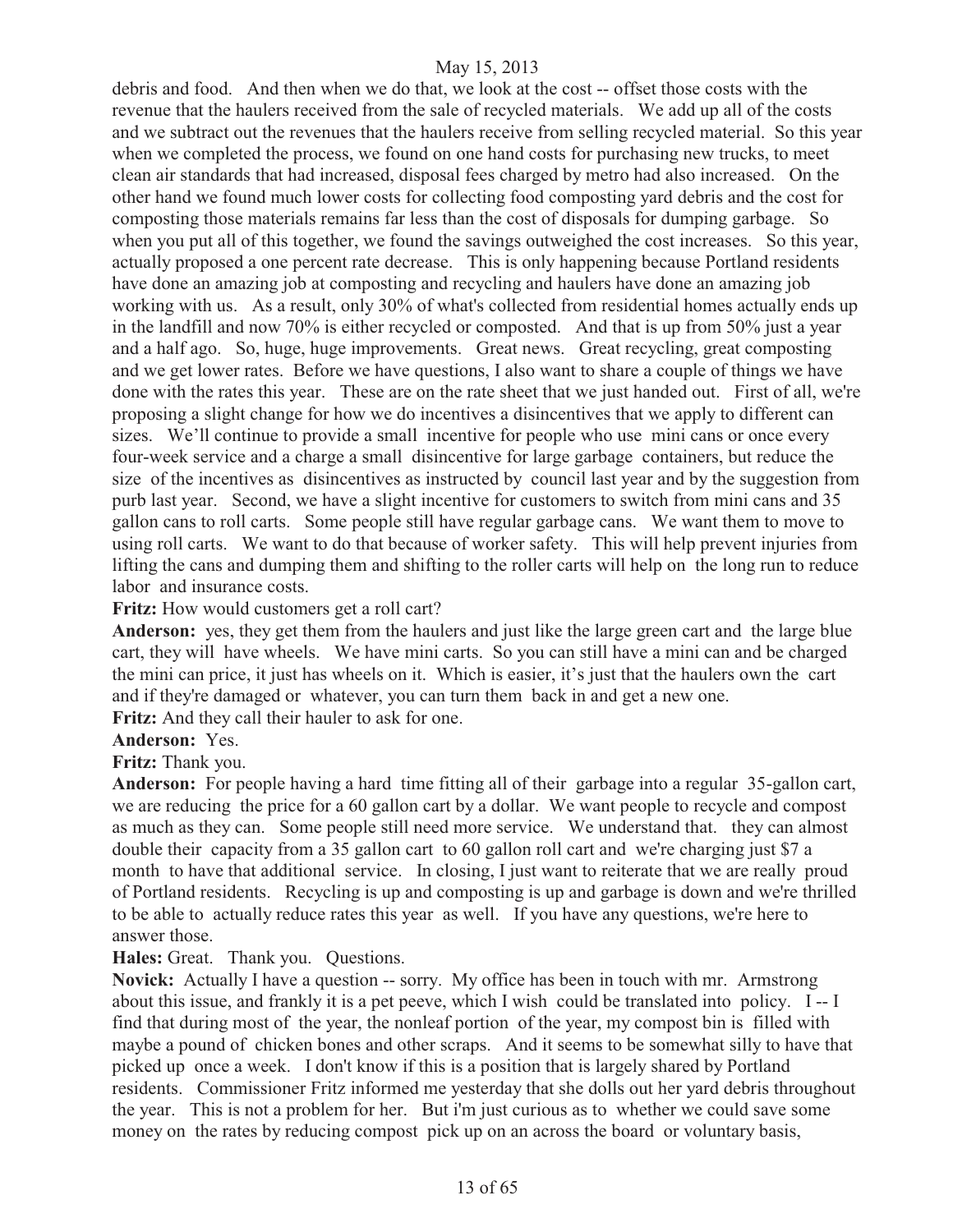debris and food. And then when we do that, we look at the cost -- offset those costs with the revenue that the haulers received from the sale of recycled materials. We add up all of the costs and we subtract out the revenues that the haulers receive from selling recycled material. So this year when we completed the process, we found on one hand costs for purchasing new trucks, to meet clean air standards that had increased, disposal fees charged by metro had also increased. On the other hand we found much lower costs for collecting food composting yard debris and the cost for composting those materials remains far less than the cost of disposals for dumping garbage. So when you put all of this together, we found the savings outweighed the cost increases. So this year, actually proposed a one percent rate decrease. This is only happening because Portland residents have done an amazing job at composting and recycling and haulers have done an amazing job working with us. As a result, only 30% of what's collected from residential homes actually ends up in the landfill and now 70% is either recycled or composted. And that is up from 50% just a year and a half ago. So, huge, huge improvements. Great news. Great recycling, great composting and we get lower rates. Before we have questions, I also want to share a couple of things we have done with the rates this year. These are on the rate sheet that we just handed out. First of all, we're proposing a slight change for how we do incentives a disincentives that we apply to different can sizes. We'll continue to provide a small incentive for people who use mini cans or once every four-week service and a charge a small disincentive for large garbage containers, but reduce the size of the incentives as disincentives as instructed by council last year and by the suggestion from purb last year. Second, we have a slight incentive for customers to switch from mini cans and 35 gallon cans to roll carts. Some people still have regular garbage cans. We want them to move to using roll carts. We want to do that because of worker safety. This will help prevent injuries from lifting the cans and dumping them and shifting to the roller carts will help on the long run to reduce labor and insurance costs.

**Fritz:** How would customers get a roll cart?

**Anderson:** yes, they get them from the haulers and just like the large green cart and the large blue cart, they will have wheels. We have mini carts. So you can still have a mini can and be charged the mini can price, it just has wheels on it. Which is easier, it's just that the haulers own the cart and if they're damaged or whatever, you can turn them back in and get a new one.

**Fritz:** And they call their hauler to ask for one.

**Anderson:** Yes.

**Fritz:** Thank you.

**Anderson:** For people having a hard time fitting all of their garbage into a regular 35-gallon cart, we are reducing the price for a 60 gallon cart by a dollar. We want people to recycle and compost as much as they can. Some people still need more service. We understand that. they can almost double their capacity from a 35 gallon cart to 60 gallon roll cart and we're charging just $7 a month to have that additional service. In closing, I just want to reiterate that we are really proud of Portland residents. Recycling is up and composting is up and garbage is down and we're thrilled to be able to actually reduce rates this year as well. If you have any questions, we're here to answer those.

**Hales:** Great. Thank you. Questions.

**Novick:** Actually I have a question -- sorry. My office has been in touch with mr. Armstrong about this issue, and frankly it is a pet peeve, which I wish could be translated into policy. I -- I find that during most of the year, the nonleaf portion of the year, my compost bin is filled with maybe a pound of chicken bones and other scraps. And it seems to be somewhat silly to have that picked up once a week. I don't know if this is a position that is largely shared by Portland residents. Commissioner Fritz informed me yesterday that she dolls out her yard debris throughout the year. This is not a problem for her. But i'm just curious as to whether we could save some money on the rates by reducing compost pick up on an across the board or voluntary basis,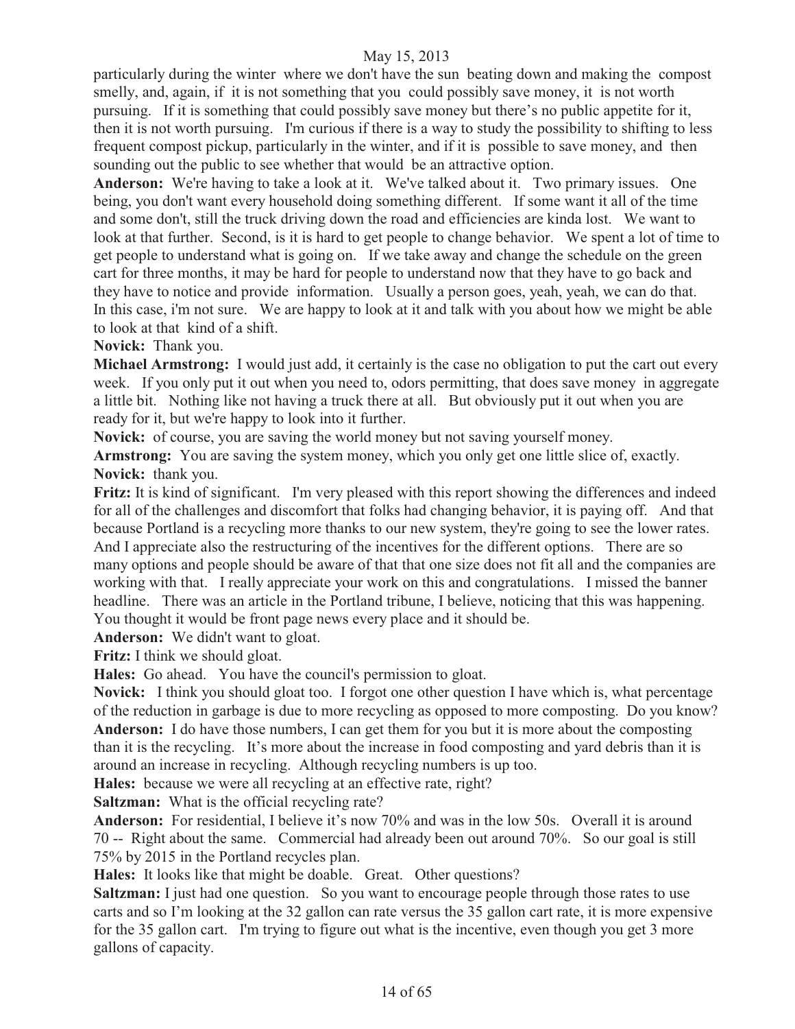particularly during the winter where we don't have the sun beating down and making the compost smelly, and, again, if it is not something that you could possibly save money, it is not worth pursuing. If it is something that could possibly save money but there's no public appetite for it, then it is not worth pursuing. I'm curious if there is a way to study the possibility to shifting to less frequent compost pickup, particularly in the winter, and if it is possible to save money, and then sounding out the public to see whether that would be an attractive option.

**Anderson:** We're having to take a look at it. We've talked about it. Two primary issues. One being, you don't want every household doing something different. If some want it all of the time and some don't, still the truck driving down the road and efficiencies are kinda lost. We want to look at that further. Second, is it is hard to get people to change behavior. We spent a lot of time to get people to understand what is going on. If we take away and change the schedule on the green cart for three months, it may be hard for people to understand now that they have to go back and they have to notice and provide information. Usually a person goes, yeah, yeah, we can do that. In this case, i'm not sure. We are happy to look at it and talk with you about how we might be able to look at that kind of a shift.

**Novick:** Thank you.

**Michael Armstrong:** I would just add, it certainly is the case no obligation to put the cart out every week. If you only put it out when you need to, odors permitting, that does save money in aggregate a little bit. Nothing like not having a truck there at all. But obviously put it out when you are ready for it, but we're happy to look into it further.

**Novick:** of course, you are saving the world money but not saving yourself money.

**Armstrong:** You are saving the system money, which you only get one little slice of, exactly.

**Novick:** thank you.

**Fritz:** It is kind of significant. I'm very pleased with this report showing the differences and indeed for all of the challenges and discomfort that folks had changing behavior, it is paying off. And that because Portland is a recycling more thanks to our new system, they're going to see the lower rates. And I appreciate also the restructuring of the incentives for the different options. There are so many options and people should be aware of that that one size does not fit all and the companies are working with that. I really appreciate your work on this and congratulations. I missed the banner headline. There was an article in the Portland tribune, I believe, noticing that this was happening. You thought it would be front page news every place and it should be.

**Anderson:** We didn't want to gloat.

**Fritz:** I think we should gloat.

**Hales:** Go ahead. You have the council's permission to gloat.

**Novick:** I think you should gloat too. I forgot one other question I have which is, what percentage of the reduction in garbage is due to more recycling as opposed to more composting. Do you know?

**Anderson:** I do have those numbers, I can get them for you but it is more about the composting than it is the recycling. It's more about the increase in food composting and yard debris than it is around an increase in recycling. Although recycling numbers is up too.

**Hales:** because we were all recycling at an effective rate, right?

**Saltzman:** What is the official recycling rate?

**Anderson:** For residential, I believe it's now 70% and was in the low 50s. Overall it is around 70 -- Right about the same. Commercial had already been out around 70%. So our goal is still 75% by 2015 in the Portland recycles plan.

**Hales:** It looks like that might be doable. Great. Other questions?

**Saltzman:** I just had one question. So you want to encourage people through those rates to use carts and so I'm looking at the 32 gallon can rate versus the 35 gallon cart rate, it is more expensive for the 35 gallon cart. I'm trying to figure out what is the incentive, even though you get 3 more gallons of capacity.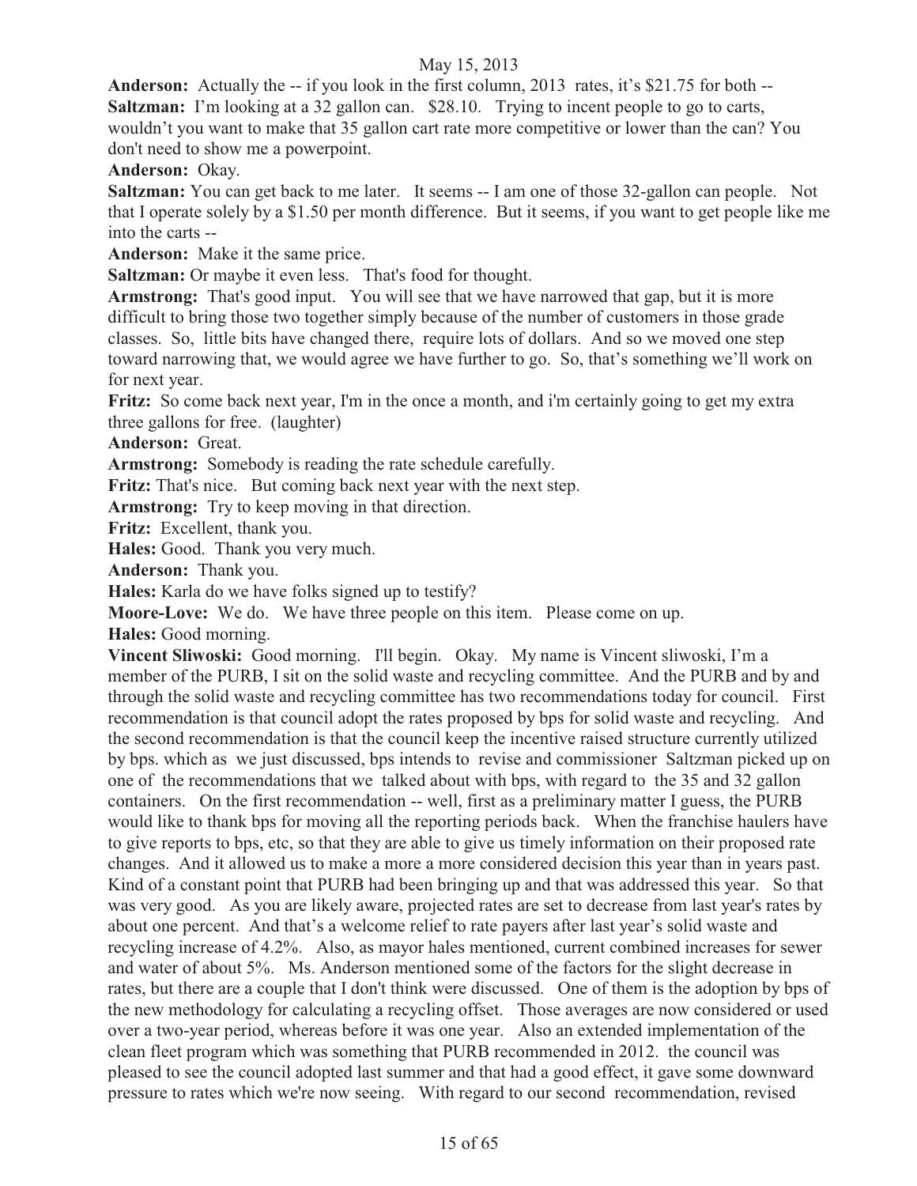**Anderson:** Actually the -- if you look in the first column, 2013 rates, it's $21.75 for both --

**Saltzman:** I'm looking at a 32 gallon can. $28.10. Trying to incent people to go to carts, wouldn't you want to make that 35 gallon cart rate more competitive or lower than the can? You don't need to show me a powerpoint.

**Anderson:** Okay.

**Saltzman:** You can get back to me later. It seems -- I am one of those 32-gallon can people. Not that I operate solely by a $1.50 per month difference. But it seems, if you want to get people like me into the carts --

**Anderson:** Make it the same price.

**Saltzman:** Or maybe it even less. That's food for thought.

**Armstrong:** That's good input. You will see that we have narrowed that gap, but it is more difficult to bring those two together simply because of the number of customers in those grade classes. So, little bits have changed there, require lots of dollars. And so we moved one step toward narrowing that, we would agree we have further to go. So, that's something we'll work on for next year.

**Fritz:** So come back next year, I'm in the once a month, and i'm certainly going to get my extra three gallons for free. (laughter)

**Anderson:** Great.

**Armstrong:** Somebody is reading the rate schedule carefully.

**Fritz:** That's nice. But coming back next year with the next step.

**Armstrong:** Try to keep moving in that direction.

**Fritz:** Excellent, thank you.

**Hales:** Good. Thank you very much.

**Anderson:** Thank you.

**Hales:** Karla do we have folks signed up to testify?

**Moore-Love:** We do. We have three people on this item. Please come on up.

**Hales:** Good morning.

**Vincent Sliwoski:** Good morning. I'll begin. Okay. My name is Vincent sliwoski, I'm a member of the PURB, I sit on the solid waste and recycling committee. And the PURB and by and through the solid waste and recycling committee has two recommendations today for council. First recommendation is that council adopt the rates proposed by bps for solid waste and recycling. And the second recommendation is that the council keep the incentive raised structure currently utilized by bps. which as we just discussed, bps intends to revise and commissioner Saltzman picked up on one of the recommendations that we talked about with bps, with regard to the 35 and 32 gallon containers. On the first recommendation -- well, first as a preliminary matter I guess, the PURB would like to thank bps for moving all the reporting periods back. When the franchise haulers have to give reports to bps, etc, so that they are able to give us timely information on their proposed rate changes. And it allowed us to make a more a more considered decision this year than in years past. Kind of a constant point that PURB had been bringing up and that was addressed this year. So that was very good. As you are likely aware, projected rates are set to decrease from last year's rates by about one percent. And that's a welcome relief to rate payers after last year's solid waste and recycling increase of 4.2%. Also, as mayor hales mentioned, current combined increases for sewer and water of about 5%. Ms. Anderson mentioned some of the factors for the slight decrease in rates, but there are a couple that I don't think were discussed. One of them is the adoption by bps of the new methodology for calculating a recycling offset. Those averages are now considered or used over a two-year period, whereas before it was one year. Also an extended implementation of the clean fleet program which was something that PURB recommended in 2012. the council was pleased to see the council adopted last summer and that had a good effect, it gave some downward pressure to rates which we're now seeing. With regard to our second recommendation, revised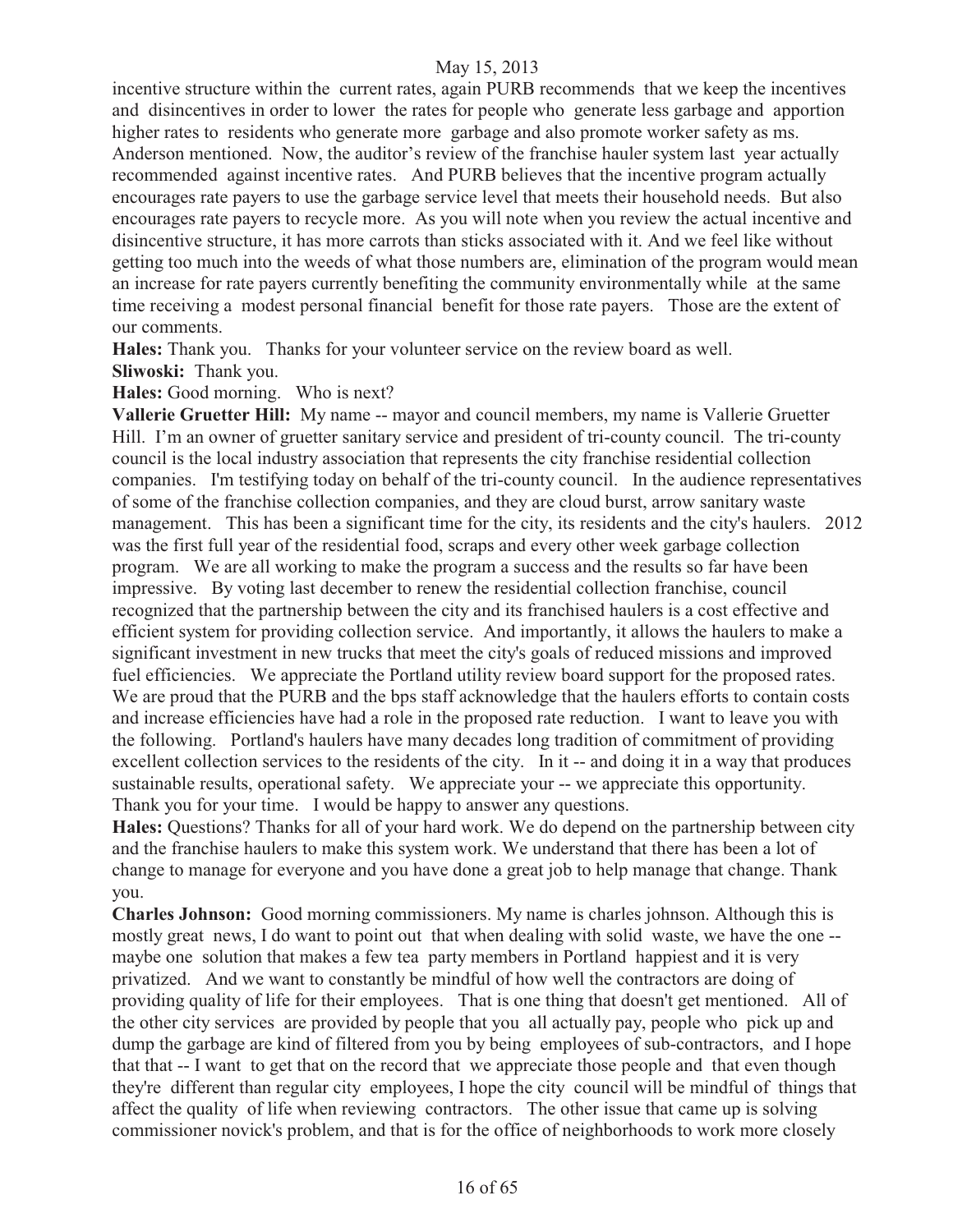incentive structure within the current rates, again PURB recommends that we keep the incentives and disincentives in order to lower the rates for people who generate less garbage and apportion higher rates to residents who generate more garbage and also promote worker safety as ms. Anderson mentioned. Now, the auditor's review of the franchise hauler system last year actually recommended against incentive rates. And PURB believes that the incentive program actually encourages rate payers to use the garbage service level that meets their household needs. But also encourages rate payers to recycle more. As you will note when you review the actual incentive and disincentive structure, it has more carrots than sticks associated with it. And we feel like without getting too much into the weeds of what those numbers are, elimination of the program would mean an increase for rate payers currently benefiting the community environmentally while at the same time receiving a modest personal financial benefit for those rate payers. Those are the extent of our comments.

**Hales:** Thank you. Thanks for your volunteer service on the review board as well.

**Sliwoski:** Thank you.

**Hales:** Good morning. Who is next?

**Vallerie Gruetter Hill:** My name -- mayor and council members, my name is Vallerie Gruetter Hill. I'm an owner of gruetter sanitary service and president of tri-county council. The tri-county council is the local industry association that represents the city franchise residential collection companies. I'm testifying today on behalf of the tri-county council. In the audience representatives of some of the franchise collection companies, and they are cloud burst, arrow sanitary waste management. This has been a significant time for the city, its residents and the city's haulers. 2012 was the first full year of the residential food, scraps and every other week garbage collection program. We are all working to make the program a success and the results so far have been impressive. By voting last december to renew the residential collection franchise, council recognized that the partnership between the city and its franchised haulers is a cost effective and efficient system for providing collection service. And importantly, it allows the haulers to make a significant investment in new trucks that meet the city's goals of reduced missions and improved fuel efficiencies. We appreciate the Portland utility review board support for the proposed rates. We are proud that the PURB and the bps staff acknowledge that the haulers efforts to contain costs and increase efficiencies have had a role in the proposed rate reduction. I want to leave you with the following. Portland's haulers have many decades long tradition of commitment of providing excellent collection services to the residents of the city. In it -- and doing it in a way that produces sustainable results, operational safety. We appreciate your -- we appreciate this opportunity. Thank you for your time. I would be happy to answer any questions.

**Hales:** Questions? Thanks for all of your hard work. We do depend on the partnership between city and the franchise haulers to make this system work. We understand that there has been a lot of change to manage for everyone and you have done a great job to help manage that change. Thank you.

**Charles Johnson:** Good morning commissioners. My name is charles johnson. Although this is mostly great news, I do want to point out that when dealing with solid waste, we have the one -- maybe one solution that makes a few tea party members in Portland happiest and it is very privatized. And we want to constantly be mindful of how well the contractors are doing of providing quality of life for their employees. That is one thing that doesn't get mentioned. All of the other city services are provided by people that you all actually pay, people who pick up and dump the garbage are kind of filtered from you by being employees of sub-contractors, and I hope that that -- I want to get that on the record that we appreciate those people and that even though they're different than regular city employees, I hope the city council will be mindful of things that affect the quality of life when reviewing contractors. The other issue that came up is solving commissioner novick's problem, and that is for the office of neighborhoods to work more closely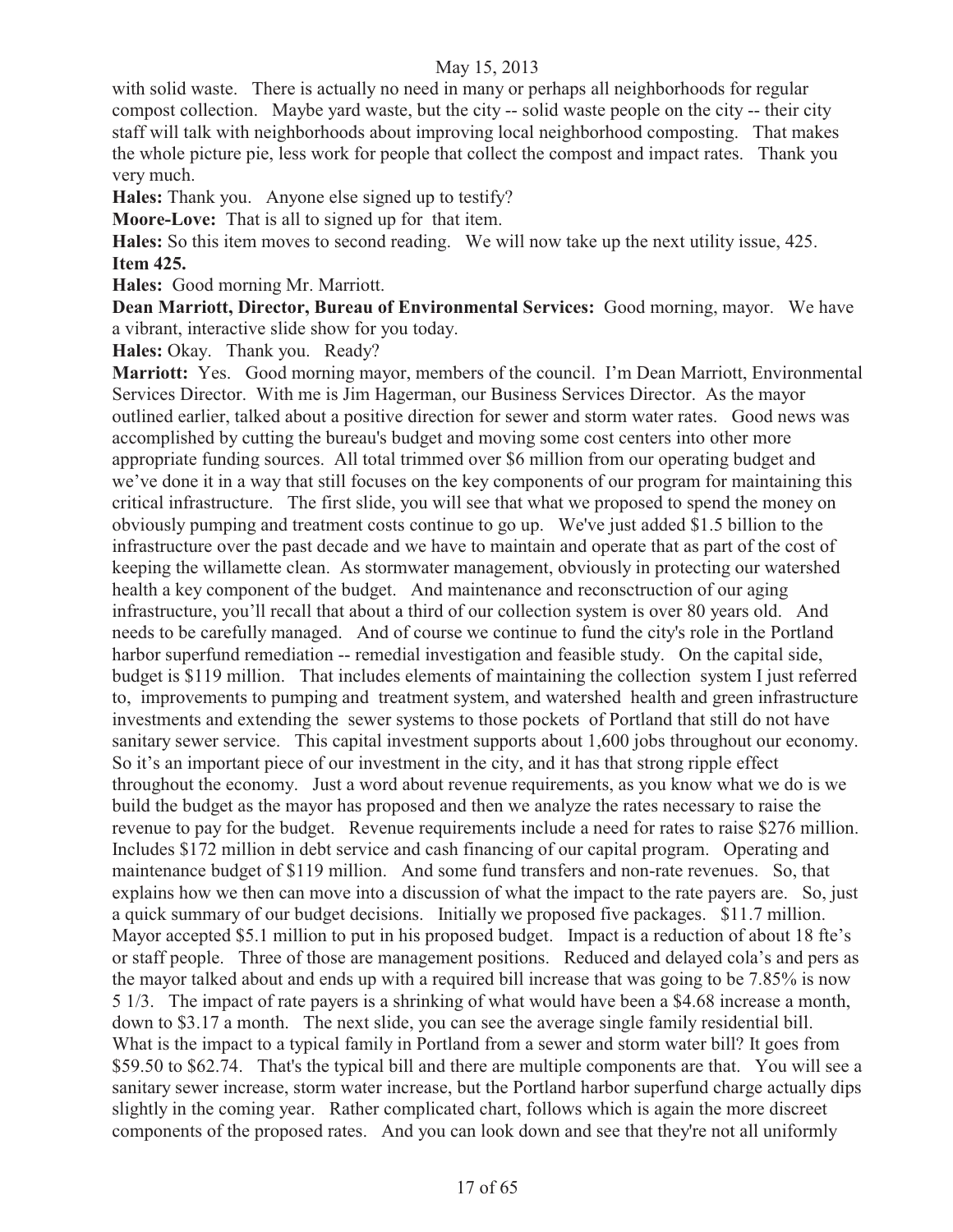with solid waste. There is actually no need in many or perhaps all neighborhoods for regular compost collection. Maybe yard waste, but the city -- solid waste people on the city -- their city staff will talk with neighborhoods about improving local neighborhood composting. That makes the whole picture pie, less work for people that collect the compost and impact rates. Thank you very much.

**Hales:** Thank you. Anyone else signed up to testify?

**Moore-Love:** That is all to signed up for that item.

**Hales:** So this item moves to second reading. We will now take up the next utility issue, 425.

**Item 425.**

**Hales:** Good morning Mr. Marriott.

**Dean Marriott, Director, Bureau of Environmental Services:** Good morning, mayor. We have a vibrant, interactive slide show for you today.

**Hales:** Okay. Thank you. Ready?

**Marriott:** Yes. Good morning mayor, members of the council. I'm Dean Marriott, Environmental Services Director. With me is Jim Hagerman, our Business Services Director. As the mayor outlined earlier, talked about a positive direction for sewer and storm water rates. Good news was accomplished by cutting the bureau's budget and moving some cost centers into other more appropriate funding sources. All total trimmed over $6 million from our operating budget and we've done it in a way that still focuses on the key components of our program for maintaining this critical infrastructure. The first slide, you will see that what we proposed to spend the money on obviously pumping and treatment costs continue to go up. We've just added $1.5 billion to the infrastructure over the past decade and we have to maintain and operate that as part of the cost of keeping the willamette clean. As stormwater management, obviously in protecting our watershed health a key component of the budget. And maintenance and reconsctruction of our aging infrastructure, you'll recall that about a third of our collection system is over 80 years old. And needs to be carefully managed. And of course we continue to fund the city's role in the Portland harbor superfund remediation -- remedial investigation and feasible study. On the capital side, budget is $119 million. That includes elements of maintaining the collection system I just referred to, improvements to pumping and treatment system, and watershed health and green infrastructure investments and extending the sewer systems to those pockets of Portland that still do not have sanitary sewer service. This capital investment supports about 1,600 jobs throughout our economy. So it's an important piece of our investment in the city, and it has that strong ripple effect throughout the economy. Just a word about revenue requirements, as you know what we do is we build the budget as the mayor has proposed and then we analyze the rates necessary to raise the revenue to pay for the budget. Revenue requirements include a need for rates to raise $276 million. Includes $172 million in debt service and cash financing of our capital program. Operating and maintenance budget of $119 million. And some fund transfers and non-rate revenues. So, that explains how we then can move into a discussion of what the impact to the rate payers are. So, just a quick summary of our budget decisions. Initially we proposed five packages. $11.7 million. Mayor accepted $5.1 million to put in his proposed budget. Impact is a reduction of about 18 fte's or staff people. Three of those are management positions. Reduced and delayed cola's and pers as the mayor talked about and ends up with a required bill increase that was going to be 7.85% is now 5 1/3. The impact of rate payers is a shrinking of what would have been a $4.68 increase a month, down to $3.17 a month. The next slide, you can see the average single family residential bill. What is the impact to a typical family in Portland from a sewer and storm water bill? It goes from $59.50 to $62.74. That's the typical bill and there are multiple components are that. You will see a sanitary sewer increase, storm water increase, but the Portland harbor superfund charge actually dips slightly in the coming year. Rather complicated chart, follows which is again the more discreet components of the proposed rates. And you can look down and see that they're not all uniformly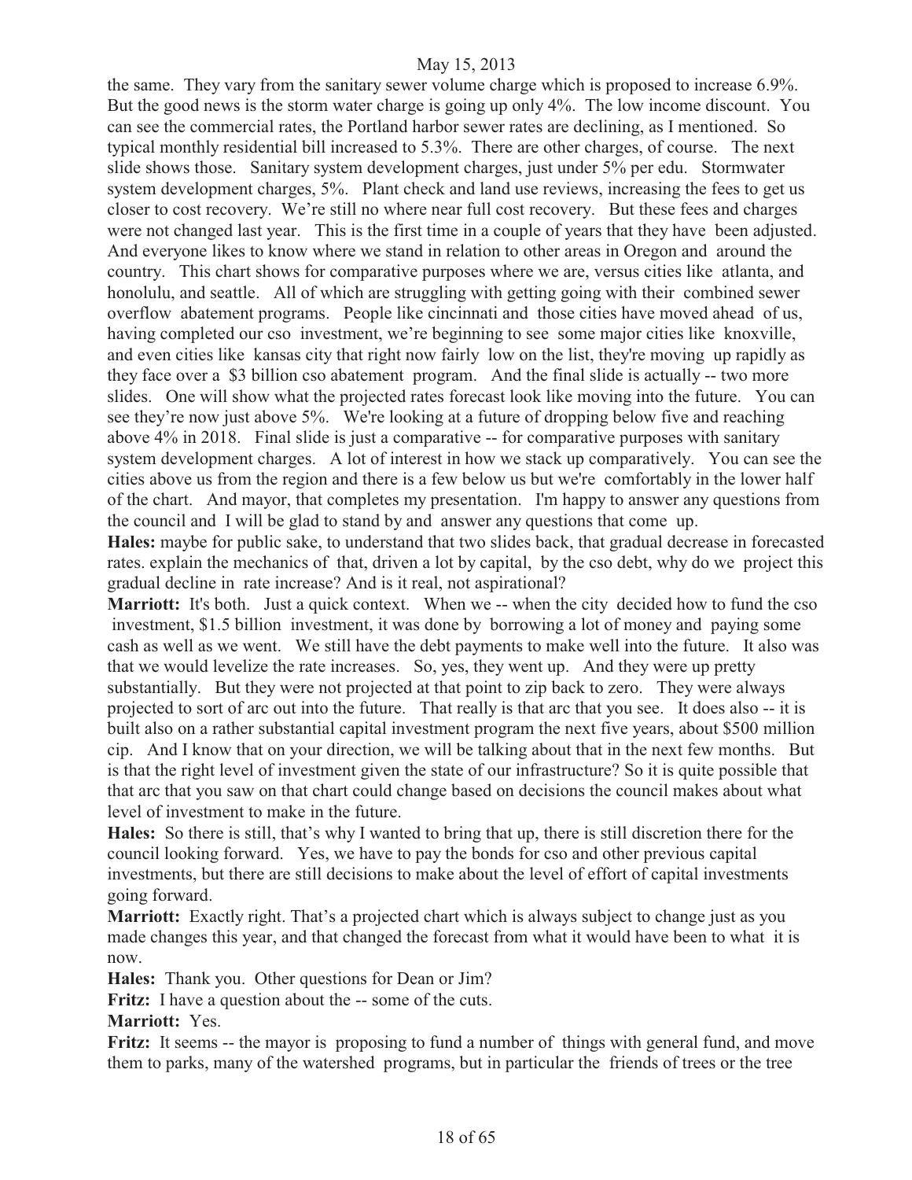the same. They vary from the sanitary sewer volume charge which is proposed to increase 6.9%. But the good news is the storm water charge is going up only 4%. The low income discount. You can see the commercial rates, the Portland harbor sewer rates are declining, as I mentioned. So typical monthly residential bill increased to 5.3%. There are other charges, of course. The next slide shows those. Sanitary system development charges, just under 5% per edu. Stormwater system development charges, 5%. Plant check and land use reviews, increasing the fees to get us closer to cost recovery. We're still no where near full cost recovery. But these fees and charges were not changed last year. This is the first time in a couple of years that they have been adjusted. And everyone likes to know where we stand in relation to other areas in Oregon and around the country. This chart shows for comparative purposes where we are, versus cities like atlanta, and honolulu, and seattle. All of which are struggling with getting going with their combined sewer overflow abatement programs. People like cincinnati and those cities have moved ahead of us, having completed our cso investment, we're beginning to see some major cities like knoxville, and even cities like kansas city that right now fairly low on the list, they're moving up rapidly as they face over a $3 billion cso abatement program. And the final slide is actually -- two more slides. One will show what the projected rates forecast look like moving into the future. You can see they're now just above 5%. We're looking at a future of dropping below five and reaching above 4% in 2018. Final slide is just a comparative -- for comparative purposes with sanitary system development charges. A lot of interest in how we stack up comparatively. You can see the cities above us from the region and there is a few below us but we're comfortably in the lower half of the chart. And mayor, that completes my presentation. I'm happy to answer any questions from the council and I will be glad to stand by and answer any questions that come up.

**Hales:** maybe for public sake, to understand that two slides back, that gradual decrease in forecasted rates. explain the mechanics of that, driven a lot by capital, by the cso debt, why do we project this gradual decline in rate increase? And is it real, not aspirational?

**Marriott:** It's both. Just a quick context. When we -- when the city decided how to fund the cso investment, $1.5 billion investment, it was done by borrowing a lot of money and paying some cash as well as we went. We still have the debt payments to make well into the future. It also was that we would levelize the rate increases. So, yes, they went up. And they were up pretty substantially. But they were not projected at that point to zip back to zero. They were always projected to sort of arc out into the future. That really is that arc that you see. It does also -- it is built also on a rather substantial capital investment program the next five years, about $500 million cip. And I know that on your direction, we will be talking about that in the next few months. But is that the right level of investment given the state of our infrastructure? So it is quite possible that that arc that you saw on that chart could change based on decisions the council makes about what level of investment to make in the future.

**Hales:** So there is still, that's why I wanted to bring that up, there is still discretion there for the council looking forward. Yes, we have to pay the bonds for cso and other previous capital investments, but there are still decisions to make about the level of effort of capital investments going forward.

**Marriott:** Exactly right. That's a projected chart which is always subject to change just as you made changes this year, and that changed the forecast from what it would have been to what it is now.

**Hales:** Thank you. Other questions for Dean or Jim?

**Fritz:** I have a question about the -- some of the cuts.

**Marriott:** Yes.

**Fritz:** It seems -- the mayor is proposing to fund a number of things with general fund, and move them to parks, many of the watershed programs, but in particular the friends of trees or the tree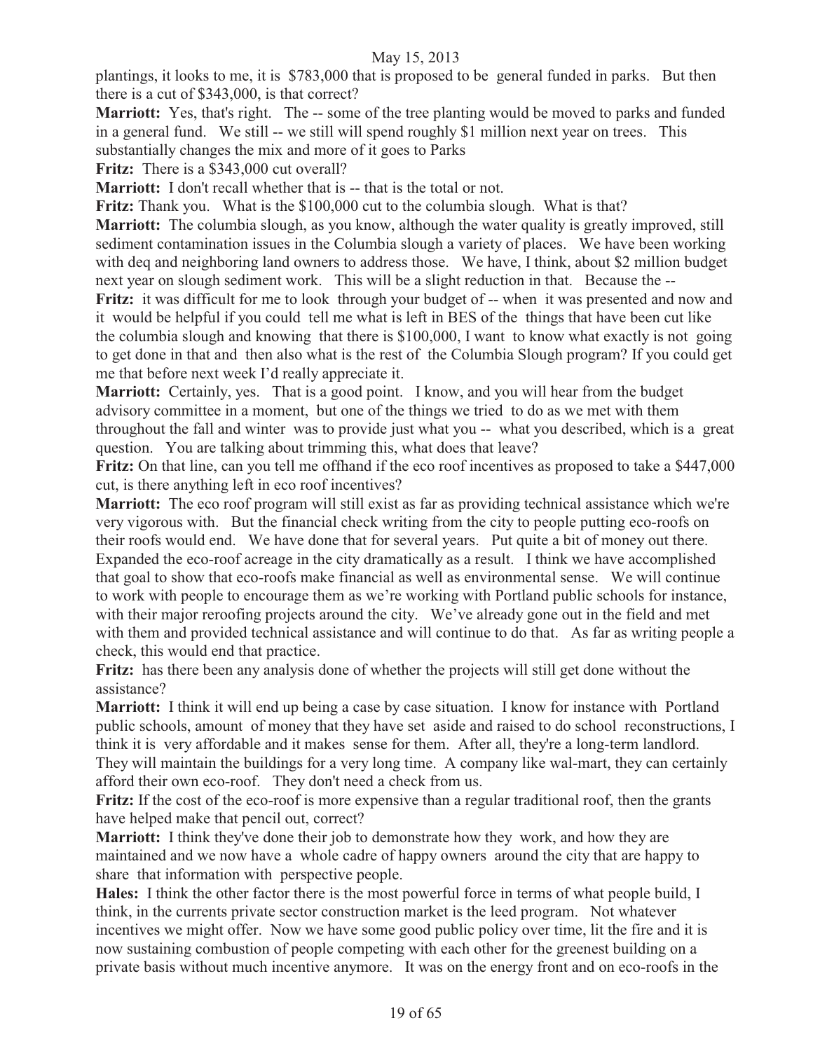plantings, it looks to me, it is $783,000 that is proposed to be general funded in parks. But then there is a cut of $343,000, is that correct?

**Marriott:** Yes, that's right. The -- some of the tree planting would be moved to parks and funded in a general fund. We still -- we still will spend roughly $1 million next year on trees. This substantially changes the mix and more of it goes to Parks

**Fritz:** There is a $343,000 cut overall?

**Marriott:** I don't recall whether that is -- that is the total or not.

**Fritz:** Thank you. What is the $100,000 cut to the columbia slough. What is that?

**Marriott:** The columbia slough, as you know, although the water quality is greatly improved, still sediment contamination issues in the Columbia slough a variety of places. We have been working with deq and neighboring land owners to address those. We have, I think, about $2 million budget next year on slough sediment work. This will be a slight reduction in that. Because the --

**Fritz:** it was difficult for me to look through your budget of -- when it was presented and now and it would be helpful if you could tell me what is left in BES of the things that have been cut like the columbia slough and knowing that there is $100,000, I want to know what exactly is not going to get done in that and then also what is the rest of the Columbia Slough program? If you could get me that before next week I'd really appreciate it.

**Marriott:** Certainly, yes. That is a good point. I know, and you will hear from the budget advisory committee in a moment, but one of the things we tried to do as we met with them throughout the fall and winter was to provide just what you -- what you described, which is a great question. You are talking about trimming this, what does that leave?

**Fritz:** On that line, can you tell me offhand if the eco roof incentives as proposed to take a $447,000 cut, is there anything left in eco roof incentives?

**Marriott:** The eco roof program will still exist as far as providing technical assistance which we're very vigorous with. But the financial check writing from the city to people putting eco-roofs on their roofs would end. We have done that for several years. Put quite a bit of money out there. Expanded the eco-roof acreage in the city dramatically as a result. I think we have accomplished that goal to show that eco-roofs make financial as well as environmental sense. We will continue to work with people to encourage them as we're working with Portland public schools for instance, with their major reroofing projects around the city. We've already gone out in the field and met with them and provided technical assistance and will continue to do that. As far as writing people a check, this would end that practice.

**Fritz:** has there been any analysis done of whether the projects will still get done without the assistance?

**Marriott:** I think it will end up being a case by case situation. I know for instance with Portland public schools, amount of money that they have set aside and raised to do school reconstructions, I think it is very affordable and it makes sense for them. After all, they're a long-term landlord. They will maintain the buildings for a very long time. A company like wal-mart, they can certainly afford their own eco-roof. They don't need a check from us.

**Fritz:** If the cost of the eco-roof is more expensive than a regular traditional roof, then the grants have helped make that pencil out, correct?

**Marriott:** I think they've done their job to demonstrate how they work, and how they are maintained and we now have a whole cadre of happy owners around the city that are happy to share that information with perspective people.

**Hales:** I think the other factor there is the most powerful force in terms of what people build, I think, in the currents private sector construction market is the leed program. Not whatever incentives we might offer. Now we have some good public policy over time, lit the fire and it is now sustaining combustion of people competing with each other for the greenest building on a private basis without much incentive anymore. It was on the energy front and on eco-roofs in the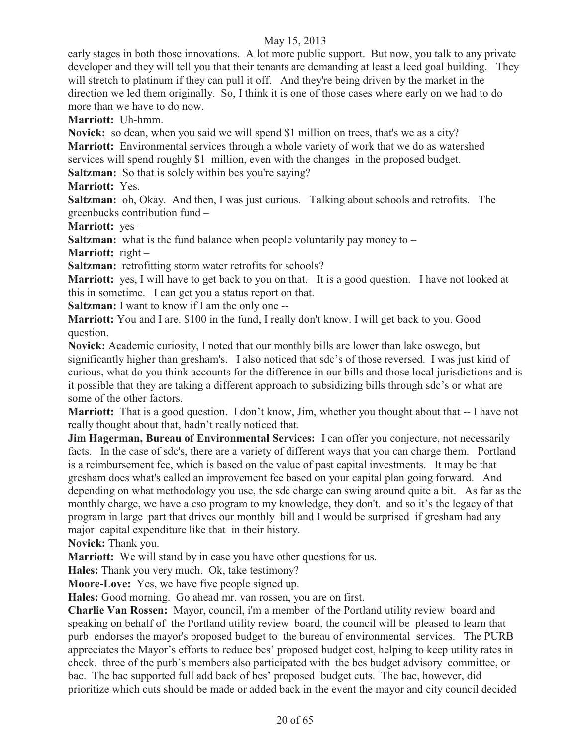early stages in both those innovations. A lot more public support. But now, you talk to any private developer and they will tell you that their tenants are demanding at least a leed goal building. They will stretch to platinum if they can pull it off. And they're being driven by the market in the direction we led them originally. So, I think it is one of those cases where early on we had to do more than we have to do now.

**Marriott:** Uh-hmm.

**Novick:** so dean, when you said we will spend $1 million on trees, that's we as a city?

**Marriott:** Environmental services through a whole variety of work that we do as watershed services will spend roughly $1 million, even with the changes in the proposed budget.

**Saltzman:** So that is solely within bes you're saying?

**Marriott:** Yes.

**Saltzman:** oh, Okay. And then, I was just curious. Talking about schools and retrofits. The greenbucks contribution fund –

**Marriott:** yes –

**Saltzman:** what is the fund balance when people voluntarily pay money to –

**Marriott:** right –

**Saltzman:** retrofitting storm water retrofits for schools?

**Marriott:** yes, I will have to get back to you on that. It is a good question. I have not looked at this in sometime. I can get you a status report on that.

**Saltzman:** I want to know if I am the only one --

**Marriott:** You and I are. $100 in the fund, I really don't know. I will get back to you. Good question.

**Novick:** Academic curiosity, I noted that our monthly bills are lower than lake oswego, but significantly higher than gresham's. I also noticed that sdc's of those reversed. I was just kind of curious, what do you think accounts for the difference in our bills and those local jurisdictions and is it possible that they are taking a different approach to subsidizing bills through sdc's or what are some of the other factors.

**Marriott:** That is a good question. I don't know, Jim, whether you thought about that -- I have not really thought about that, hadn't really noticed that.

**Jim Hagerman, Bureau of Environmental Services:** I can offer you conjecture, not necessarily facts. In the case of sdc's, there are a variety of different ways that you can charge them. Portland is a reimbursement fee, which is based on the value of past capital investments. It may be that gresham does what's called an improvement fee based on your capital plan going forward. And depending on what methodology you use, the sdc charge can swing around quite a bit. As far as the monthly charge, we have a cso program to my knowledge, they don't. and so it's the legacy of that program in large part that drives our monthly bill and I would be surprised if gresham had any major capital expenditure like that in their history.

**Novick:** Thank you.

**Marriott:** We will stand by in case you have other questions for us.

**Hales:** Thank you very much. Ok, take testimony?

**Moore-Love:** Yes, we have five people signed up.

**Hales:** Good morning. Go ahead mr. van rossen, you are on first.

**Charlie Van Rossen:** Mayor, council, i'm a member of the Portland utility review board and speaking on behalf of the Portland utility review board, the council will be pleased to learn that purb endorses the mayor's proposed budget to the bureau of environmental services. The PURB appreciates the Mayor's efforts to reduce bes' proposed budget cost, helping to keep utility rates in check. three of the purb's members also participated with the bes budget advisory committee, or bac. The bac supported full add back of bes' proposed budget cuts. The bac, however, did prioritize which cuts should be made or added back in the event the mayor and city council decided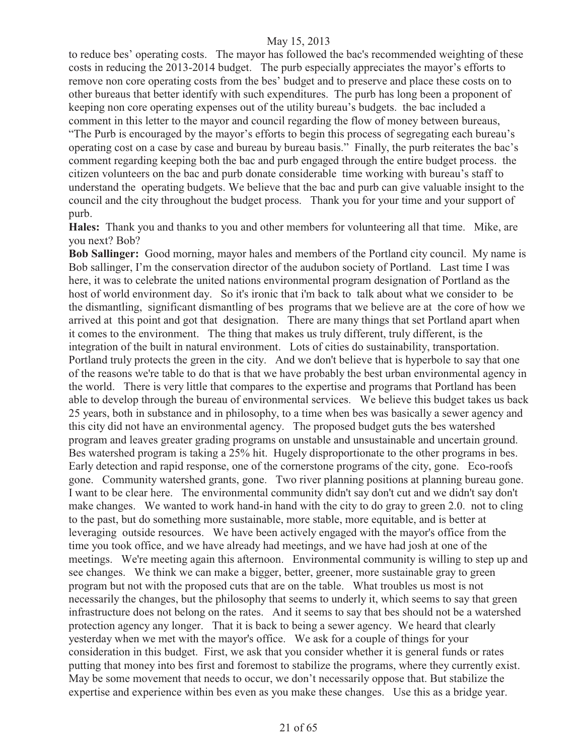to reduce bes' operating costs. The mayor has followed the bac's recommended weighting of these costs in reducing the 2013-2014 budget. The purb especially appreciates the mayor's efforts to remove non core operating costs from the bes' budget and to preserve and place these costs on to other bureaus that better identify with such expenditures. The purb has long been a proponent of keeping non core operating expenses out of the utility bureau's budgets. the bac included a comment in this letter to the mayor and council regarding the flow of money between bureaus, "The Purb is encouraged by the mayor's efforts to begin this process of segregating each bureau's operating cost on a case by case and bureau by bureau basis." Finally, the purb reiterates the bac's comment regarding keeping both the bac and purb engaged through the entire budget process. the citizen volunteers on the bac and purb donate considerable time working with bureau's staff to understand the operating budgets. We believe that the bac and purb can give valuable insight to the council and the city throughout the budget process. Thank you for your time and your support of purb.

**Hales:** Thank you and thanks to you and other members for volunteering all that time. Mike, are you next? Bob?

**Bob Sallinger:** Good morning, mayor hales and members of the Portland city council. My name is Bob sallinger, I'm the conservation director of the audubon society of Portland. Last time I was here, it was to celebrate the united nations environmental program designation of Portland as the host of world environment day. So it's ironic that i'm back to talk about what we consider to be the dismantling, significant dismantling of bes programs that we believe are at the core of how we arrived at this point and got that designation. There are many things that set Portland apart when it comes to the environment. The thing that makes us truly different, truly different, is the integration of the built in natural environment. Lots of cities do sustainability, transportation. Portland truly protects the green in the city. And we don't believe that is hyperbole to say that one of the reasons we're table to do that is that we have probably the best urban environmental agency in the world. There is very little that compares to the expertise and programs that Portland has been able to develop through the bureau of environmental services. We believe this budget takes us back 25 years, both in substance and in philosophy, to a time when bes was basically a sewer agency and this city did not have an environmental agency. The proposed budget guts the bes watershed program and leaves greater grading programs on unstable and unsustainable and uncertain ground. Bes watershed program is taking a 25% hit. Hugely disproportionate to the other programs in bes. Early detection and rapid response, one of the cornerstone programs of the city, gone. Eco-roofs gone. Community watershed grants, gone. Two river planning positions at planning bureau gone. I want to be clear here. The environmental community didn't say don't cut and we didn't say don't make changes. We wanted to work hand-in hand with the city to do gray to green 2.0. not to cling to the past, but do something more sustainable, more stable, more equitable, and is better at leveraging outside resources. We have been actively engaged with the mayor's office from the time you took office, and we have already had meetings, and we have had josh at one of the meetings. We're meeting again this afternoon. Environmental community is willing to step up and see changes. We think we can make a bigger, better, greener, more sustainable gray to green program but not with the proposed cuts that are on the table. What troubles us most is not necessarily the changes, but the philosophy that seems to underly it, which seems to say that green infrastructure does not belong on the rates. And it seems to say that bes should not be a watershed protection agency any longer. That it is back to being a sewer agency. We heard that clearly yesterday when we met with the mayor's office. We ask for a couple of things for your consideration in this budget. First, we ask that you consider whether it is general funds or rates putting that money into bes first and foremost to stabilize the programs, where they currently exist. May be some movement that needs to occur, we don't necessarily oppose that. But stabilize the expertise and experience within bes even as you make these changes. Use this as a bridge year.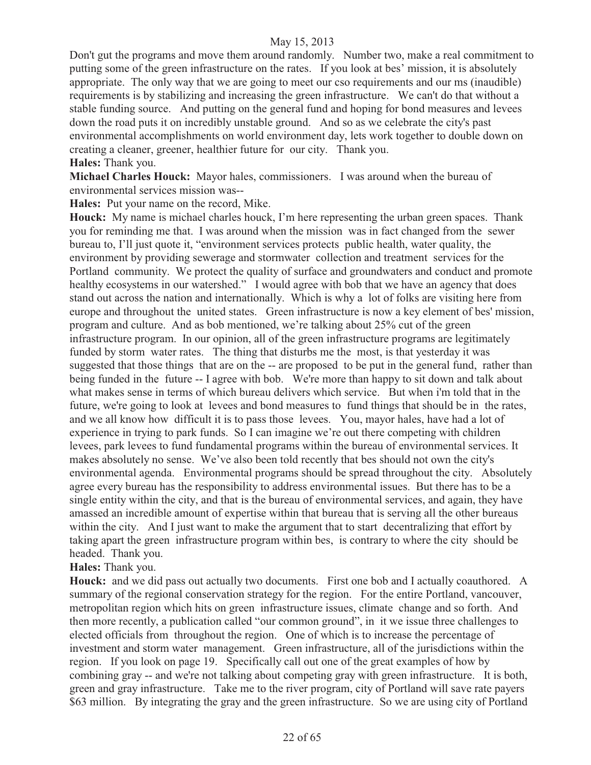Don't gut the programs and move them around randomly. Number two, make a real commitment to putting some of the green infrastructure on the rates. If you look at bes' mission, it is absolutely appropriate. The only way that we are going to meet our cso requirements and our ms (inaudible) requirements is by stabilizing and increasing the green infrastructure. We can't do that without a stable funding source. And putting on the general fund and hoping for bond measures and levees down the road puts it on incredibly unstable ground. And so as we celebrate the city's past environmental accomplishments on world environment day, lets work together to double down on creating a cleaner, greener, healthier future for our city. Thank you.

**Hales:** Thank you.

**Michael Charles Houck:** Mayor hales, commissioners. I was around when the bureau of environmental services mission was--

**Hales:** Put your name on the record, Mike.

**Houck:** My name is michael charles houck, I'm here representing the urban green spaces. Thank you for reminding me that. I was around when the mission was in fact changed from the sewer bureau to, I'll just quote it, "environment services protects public health, water quality, the environment by providing sewerage and stormwater collection and treatment services for the Portland community. We protect the quality of surface and groundwaters and conduct and promote healthy ecosystems in our watershed." I would agree with bob that we have an agency that does stand out across the nation and internationally. Which is why a lot of folks are visiting here from europe and throughout the united states. Green infrastructure is now a key element of bes' mission, program and culture. And as bob mentioned, we're talking about 25% cut of the green infrastructure program. In our opinion, all of the green infrastructure programs are legitimately funded by storm water rates. The thing that disturbs me the most, is that yesterday it was suggested that those things that are on the -- are proposed to be put in the general fund, rather than being funded in the future -- I agree with bob. We're more than happy to sit down and talk about what makes sense in terms of which bureau delivers which service. But when i'm told that in the future, we're going to look at levees and bond measures to fund things that should be in the rates, and we all know how difficult it is to pass those levees. You, mayor hales, have had a lot of experience in trying to park funds. So I can imagine we're out there competing with children levees, park levees to fund fundamental programs within the bureau of environmental services. It makes absolutely no sense. We've also been told recently that bes should not own the city's environmental agenda. Environmental programs should be spread throughout the city. Absolutely agree every bureau has the responsibility to address environmental issues. But there has to be a single entity within the city, and that is the bureau of environmental services, and again, they have amassed an incredible amount of expertise within that bureau that is serving all the other bureaus within the city. And I just want to make the argument that to start decentralizing that effort by taking apart the green infrastructure program within bes, is contrary to where the city should be headed. Thank you.

**Hales:** Thank you.

**Houck:** and we did pass out actually two documents. First one bob and I actually coauthored. A summary of the regional conservation strategy for the region. For the entire Portland, vancouver, metropolitan region which hits on green infrastructure issues, climate change and so forth. And then more recently, a publication called "our common ground", in it we issue three challenges to elected officials from throughout the region. One of which is to increase the percentage of investment and storm water management. Green infrastructure, all of the jurisdictions within the region. If you look on page 19. Specifically call out one of the great examples of how by combining gray -- and we're not talking about competing gray with green infrastructure. It is both, green and gray infrastructure. Take me to the river program, city of Portland will save rate payers $63 million. By integrating the gray and the green infrastructure. So we are using city of Portland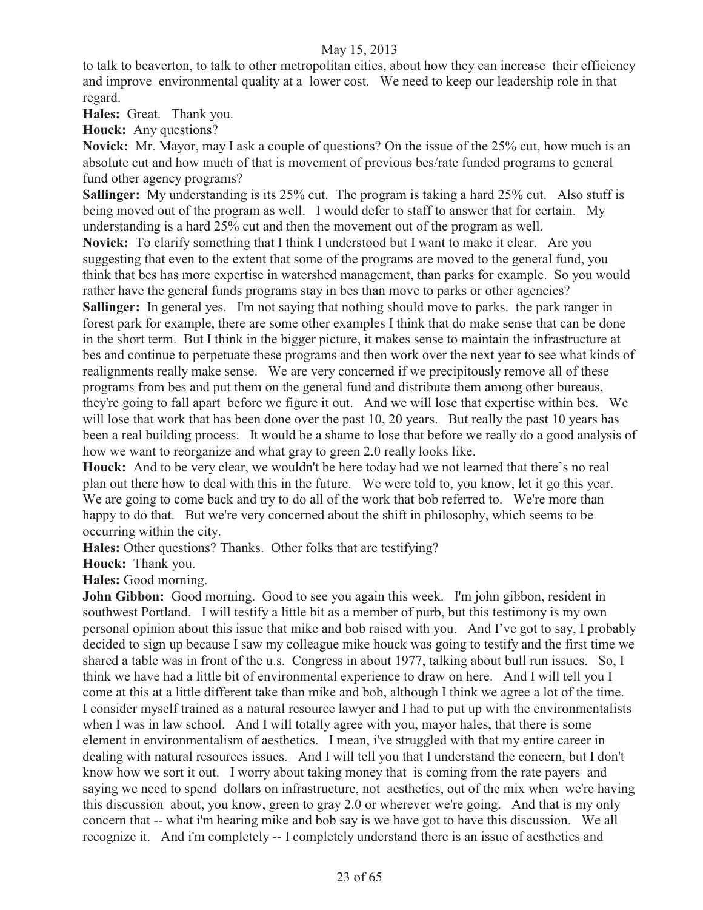to talk to beaverton, to talk to other metropolitan cities, about how they can increase their efficiency and improve environmental quality at a lower cost. We need to keep our leadership role in that regard.

**Hales:** Great. Thank you.

**Houck:** Any questions?

**Novick:** Mr. Mayor, may I ask a couple of questions? On the issue of the 25% cut, how much is an absolute cut and how much of that is movement of previous bes/rate funded programs to general fund other agency programs?

**Sallinger:** My understanding is its 25% cut. The program is taking a hard 25% cut. Also stuff is being moved out of the program as well. I would defer to staff to answer that for certain. My understanding is a hard 25% cut and then the movement out of the program as well.

**Novick:** To clarify something that I think I understood but I want to make it clear. Are you suggesting that even to the extent that some of the programs are moved to the general fund, you think that bes has more expertise in watershed management, than parks for example. So you would rather have the general funds programs stay in bes than move to parks or other agencies?

**Sallinger:** In general yes. I'm not saying that nothing should move to parks. the park ranger in forest park for example, there are some other examples I think that do make sense that can be done in the short term. But I think in the bigger picture, it makes sense to maintain the infrastructure at bes and continue to perpetuate these programs and then work over the next year to see what kinds of realignments really make sense. We are very concerned if we precipitously remove all of these programs from bes and put them on the general fund and distribute them among other bureaus, they're going to fall apart before we figure it out. And we will lose that expertise within bes. We will lose that work that has been done over the past 10, 20 years. But really the past 10 years has been a real building process. It would be a shame to lose that before we really do a good analysis of how we want to reorganize and what gray to green 2.0 really looks like.

**Houck:** And to be very clear, we wouldn't be here today had we not learned that there's no real plan out there how to deal with this in the future. We were told to, you know, let it go this year. We are going to come back and try to do all of the work that bob referred to. We're more than happy to do that. But we're very concerned about the shift in philosophy, which seems to be occurring within the city.

**Hales:** Other questions? Thanks. Other folks that are testifying?

**Houck:** Thank you.

**Hales:** Good morning.

**John Gibbon:** Good morning. Good to see you again this week. I'm john gibbon, resident in southwest Portland. I will testify a little bit as a member of purb, but this testimony is my own personal opinion about this issue that mike and bob raised with you. And I've got to say, I probably decided to sign up because I saw my colleague mike houck was going to testify and the first time we shared a table was in front of the u.s. Congress in about 1977, talking about bull run issues. So, I think we have had a little bit of environmental experience to draw on here. And I will tell you I come at this at a little different take than mike and bob, although I think we agree a lot of the time. I consider myself trained as a natural resource lawyer and I had to put up with the environmentalists when I was in law school. And I will totally agree with you, mayor hales, that there is some element in environmentalism of aesthetics. I mean, i've struggled with that my entire career in dealing with natural resources issues. And I will tell you that I understand the concern, but I don't know how we sort it out. I worry about taking money that is coming from the rate payers and saying we need to spend dollars on infrastructure, not aesthetics, out of the mix when we're having this discussion about, you know, green to gray 2.0 or wherever we're going. And that is my only concern that -- what i'm hearing mike and bob say is we have got to have this discussion. We all recognize it. And i'm completely -- I completely understand there is an issue of aesthetics and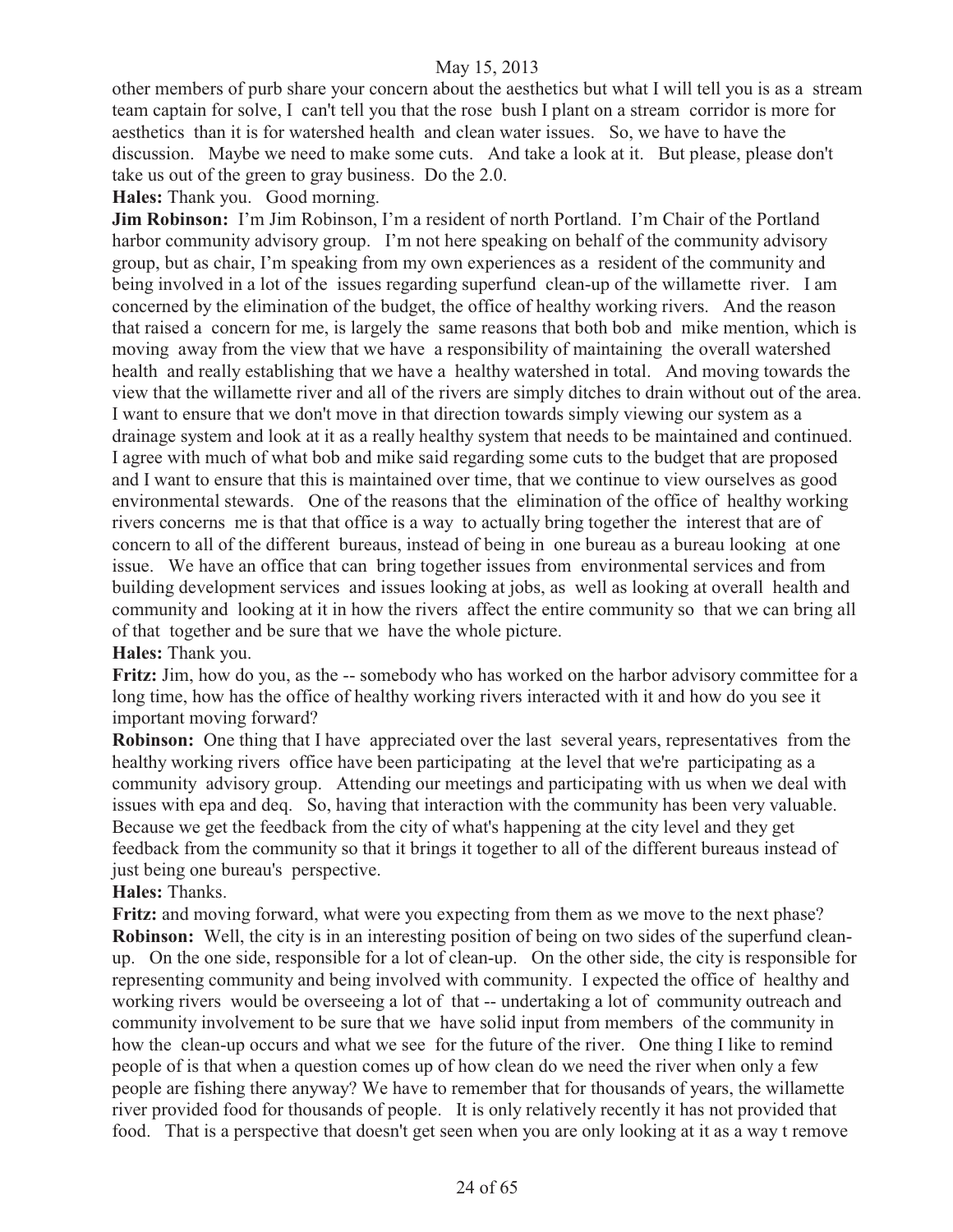other members of purb share your concern about the aesthetics but what I will tell you is as a stream team captain for solve, I can't tell you that the rose bush I plant on a stream corridor is more for aesthetics than it is for watershed health and clean water issues. So, we have to have the discussion. Maybe we need to make some cuts. And take a look at it. But please, please don't take us out of the green to gray business. Do the 2.0.

**Hales:** Thank you. Good morning.

**Jim Robinson:** I'm Jim Robinson, I'm a resident of north Portland. I'm Chair of the Portland harbor community advisory group. I'm not here speaking on behalf of the community advisory group, but as chair, I'm speaking from my own experiences as a resident of the community and being involved in a lot of the issues regarding superfund clean-up of the willamette river. I am concerned by the elimination of the budget, the office of healthy working rivers. And the reason that raised a concern for me, is largely the same reasons that both bob and mike mention, which is moving away from the view that we have a responsibility of maintaining the overall watershed health and really establishing that we have a healthy watershed in total. And moving towards the view that the willamette river and all of the rivers are simply ditches to drain without out of the area. I want to ensure that we don't move in that direction towards simply viewing our system as a drainage system and look at it as a really healthy system that needs to be maintained and continued. I agree with much of what bob and mike said regarding some cuts to the budget that are proposed and I want to ensure that this is maintained over time, that we continue to view ourselves as good environmental stewards. One of the reasons that the elimination of the office of healthy working rivers concerns me is that that office is a way to actually bring together the interest that are of concern to all of the different bureaus, instead of being in one bureau as a bureau looking at one issue. We have an office that can bring together issues from environmental services and from building development services and issues looking at jobs, as well as looking at overall health and community and looking at it in how the rivers affect the entire community so that we can bring all of that together and be sure that we have the whole picture.

**Hales:** Thank you.

**Fritz:** Jim, how do you, as the -- somebody who has worked on the harbor advisory committee for a long time, how has the office of healthy working rivers interacted with it and how do you see it important moving forward?

**Robinson:** One thing that I have appreciated over the last several years, representatives from the healthy working rivers office have been participating at the level that we're participating as a community advisory group. Attending our meetings and participating with us when we deal with issues with epa and deq. So, having that interaction with the community has been very valuable. Because we get the feedback from the city of what's happening at the city level and they get feedback from the community so that it brings it together to all of the different bureaus instead of just being one bureau's perspective.

**Hales:** Thanks.

**Fritz:** and moving forward, what were you expecting from them as we move to the next phase?

**Robinson:** Well, the city is in an interesting position of being on two sides of the superfund clean-up. On the one side, responsible for a lot of clean-up. On the other side, the city is responsible for representing community and being involved with community. I expected the office of healthy and working rivers would be overseeing a lot of that -- undertaking a lot of community outreach and community involvement to be sure that we have solid input from members of the community in how the clean-up occurs and what we see for the future of the river. One thing I like to remind people of is that when a question comes up of how clean do we need the river when only a few people are fishing there anyway? We have to remember that for thousands of years, the willamette river provided food for thousands of people. It is only relatively recently it has not provided that food. That is a perspective that doesn't get seen when you are only looking at it as a way t remove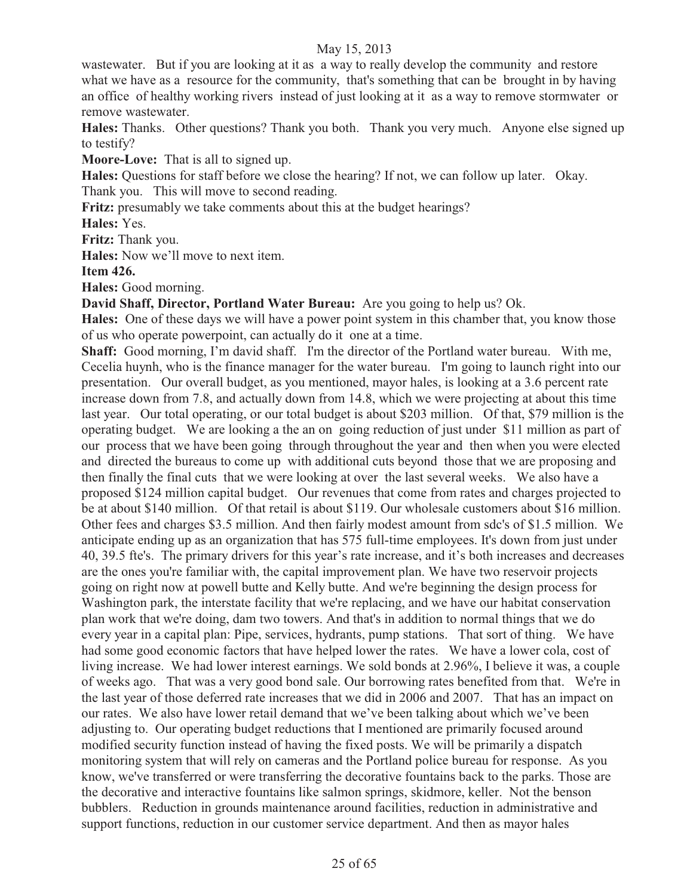wastewater. But if you are looking at it as a way to really develop the community and restore what we have as a resource for the community, that's something that can be brought in by having an office of healthy working rivers instead of just looking at it as a way to remove stormwater or remove wastewater.

**Hales:** Thanks. Other questions? Thank you both. Thank you very much. Anyone else signed up to testify?

**Moore-Love:** That is all to signed up.

**Hales:** Questions for staff before we close the hearing? If not, we can follow up later. Okay. Thank you. This will move to second reading.

**Fritz:** presumably we take comments about this at the budget hearings?

**Hales:** Yes.

**Fritz:** Thank you.

**Hales:** Now we'll move to next item.

**Item 426.**

**Hales:** Good morning.

**David Shaff, Director, Portland Water Bureau:** Are you going to help us? Ok.

**Hales:** One of these days we will have a power point system in this chamber that, you know those of us who operate powerpoint, can actually do it one at a time.

**Shaff:** Good morning, I'm david shaff. I'm the director of the Portland water bureau. With me, Cecelia huynh, who is the finance manager for the water bureau. I'm going to launch right into our presentation. Our overall budget, as you mentioned, mayor hales, is looking at a 3.6 percent rate increase down from 7.8, and actually down from 14.8, which we were projecting at about this time last year. Our total operating, or our total budget is about $203 million. Of that, $79 million is the operating budget. We are looking a the an on going reduction of just under $11 million as part of our process that we have been going through throughout the year and then when you were elected and directed the bureaus to come up with additional cuts beyond those that we are proposing and then finally the final cuts that we were looking at over the last several weeks. We also have a proposed $124 million capital budget. Our revenues that come from rates and charges projected to be at about $140 million. Of that retail is about $119. Our wholesale customers about $16 million. Other fees and charges $3.5 million. And then fairly modest amount from sdc's of $1.5 million. We anticipate ending up as an organization that has 575 full-time employees. It's down from just under 40, 39.5 fte's. The primary drivers for this year's rate increase, and it's both increases and decreases are the ones you're familiar with, the capital improvement plan. We have two reservoir projects going on right now at powell butte and Kelly butte. And we're beginning the design process for Washington park, the interstate facility that we're replacing, and we have our habitat conservation plan work that we're doing, dam two towers. And that's in addition to normal things that we do every year in a capital plan: Pipe, services, hydrants, pump stations. That sort of thing. We have had some good economic factors that have helped lower the rates. We have a lower cola, cost of living increase. We had lower interest earnings. We sold bonds at 2.96%, I believe it was, a couple of weeks ago. That was a very good bond sale. Our borrowing rates benefited from that. We're in the last year of those deferred rate increases that we did in 2006 and 2007. That has an impact on our rates. We also have lower retail demand that we've been talking about which we've been adjusting to. Our operating budget reductions that I mentioned are primarily focused around modified security function instead of having the fixed posts. We will be primarily a dispatch monitoring system that will rely on cameras and the Portland police bureau for response. As you know, we've transferred or were transferring the decorative fountains back to the parks. Those are the decorative and interactive fountains like salmon springs, skidmore, keller. Not the benson bubblers. Reduction in grounds maintenance around facilities, reduction in administrative and support functions, reduction in our customer service department. And then as mayor hales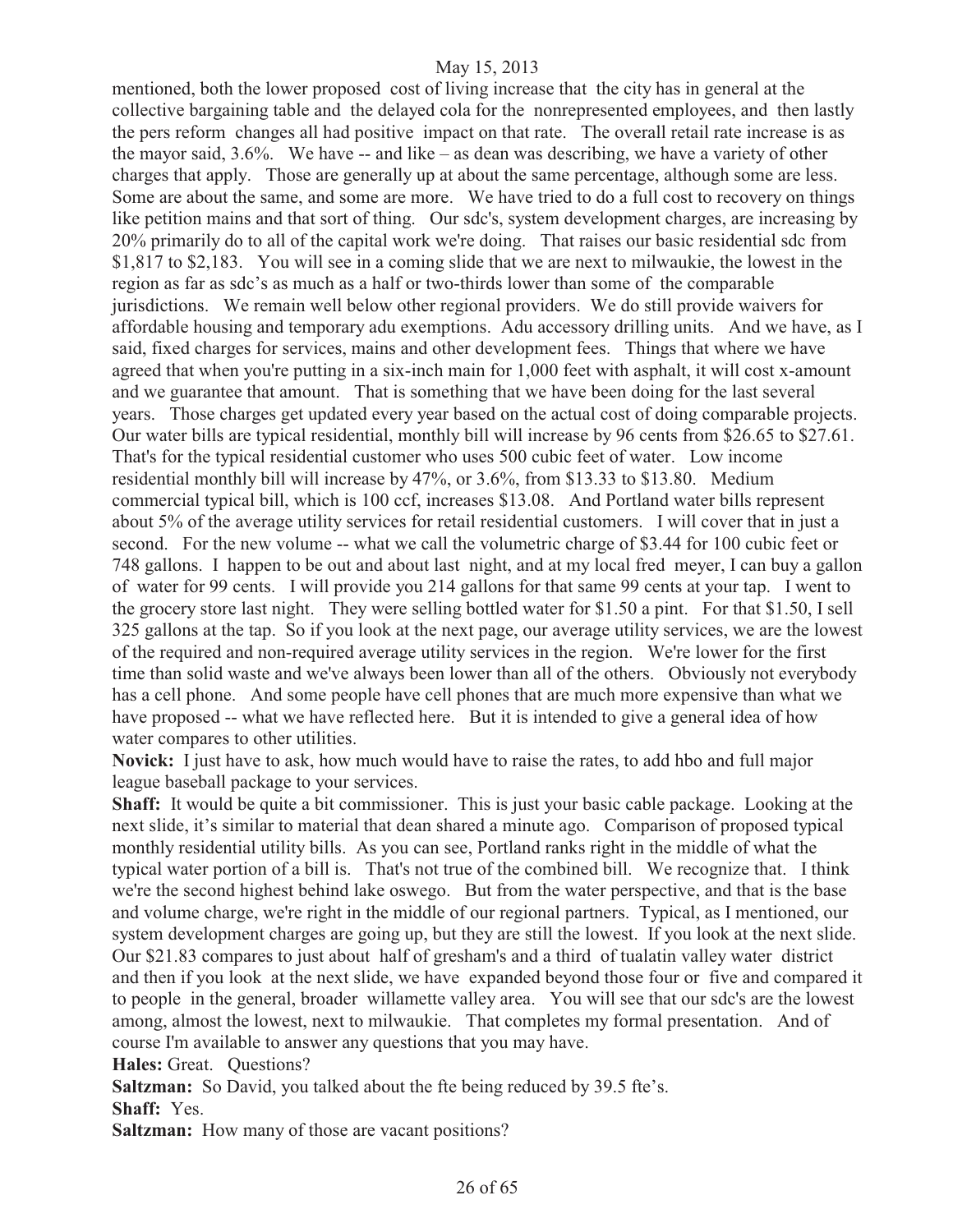mentioned, both the lower proposed cost of living increase that the city has in general at the collective bargaining table and the delayed cola for the nonrepresented employees, and then lastly the pers reform changes all had positive impact on that rate. The overall retail rate increase is as the mayor said, 3.6%. We have -- and like – as dean was describing, we have a variety of other charges that apply. Those are generally up at about the same percentage, although some are less. Some are about the same, and some are more. We have tried to do a full cost to recovery on things like petition mains and that sort of thing. Our sdc's, system development charges, are increasing by 20% primarily do to all of the capital work we're doing. That raises our basic residential sdc from $1,817 to $2,183. You will see in a coming slide that we are next to milwaukie, the lowest in the region as far as sdc's as much as a half or two-thirds lower than some of the comparable jurisdictions. We remain well below other regional providers. We do still provide waivers for affordable housing and temporary adu exemptions. Adu accessory drilling units. And we have, as I said, fixed charges for services, mains and other development fees. Things that where we have agreed that when you're putting in a six-inch main for 1,000 feet with asphalt, it will cost x-amount and we guarantee that amount. That is something that we have been doing for the last several years. Those charges get updated every year based on the actual cost of doing comparable projects. Our water bills are typical residential, monthly bill will increase by 96 cents from $26.65 to $27.61. That's for the typical residential customer who uses 500 cubic feet of water. Low income residential monthly bill will increase by 47%, or 3.6%, from $13.33 to $13.80. Medium commercial typical bill, which is 100 ccf, increases $13.08. And Portland water bills represent about 5% of the average utility services for retail residential customers. I will cover that in just a second. For the new volume -- what we call the volumetric charge of $3.44 for 100 cubic feet or 748 gallons. I happen to be out and about last night, and at my local fred meyer, I can buy a gallon of water for 99 cents. I will provide you 214 gallons for that same 99 cents at your tap. I went to the grocery store last night. They were selling bottled water for $1.50 a pint. For that $1.50, I sell 325 gallons at the tap. So if you look at the next page, our average utility services, we are the lowest of the required and non-required average utility services in the region. We're lower for the first time than solid waste and we've always been lower than all of the others. Obviously not everybody has a cell phone. And some people have cell phones that are much more expensive than what we have proposed -- what we have reflected here. But it is intended to give a general idea of how water compares to other utilities.

**Novick:** I just have to ask, how much would have to raise the rates, to add hbo and full major league baseball package to your services.

**Shaff:** It would be quite a bit commissioner. This is just your basic cable package. Looking at the next slide, it's similar to material that dean shared a minute ago. Comparison of proposed typical monthly residential utility bills. As you can see, Portland ranks right in the middle of what the typical water portion of a bill is. That's not true of the combined bill. We recognize that. I think we're the second highest behind lake oswego. But from the water perspective, and that is the base and volume charge, we're right in the middle of our regional partners. Typical, as I mentioned, our system development charges are going up, but they are still the lowest. If you look at the next slide. Our $21.83 compares to just about half of gresham's and a third of tualatin valley water district and then if you look at the next slide, we have expanded beyond those four or five and compared it to people in the general, broader willamette valley area. You will see that our sdc's are the lowest among, almost the lowest, next to milwaukie. That completes my formal presentation. And of course I'm available to answer any questions that you may have.

**Hales:** Great. Questions?

**Saltzman:** So David, you talked about the fte being reduced by 39.5 fte's.

**Shaff:** Yes.

**Saltzman:** How many of those are vacant positions?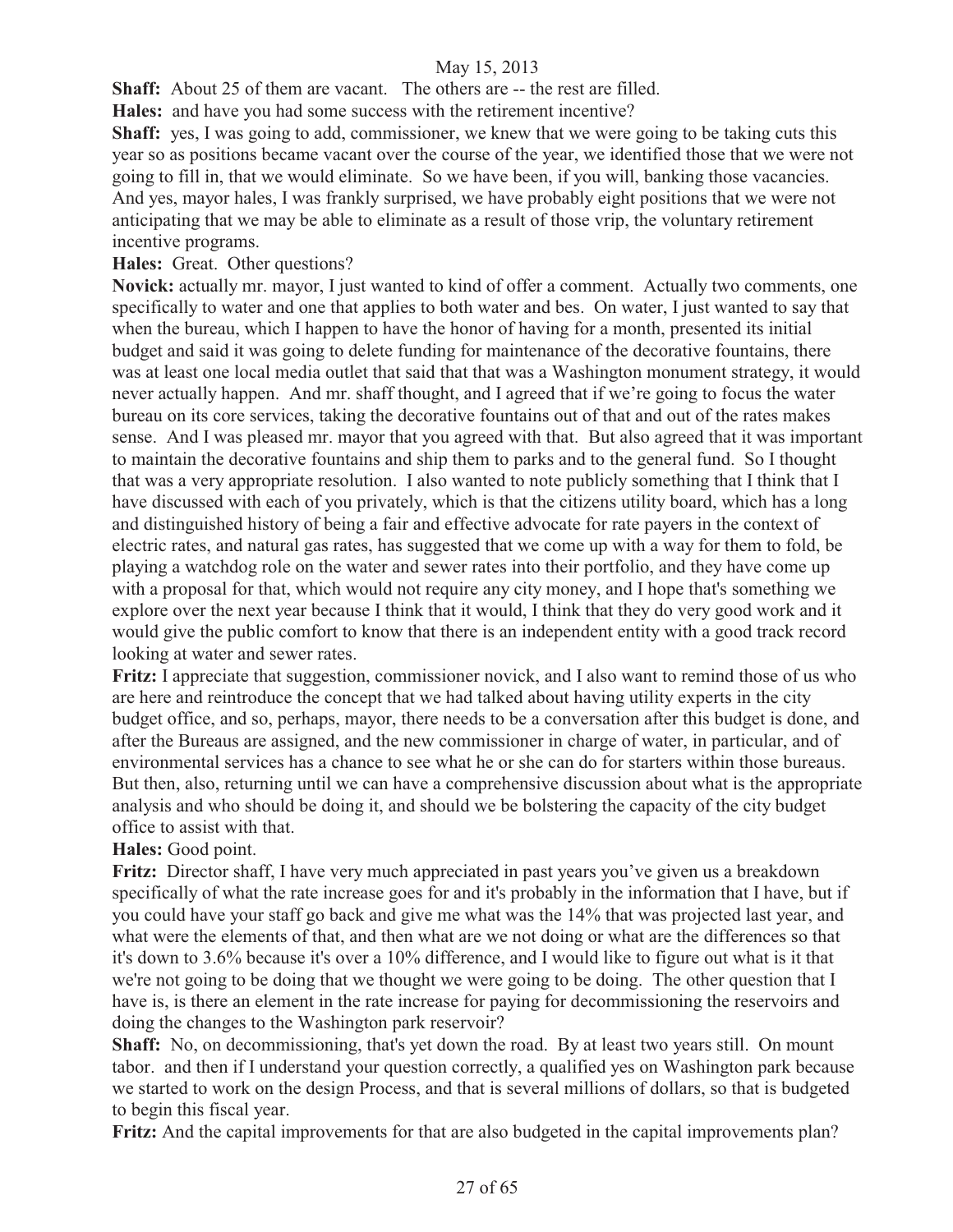**Shaff:** About 25 of them are vacant. The others are -- the rest are filled.

**Hales:** and have you had some success with the retirement incentive?

**Shaff:** yes, I was going to add, commissioner, we knew that we were going to be taking cuts this year so as positions became vacant over the course of the year, we identified those that we were not going to fill in, that we would eliminate. So we have been, if you will, banking those vacancies. And yes, mayor hales, I was frankly surprised, we have probably eight positions that we were not anticipating that we may be able to eliminate as a result of those vrip, the voluntary retirement incentive programs.

**Hales:** Great. Other questions?

**Novick:** actually mr. mayor, I just wanted to kind of offer a comment. Actually two comments, one specifically to water and one that applies to both water and bes. On water, I just wanted to say that when the bureau, which I happen to have the honor of having for a month, presented its initial budget and said it was going to delete funding for maintenance of the decorative fountains, there was at least one local media outlet that said that that was a Washington monument strategy, it would never actually happen. And mr. shaff thought, and I agreed that if we're going to focus the water bureau on its core services, taking the decorative fountains out of that and out of the rates makes sense. And I was pleased mr. mayor that you agreed with that. But also agreed that it was important to maintain the decorative fountains and ship them to parks and to the general fund. So I thought that was a very appropriate resolution. I also wanted to note publicly something that I think that I have discussed with each of you privately, which is that the citizens utility board, which has a long and distinguished history of being a fair and effective advocate for rate payers in the context of electric rates, and natural gas rates, has suggested that we come up with a way for them to fold, be playing a watchdog role on the water and sewer rates into their portfolio, and they have come up with a proposal for that, which would not require any city money, and I hope that's something we explore over the next year because I think that it would, I think that they do very good work and it would give the public comfort to know that there is an independent entity with a good track record looking at water and sewer rates.

**Fritz:** I appreciate that suggestion, commissioner novick, and I also want to remind those of us who are here and reintroduce the concept that we had talked about having utility experts in the city budget office, and so, perhaps, mayor, there needs to be a conversation after this budget is done, and after the Bureaus are assigned, and the new commissioner in charge of water, in particular, and of environmental services has a chance to see what he or she can do for starters within those bureaus. But then, also, returning until we can have a comprehensive discussion about what is the appropriate analysis and who should be doing it, and should we be bolstering the capacity of the city budget office to assist with that.

**Hales:** Good point.

**Fritz:** Director shaff, I have very much appreciated in past years you've given us a breakdown specifically of what the rate increase goes for and it's probably in the information that I have, but if you could have your staff go back and give me what was the 14% that was projected last year, and what were the elements of that, and then what are we not doing or what are the differences so that it's down to 3.6% because it's over a 10% difference, and I would like to figure out what is it that we're not going to be doing that we thought we were going to be doing. The other question that I have is, is there an element in the rate increase for paying for decommissioning the reservoirs and doing the changes to the Washington park reservoir?

**Shaff:** No, on decommissioning, that's yet down the road. By at least two years still. On mount tabor. and then if I understand your question correctly, a qualified yes on Washington park because we started to work on the design Process, and that is several millions of dollars, so that is budgeted to begin this fiscal year.

**Fritz:** And the capital improvements for that are also budgeted in the capital improvements plan?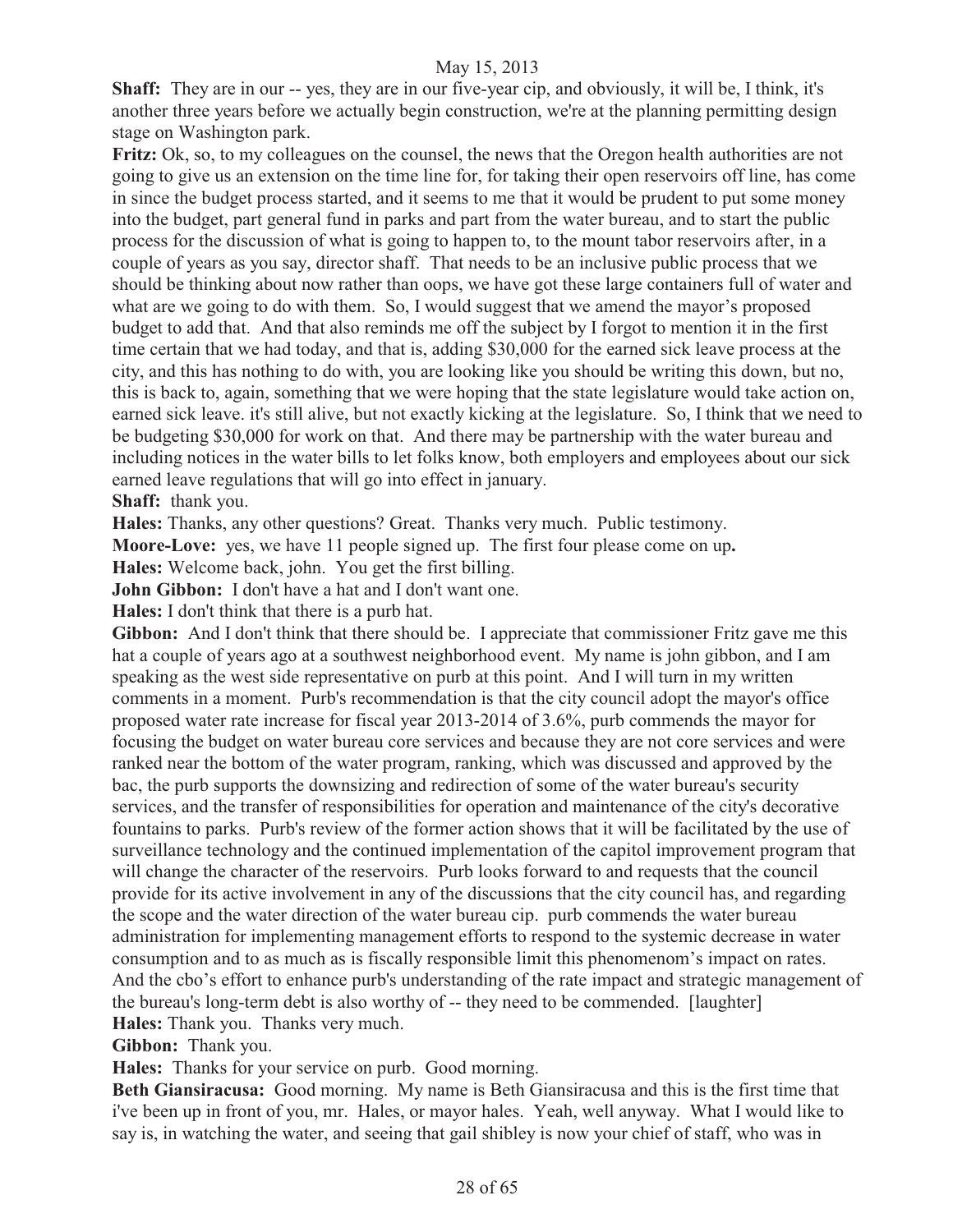**Shaff:** They are in our -- yes, they are in our five-year cip, and obviously, it will be, I think, it's another three years before we actually begin construction, we're at the planning permitting design stage on Washington park.

**Fritz:** Ok, so, to my colleagues on the counsel, the news that the Oregon health authorities are not going to give us an extension on the time line for, for taking their open reservoirs off line, has come in since the budget process started, and it seems to me that it would be prudent to put some money into the budget, part general fund in parks and part from the water bureau, and to start the public process for the discussion of what is going to happen to, to the mount tabor reservoirs after, in a couple of years as you say, director shaff. That needs to be an inclusive public process that we should be thinking about now rather than oops, we have got these large containers full of water and what are we going to do with them. So, I would suggest that we amend the mayor's proposed budget to add that. And that also reminds me off the subject by I forgot to mention it in the first time certain that we had today, and that is, adding $30,000 for the earned sick leave process at the city, and this has nothing to do with, you are looking like you should be writing this down, but no, this is back to, again, something that we were hoping that the state legislature would take action on, earned sick leave. it's still alive, but not exactly kicking at the legislature. So, I think that we need to be budgeting $30,000 for work on that. And there may be partnership with the water bureau and including notices in the water bills to let folks know, both employers and employees about our sick earned leave regulations that will go into effect in january.

**Shaff:** thank you.

**Hales:** Thanks, any other questions? Great. Thanks very much. Public testimony.

**Moore-Love:** yes, we have 11 people signed up. The first four please come on up**.**

**Hales:** Welcome back, john. You get the first billing.

**John Gibbon:** I don't have a hat and I don't want one.

**Hales:** I don't think that there is a purb hat.

**Gibbon:** And I don't think that there should be. I appreciate that commissioner Fritz gave me this hat a couple of years ago at a southwest neighborhood event. My name is john gibbon, and I am speaking as the west side representative on purb at this point. And I will turn in my written comments in a moment. Purb's recommendation is that the city council adopt the mayor's office proposed water rate increase for fiscal year 2013-2014 of 3.6%, purb commends the mayor for focusing the budget on water bureau core services and because they are not core services and were ranked near the bottom of the water program, ranking, which was discussed and approved by the bac, the purb supports the downsizing and redirection of some of the water bureau's security services, and the transfer of responsibilities for operation and maintenance of the city's decorative fountains to parks. Purb's review of the former action shows that it will be facilitated by the use of surveillance technology and the continued implementation of the capitol improvement program that will change the character of the reservoirs. Purb looks forward to and requests that the council provide for its active involvement in any of the discussions that the city council has, and regarding the scope and the water direction of the water bureau cip. purb commends the water bureau administration for implementing management efforts to respond to the systemic decrease in water consumption and to as much as is fiscally responsible limit this phenomenom's impact on rates. And the cbo's effort to enhance purb's understanding of the rate impact and strategic management of the bureau's long-term debt is also worthy of -- they need to be commended. [laughter]

**Hales:** Thank you. Thanks very much.

**Gibbon:** Thank you.

**Hales:** Thanks for your service on purb. Good morning.

**Beth Giansiracusa:** Good morning. My name is Beth Giansiracusa and this is the first time that i've been up in front of you, mr. Hales, or mayor hales. Yeah, well anyway. What I would like to say is, in watching the water, and seeing that gail shibley is now your chief of staff, who was in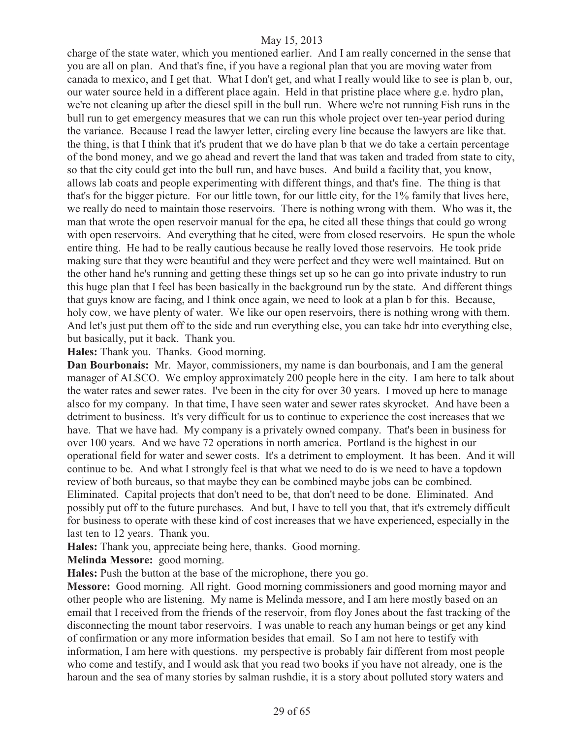charge of the state water, which you mentioned earlier. And I am really concerned in the sense that you are all on plan. And that's fine, if you have a regional plan that you are moving water from canada to mexico, and I get that. What I don't get, and what I really would like to see is plan b, our, our water source held in a different place again. Held in that pristine place where g.e. hydro plan, we're not cleaning up after the diesel spill in the bull run. Where we're not running Fish runs in the bull run to get emergency measures that we can run this whole project over ten-year period during the variance. Because I read the lawyer letter, circling every line because the lawyers are like that. the thing, is that I think that it's prudent that we do have plan b that we do take a certain percentage of the bond money, and we go ahead and revert the land that was taken and traded from state to city, so that the city could get into the bull run, and have buses. And build a facility that, you know, allows lab coats and people experimenting with different things, and that's fine. The thing is that that's for the bigger picture. For our little town, for our little city, for the 1% family that lives here, we really do need to maintain those reservoirs. There is nothing wrong with them. Who was it, the man that wrote the open reservoir manual for the epa, he cited all these things that could go wrong with open reservoirs. And everything that he cited, were from closed reservoirs. He spun the whole entire thing. He had to be really cautious because he really loved those reservoirs. He took pride making sure that they were beautiful and they were perfect and they were well maintained. But on the other hand he's running and getting these things set up so he can go into private industry to run this huge plan that I feel has been basically in the background run by the state. And different things that guys know are facing, and I think once again, we need to look at a plan b for this. Because, holy cow, we have plenty of water. We like our open reservoirs, there is nothing wrong with them. And let's just put them off to the side and run everything else, you can take hdr into everything else, but basically, put it back. Thank you.

**Hales:** Thank you. Thanks. Good morning.

**Dan Bourbonais:** Mr. Mayor, commissioners, my name is dan bourbonais, and I am the general manager of ALSCO. We employ approximately 200 people here in the city. I am here to talk about the water rates and sewer rates. I've been in the city for over 30 years. I moved up here to manage alsco for my company. In that time, I have seen water and sewer rates skyrocket. And have been a detriment to business. It's very difficult for us to continue to experience the cost increases that we have. That we have had. My company is a privately owned company. That's been in business for over 100 years. And we have 72 operations in north america. Portland is the highest in our operational field for water and sewer costs. It's a detriment to employment. It has been. And it will continue to be. And what I strongly feel is that what we need to do is we need to have a topdown review of both bureaus, so that maybe they can be combined maybe jobs can be combined. Eliminated. Capital projects that don't need to be, that don't need to be done. Eliminated. And possibly put off to the future purchases. And but, I have to tell you that, that it's extremely difficult for business to operate with these kind of cost increases that we have experienced, especially in the last ten to 12 years. Thank you.

**Hales:** Thank you, appreciate being here, thanks. Good morning.

**Melinda Messore:** good morning.

**Hales:** Push the button at the base of the microphone, there you go.

**Messore:** Good morning. All right. Good morning commissioners and good morning mayor and other people who are listening. My name is Melinda messore, and I am here mostly based on an email that I received from the friends of the reservoir, from floy Jones about the fast tracking of the disconnecting the mount tabor reservoirs. I was unable to reach any human beings or get any kind of confirmation or any more information besides that email. So I am not here to testify with information, I am here with questions. my perspective is probably fair different from most people who come and testify, and I would ask that you read two books if you have not already, one is the haroun and the sea of many stories by salman rushdie, it is a story about polluted story waters and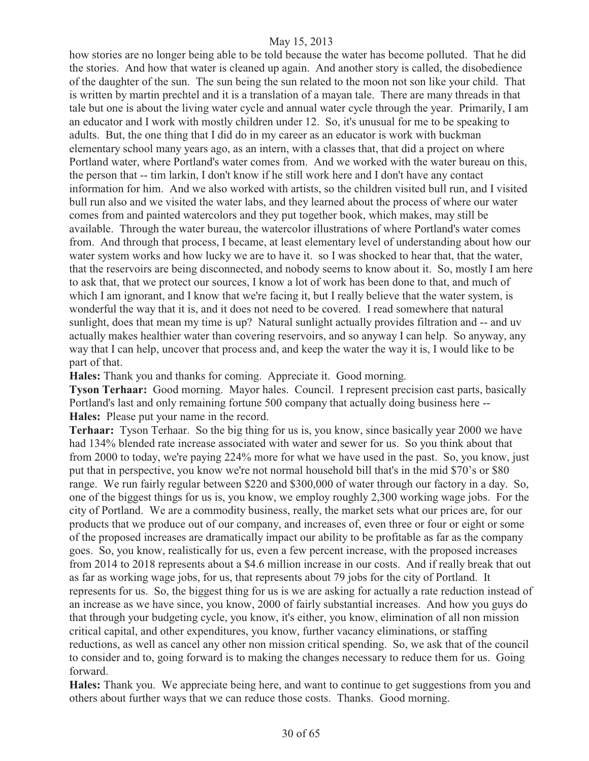how stories are no longer being able to be told because the water has become polluted. That he did the stories. And how that water is cleaned up again. And another story is called, the disobedience of the daughter of the sun. The sun being the sun related to the moon not son like your child. That is written by martin prechtel and it is a translation of a mayan tale. There are many threads in that tale but one is about the living water cycle and annual water cycle through the year. Primarily, I am an educator and I work with mostly children under 12. So, it's unusual for me to be speaking to adults. But, the one thing that I did do in my career as an educator is work with buckman elementary school many years ago, as an intern, with a classes that, that did a project on where Portland water, where Portland's water comes from. And we worked with the water bureau on this, the person that -- tim larkin, I don't know if he still work here and I don't have any contact information for him. And we also worked with artists, so the children visited bull run, and I visited bull run also and we visited the water labs, and they learned about the process of where our water comes from and painted watercolors and they put together book, which makes, may still be available. Through the water bureau, the watercolor illustrations of where Portland's water comes from. And through that process, I became, at least elementary level of understanding about how our water system works and how lucky we are to have it. so I was shocked to hear that, that the water, that the reservoirs are being disconnected, and nobody seems to know about it. So, mostly I am here to ask that, that we protect our sources, I know a lot of work has been done to that, and much of which I am ignorant, and I know that we're facing it, but I really believe that the water system, is wonderful the way that it is, and it does not need to be covered. I read somewhere that natural sunlight, does that mean my time is up? Natural sunlight actually provides filtration and -- and uv actually makes healthier water than covering reservoirs, and so anyway I can help. So anyway, any way that I can help, uncover that process and, and keep the water the way it is, I would like to be part of that.

**Hales:** Thank you and thanks for coming. Appreciate it. Good morning.

**Tyson Terhaar:** Good morning. Mayor hales. Council. I represent precision cast parts, basically Portland's last and only remaining fortune 500 company that actually doing business here --

**Hales:** Please put your name in the record.

**Terhaar:** Tyson Terhaar. So the big thing for us is, you know, since basically year 2000 we have had 134% blended rate increase associated with water and sewer for us. So you think about that from 2000 to today, we're paying 224% more for what we have used in the past. So, you know, just put that in perspective, you know we're not normal household bill that's in the mid $70's or $80 range. We run fairly regular between $220 and $300,000 of water through our factory in a day. So, one of the biggest things for us is, you know, we employ roughly 2,300 working wage jobs. For the city of Portland. We are a commodity business, really, the market sets what our prices are, for our products that we produce out of our company, and increases of, even three or four or eight or some of the proposed increases are dramatically impact our ability to be profitable as far as the company goes. So, you know, realistically for us, even a few percent increase, with the proposed increases from 2014 to 2018 represents about a $4.6 million increase in our costs. And if really break that out as far as working wage jobs, for us, that represents about 79 jobs for the city of Portland. It represents for us. So, the biggest thing for us is we are asking for actually a rate reduction instead of an increase as we have since, you know, 2000 of fairly substantial increases. And how you guys do that through your budgeting cycle, you know, it's either, you know, elimination of all non mission critical capital, and other expenditures, you know, further vacancy eliminations, or staffing reductions, as well as cancel any other non mission critical spending. So, we ask that of the council to consider and to, going forward is to making the changes necessary to reduce them for us. Going forward.

**Hales:** Thank you. We appreciate being here, and want to continue to get suggestions from you and others about further ways that we can reduce those costs. Thanks. Good morning.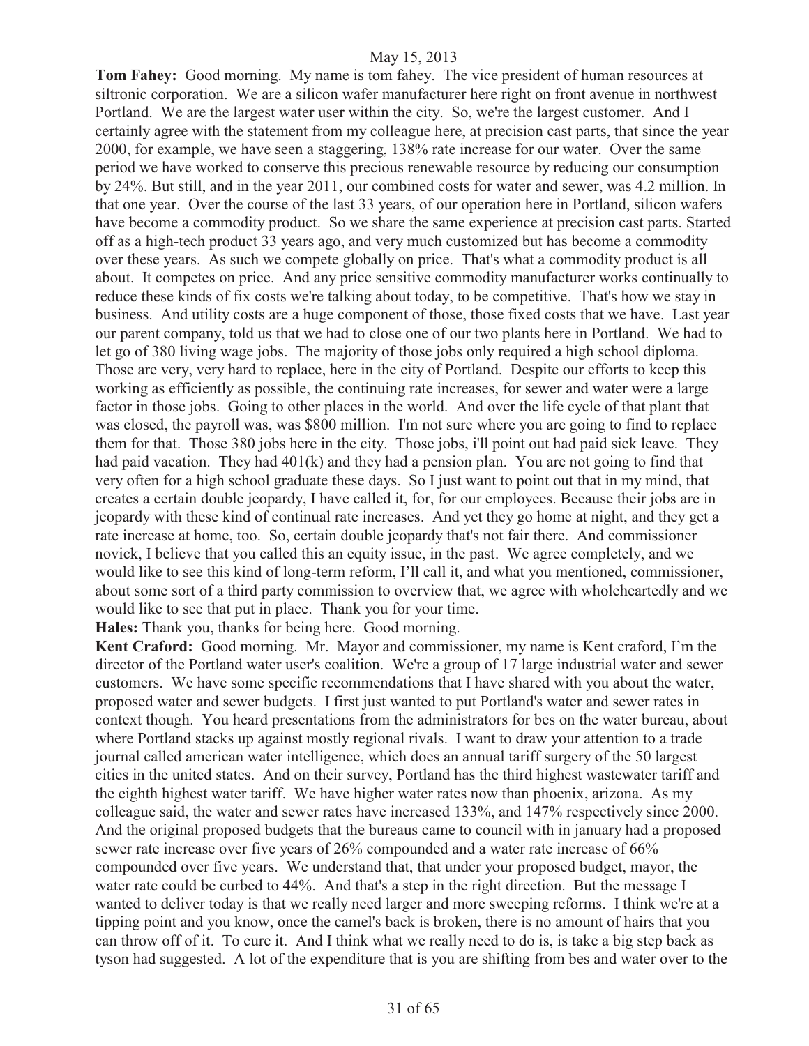**Tom Fahey:** Good morning. My name is tom fahey. The vice president of human resources at siltronic corporation. We are a silicon wafer manufacturer here right on front avenue in northwest Portland. We are the largest water user within the city. So, we're the largest customer. And I certainly agree with the statement from my colleague here, at precision cast parts, that since the year 2000, for example, we have seen a staggering, 138% rate increase for our water. Over the same period we have worked to conserve this precious renewable resource by reducing our consumption by 24%. But still, and in the year 2011, our combined costs for water and sewer, was 4.2 million. In that one year. Over the course of the last 33 years, of our operation here in Portland, silicon wafers have become a commodity product. So we share the same experience at precision cast parts. Started off as a high-tech product 33 years ago, and very much customized but has become a commodity over these years. As such we compete globally on price. That's what a commodity product is all about. It competes on price. And any price sensitive commodity manufacturer works continually to reduce these kinds of fix costs we're talking about today, to be competitive. That's how we stay in business. And utility costs are a huge component of those, those fixed costs that we have. Last year our parent company, told us that we had to close one of our two plants here in Portland. We had to let go of 380 living wage jobs. The majority of those jobs only required a high school diploma. Those are very, very hard to replace, here in the city of Portland. Despite our efforts to keep this working as efficiently as possible, the continuing rate increases, for sewer and water were a large factor in those jobs. Going to other places in the world. And over the life cycle of that plant that was closed, the payroll was, was $800 million. I'm not sure where you are going to find to replace them for that. Those 380 jobs here in the city. Those jobs, i'll point out had paid sick leave. They had paid vacation. They had 401(k) and they had a pension plan. You are not going to find that very often for a high school graduate these days. So I just want to point out that in my mind, that creates a certain double jeopardy, I have called it, for, for our employees. Because their jobs are in jeopardy with these kind of continual rate increases. And yet they go home at night, and they get a rate increase at home, too. So, certain double jeopardy that's not fair there. And commissioner novick, I believe that you called this an equity issue, in the past. We agree completely, and we would like to see this kind of long-term reform, I'll call it, and what you mentioned, commissioner, about some sort of a third party commission to overview that, we agree with wholeheartedly and we would like to see that put in place. Thank you for your time.

**Hales:** Thank you, thanks for being here. Good morning.

**Kent Craford:** Good morning. Mr. Mayor and commissioner, my name is Kent craford, I'm the director of the Portland water user's coalition. We're a group of 17 large industrial water and sewer customers. We have some specific recommendations that I have shared with you about the water, proposed water and sewer budgets. I first just wanted to put Portland's water and sewer rates in context though. You heard presentations from the administrators for bes on the water bureau, about where Portland stacks up against mostly regional rivals. I want to draw your attention to a trade journal called american water intelligence, which does an annual tariff surgery of the 50 largest cities in the united states. And on their survey, Portland has the third highest wastewater tariff and the eighth highest water tariff. We have higher water rates now than phoenix, arizona. As my colleague said, the water and sewer rates have increased 133%, and 147% respectively since 2000. And the original proposed budgets that the bureaus came to council with in january had a proposed sewer rate increase over five years of 26% compounded and a water rate increase of 66% compounded over five years. We understand that, that under your proposed budget, mayor, the water rate could be curbed to 44%. And that's a step in the right direction. But the message I wanted to deliver today is that we really need larger and more sweeping reforms. I think we're at a tipping point and you know, once the camel's back is broken, there is no amount of hairs that you can throw off of it. To cure it. And I think what we really need to do is, is take a big step back as tyson had suggested. A lot of the expenditure that is you are shifting from bes and water over to the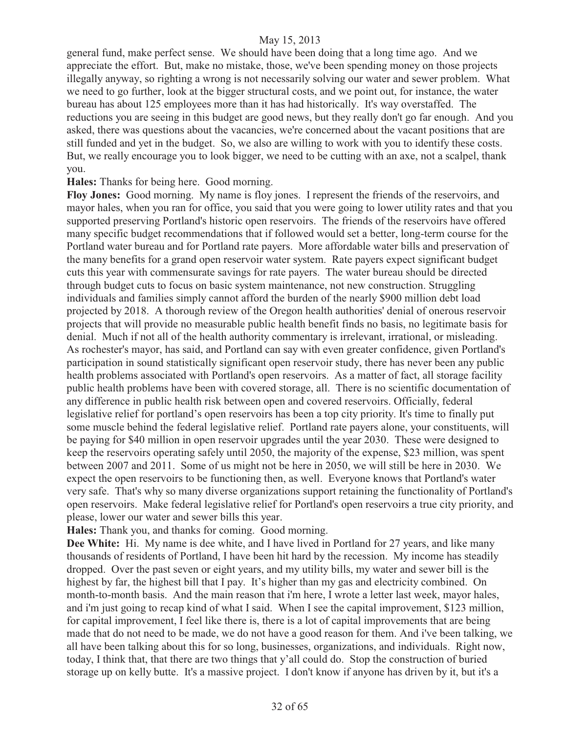general fund, make perfect sense. We should have been doing that a long time ago. And we appreciate the effort. But, make no mistake, those, we've been spending money on those projects illegally anyway, so righting a wrong is not necessarily solving our water and sewer problem. What we need to go further, look at the bigger structural costs, and we point out, for instance, the water bureau has about 125 employees more than it has had historically. It's way overstaffed. The reductions you are seeing in this budget are good news, but they really don't go far enough. And you asked, there was questions about the vacancies, we're concerned about the vacant positions that are still funded and yet in the budget. So, we also are willing to work with you to identify these costs. But, we really encourage you to look bigger, we need to be cutting with an axe, not a scalpel, thank you.

**Hales:** Thanks for being here. Good morning.

**Floy Jones:** Good morning. My name is floy jones. I represent the friends of the reservoirs, and mayor hales, when you ran for office, you said that you were going to lower utility rates and that you supported preserving Portland's historic open reservoirs. The friends of the reservoirs have offered many specific budget recommendations that if followed would set a better, long-term course for the Portland water bureau and for Portland rate payers. More affordable water bills and preservation of the many benefits for a grand open reservoir water system. Rate payers expect significant budget cuts this year with commensurate savings for rate payers. The water bureau should be directed through budget cuts to focus on basic system maintenance, not new construction. Struggling individuals and families simply cannot afford the burden of the nearly $900 million debt load projected by 2018. A thorough review of the Oregon health authorities' denial of onerous reservoir projects that will provide no measurable public health benefit finds no basis, no legitimate basis for denial. Much if not all of the health authority commentary is irrelevant, irrational, or misleading. As rochester's mayor, has said, and Portland can say with even greater confidence, given Portland's participation in sound statistically significant open reservoir study, there has never been any public health problems associated with Portland's open reservoirs. As a matter of fact, all storage facility public health problems have been with covered storage, all. There is no scientific documentation of any difference in public health risk between open and covered reservoirs. Officially, federal legislative relief for portland's open reservoirs has been a top city priority. It's time to finally put some muscle behind the federal legislative relief. Portland rate payers alone, your constituents, will be paying for $40 million in open reservoir upgrades until the year 2030. These were designed to keep the reservoirs operating safely until 2050, the majority of the expense, $23 million, was spent between 2007 and 2011. Some of us might not be here in 2050, we will still be here in 2030. We expect the open reservoirs to be functioning then, as well. Everyone knows that Portland's water very safe. That's why so many diverse organizations support retaining the functionality of Portland's open reservoirs. Make federal legislative relief for Portland's open reservoirs a true city priority, and please, lower our water and sewer bills this year.

**Hales:** Thank you, and thanks for coming. Good morning.

**Dee White:** Hi. My name is dee white, and I have lived in Portland for 27 years, and like many thousands of residents of Portland, I have been hit hard by the recession. My income has steadily dropped. Over the past seven or eight years, and my utility bills, my water and sewer bill is the highest by far, the highest bill that I pay. It's higher than my gas and electricity combined. On month-to-month basis. And the main reason that i'm here, I wrote a letter last week, mayor hales, and i'm just going to recap kind of what I said. When I see the capital improvement, $123 million, for capital improvement, I feel like there is, there is a lot of capital improvements that are being made that do not need to be made, we do not have a good reason for them. And i've been talking, we all have been talking about this for so long, businesses, organizations, and individuals. Right now, today, I think that, that there are two things that y'all could do. Stop the construction of buried storage up on kelly butte. It's a massive project. I don't know if anyone has driven by it, but it's a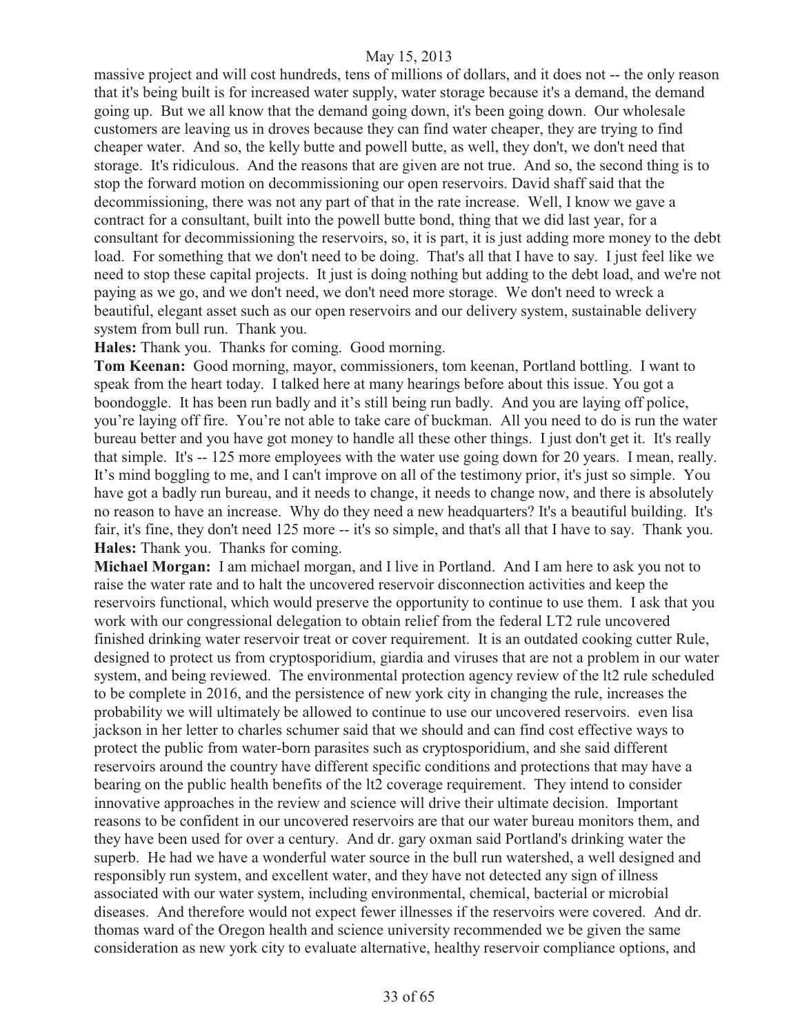massive project and will cost hundreds, tens of millions of dollars, and it does not -- the only reason that it's being built is for increased water supply, water storage because it's a demand, the demand going up. But we all know that the demand going down, it's been going down. Our wholesale customers are leaving us in droves because they can find water cheaper, they are trying to find cheaper water. And so, the kelly butte and powell butte, as well, they don't, we don't need that storage. It's ridiculous. And the reasons that are given are not true. And so, the second thing is to stop the forward motion on decommissioning our open reservoirs. David shaff said that the decommissioning, there was not any part of that in the rate increase. Well, I know we gave a contract for a consultant, built into the powell butte bond, thing that we did last year, for a consultant for decommissioning the reservoirs, so, it is part, it is just adding more money to the debt load. For something that we don't need to be doing. That's all that I have to say. I just feel like we need to stop these capital projects. It just is doing nothing but adding to the debt load, and we're not paying as we go, and we don't need, we don't need more storage. We don't need to wreck a beautiful, elegant asset such as our open reservoirs and our delivery system, sustainable delivery system from bull run. Thank you.

**Hales:** Thank you. Thanks for coming. Good morning.

**Tom Keenan:** Good morning, mayor, commissioners, tom keenan, Portland bottling. I want to speak from the heart today. I talked here at many hearings before about this issue. You got a boondoggle. It has been run badly and it's still being run badly. And you are laying off police, you're laying off fire. You're not able to take care of buckman. All you need to do is run the water bureau better and you have got money to handle all these other things. I just don't get it. It's really that simple. It's -- 125 more employees with the water use going down for 20 years. I mean, really. It's mind boggling to me, and I can't improve on all of the testimony prior, it's just so simple. You have got a badly run bureau, and it needs to change, it needs to change now, and there is absolutely no reason to have an increase. Why do they need a new headquarters? It's a beautiful building. It's fair, it's fine, they don't need 125 more -- it's so simple, and that's all that I have to say. Thank you.

**Hales:** Thank you. Thanks for coming.

**Michael Morgan:** I am michael morgan, and I live in Portland. And I am here to ask you not to raise the water rate and to halt the uncovered reservoir disconnection activities and keep the reservoirs functional, which would preserve the opportunity to continue to use them. I ask that you work with our congressional delegation to obtain relief from the federal LT2 rule uncovered finished drinking water reservoir treat or cover requirement. It is an outdated cooking cutter Rule, designed to protect us from cryptosporidium, giardia and viruses that are not a problem in our water system, and being reviewed. The environmental protection agency review of the lt2 rule scheduled to be complete in 2016, and the persistence of new york city in changing the rule, increases the probability we will ultimately be allowed to continue to use our uncovered reservoirs. even lisa jackson in her letter to charles schumer said that we should and can find cost effective ways to protect the public from water-born parasites such as cryptosporidium, and she said different reservoirs around the country have different specific conditions and protections that may have a bearing on the public health benefits of the lt2 coverage requirement. They intend to consider innovative approaches in the review and science will drive their ultimate decision. Important reasons to be confident in our uncovered reservoirs are that our water bureau monitors them, and they have been used for over a century. And dr. gary oxman said Portland's drinking water the superb. He had we have a wonderful water source in the bull run watershed, a well designed and responsibly run system, and excellent water, and they have not detected any sign of illness associated with our water system, including environmental, chemical, bacterial or microbial diseases. And therefore would not expect fewer illnesses if the reservoirs were covered. And dr. thomas ward of the Oregon health and science university recommended we be given the same consideration as new york city to evaluate alternative, healthy reservoir compliance options, and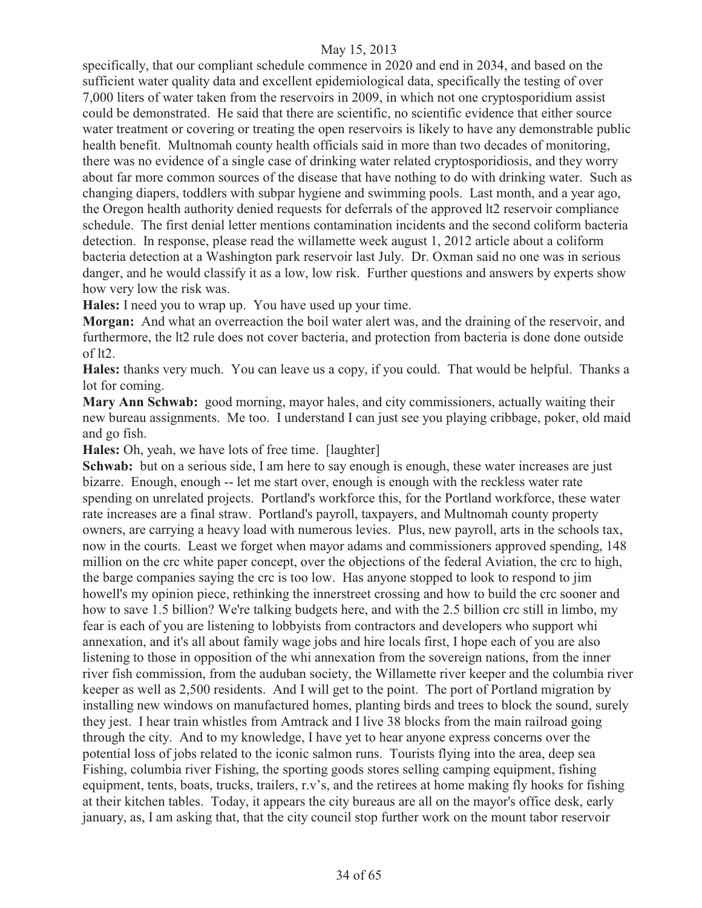specifically, that our compliant schedule commence in 2020 and end in 2034, and based on the sufficient water quality data and excellent epidemiological data, specifically the testing of over 7,000 liters of water taken from the reservoirs in 2009, in which not one cryptosporidium assist could be demonstrated. He said that there are scientific, no scientific evidence that either source water treatment or covering or treating the open reservoirs is likely to have any demonstrable public health benefit. Multnomah county health officials said in more than two decades of monitoring, there was no evidence of a single case of drinking water related cryptosporidiosis, and they worry about far more common sources of the disease that have nothing to do with drinking water. Such as changing diapers, toddlers with subpar hygiene and swimming pools. Last month, and a year ago, the Oregon health authority denied requests for deferrals of the approved lt2 reservoir compliance schedule. The first denial letter mentions contamination incidents and the second coliform bacteria detection. In response, please read the willamette week august 1, 2012 article about a coliform bacteria detection at a Washington park reservoir last July. Dr. Oxman said no one was in serious danger, and he would classify it as a low, low risk. Further questions and answers by experts show how very low the risk was.

**Hales:** I need you to wrap up. You have used up your time.

**Morgan:** And what an overreaction the boil water alert was, and the draining of the reservoir, and furthermore, the lt2 rule does not cover bacteria, and protection from bacteria is done done outside of lt2.

**Hales:** thanks very much. You can leave us a copy, if you could. That would be helpful. Thanks a lot for coming.

**Mary Ann Schwab:** good morning, mayor hales, and city commissioners, actually waiting their new bureau assignments. Me too. I understand I can just see you playing cribbage, poker, old maid and go fish.

**Hales:** Oh, yeah, we have lots of free time. [laughter]

**Schwab:** but on a serious side, I am here to say enough is enough, these water increases are just bizarre. Enough, enough -- let me start over, enough is enough with the reckless water rate spending on unrelated projects. Portland's workforce this, for the Portland workforce, these water rate increases are a final straw. Portland's payroll, taxpayers, and Multnomah county property owners, are carrying a heavy load with numerous levies. Plus, new payroll, arts in the schools tax, now in the courts. Least we forget when mayor adams and commissioners approved spending, 148 million on the crc white paper concept, over the objections of the federal Aviation, the crc to high, the barge companies saying the crc is too low. Has anyone stopped to look to respond to jim howell's my opinion piece, rethinking the innerstreet crossing and how to build the crc sooner and how to save 1.5 billion? We're talking budgets here, and with the 2.5 billion crc still in limbo, my fear is each of you are listening to lobbyists from contractors and developers who support whi annexation, and it's all about family wage jobs and hire locals first, I hope each of you are also listening to those in opposition of the whi annexation from the sovereign nations, from the inner river fish commission, from the auduban society, the Willamette river keeper and the columbia river keeper as well as 2,500 residents. And I will get to the point. The port of Portland migration by installing new windows on manufactured homes, planting birds and trees to block the sound, surely they jest. I hear train whistles from Amtrack and I live 38 blocks from the main railroad going through the city. And to my knowledge, I have yet to hear anyone express concerns over the potential loss of jobs related to the iconic salmon runs. Tourists flying into the area, deep sea Fishing, columbia river Fishing, the sporting goods stores selling camping equipment, fishing equipment, tents, boats, trucks, trailers, r.v's, and the retirees at home making fly hooks for fishing at their kitchen tables. Today, it appears the city bureaus are all on the mayor's office desk, early january, as, I am asking that, that the city council stop further work on the mount tabor reservoir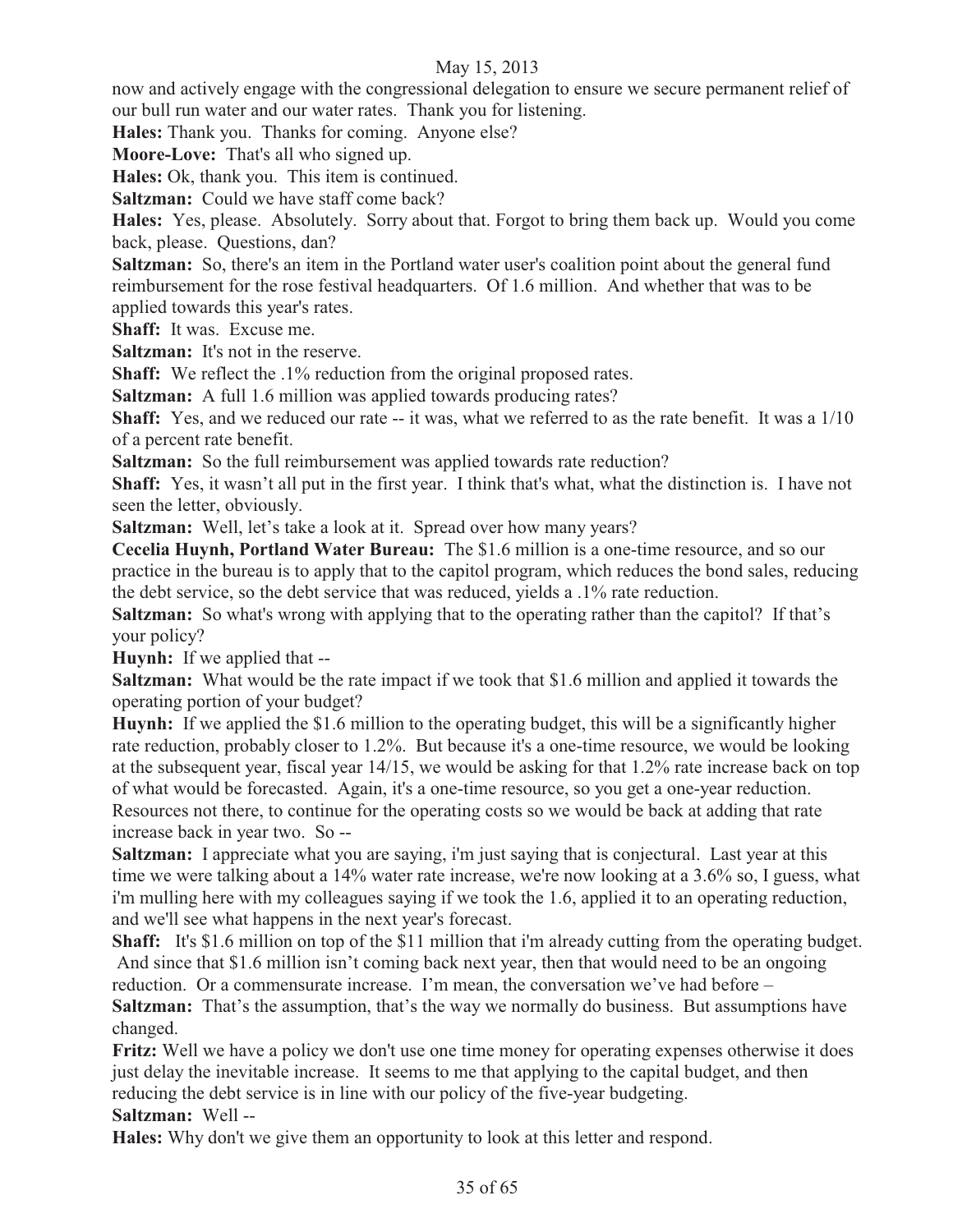now and actively engage with the congressional delegation to ensure we secure permanent relief of our bull run water and our water rates. Thank you for listening.

**Hales:** Thank you. Thanks for coming. Anyone else?

**Moore-Love:** That's all who signed up.

**Hales:** Ok, thank you. This item is continued.

**Saltzman:** Could we have staff come back?

**Hales:** Yes, please. Absolutely. Sorry about that. Forgot to bring them back up. Would you come back, please. Questions, dan?

**Saltzman:** So, there's an item in the Portland water user's coalition point about the general fund reimbursement for the rose festival headquarters. Of 1.6 million. And whether that was to be applied towards this year's rates.

**Shaff:** It was. Excuse me.

**Saltzman:** It's not in the reserve.

**Shaff:** We reflect the .1% reduction from the original proposed rates.

**Saltzman:** A full 1.6 million was applied towards producing rates?

**Shaff:** Yes, and we reduced our rate -- it was, what we referred to as the rate benefit. It was a 1/10 of a percent rate benefit.

**Saltzman:** So the full reimbursement was applied towards rate reduction?

**Shaff:** Yes, it wasn't all put in the first year. I think that's what, what the distinction is. I have not seen the letter, obviously.

**Saltzman:** Well, let's take a look at it. Spread over how many years?

**Cecelia Huynh, Portland Water Bureau:** The $1.6 million is a one-time resource, and so our practice in the bureau is to apply that to the capitol program, which reduces the bond sales, reducing the debt service, so the debt service that was reduced, yields a .1% rate reduction.

**Saltzman:** So what's wrong with applying that to the operating rather than the capitol? If that's your policy?

**Huynh:** If we applied that --

**Saltzman:** What would be the rate impact if we took that $1.6 million and applied it towards the operating portion of your budget?

**Huynh:** If we applied the $1.6 million to the operating budget, this will be a significantly higher rate reduction, probably closer to 1.2%. But because it's a one-time resource, we would be looking at the subsequent year, fiscal year 14/15, we would be asking for that 1.2% rate increase back on top of what would be forecasted. Again, it's a one-time resource, so you get a one-year reduction. Resources not there, to continue for the operating costs so we would be back at adding that rate increase back in year two. So --

**Saltzman:** I appreciate what you are saying, i'm just saying that is conjectural. Last year at this time we were talking about a 14% water rate increase, we're now looking at a 3.6% so, I guess, what i'm mulling here with my colleagues saying if we took the 1.6, applied it to an operating reduction, and we'll see what happens in the next year's forecast.

**Shaff:** It's $1.6 million on top of the $11 million that i'm already cutting from the operating budget. And since that $1.6 million isn't coming back next year, then that would need to be an ongoing reduction. Or a commensurate increase. I'm mean, the conversation we've had before –

**Saltzman:** That's the assumption, that's the way we normally do business. But assumptions have changed.

**Fritz:** Well we have a policy we don't use one time money for operating expenses otherwise it does just delay the inevitable increase. It seems to me that applying to the capital budget, and then reducing the debt service is in line with our policy of the five-year budgeting.

**Saltzman:** Well --

**Hales:** Why don't we give them an opportunity to look at this letter and respond.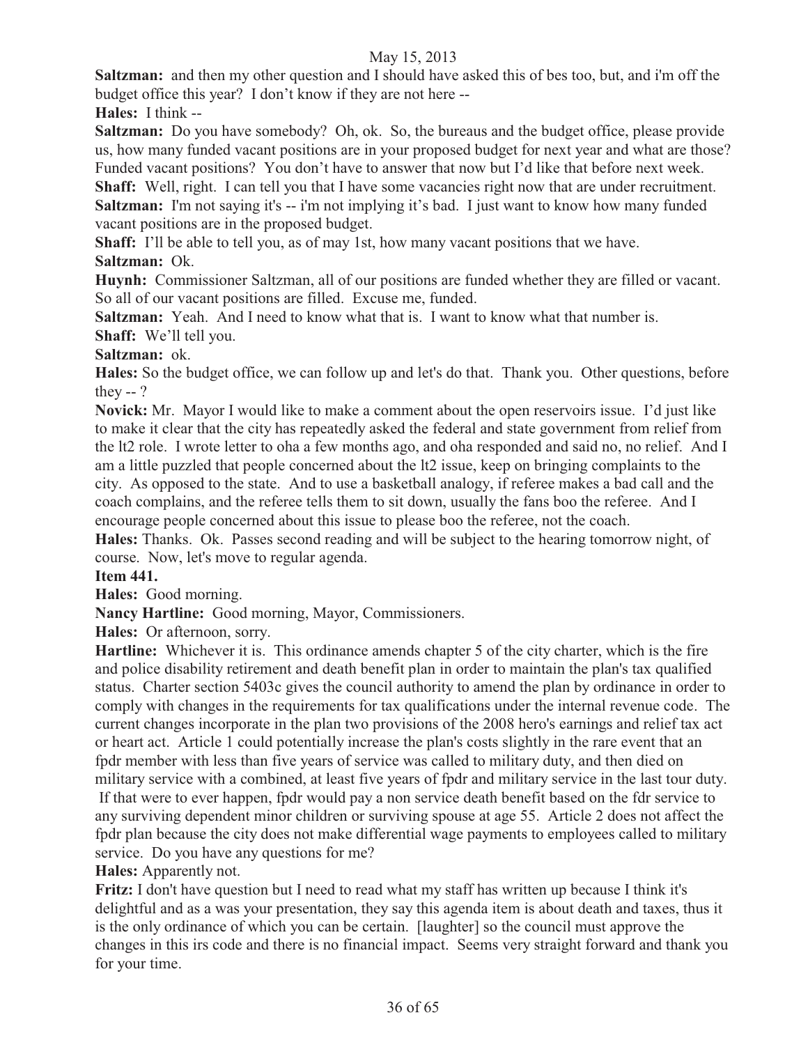**Saltzman:** and then my other question and I should have asked this of bes too, but, and i'm off the budget office this year? I don't know if they are not here --

**Hales:** I think --

**Saltzman:** Do you have somebody? Oh, ok. So, the bureaus and the budget office, please provide us, how many funded vacant positions are in your proposed budget for next year and what are those? Funded vacant positions? You don't have to answer that now but I'd like that before next week.

**Shaff:** Well, right. I can tell you that I have some vacancies right now that are under recruitment.

**Saltzman:** I'm not saying it's -- i'm not implying it's bad. I just want to know how many funded vacant positions are in the proposed budget.

**Shaff:** I'll be able to tell you, as of may 1st, how many vacant positions that we have.

**Saltzman:** Ok.

**Huynh:** Commissioner Saltzman, all of our positions are funded whether they are filled or vacant. So all of our vacant positions are filled. Excuse me, funded.

**Saltzman:** Yeah. And I need to know what that is. I want to know what that number is.

**Shaff:** We'll tell you.

**Saltzman:** ok.

**Hales:** So the budget office, we can follow up and let's do that. Thank you. Other questions, before they -- ?

**Novick:** Mr. Mayor I would like to make a comment about the open reservoirs issue. I'd just like to make it clear that the city has repeatedly asked the federal and state government from relief from the lt2 role. I wrote letter to oha a few months ago, and oha responded and said no, no relief. And I am a little puzzled that people concerned about the lt2 issue, keep on bringing complaints to the city. As opposed to the state. And to use a basketball analogy, if referee makes a bad call and the coach complains, and the referee tells them to sit down, usually the fans boo the referee. And I encourage people concerned about this issue to please boo the referee, not the coach.

**Hales:** Thanks. Ok. Passes second reading and will be subject to the hearing tomorrow night, of course. Now, let's move to regular agenda.

**Item 441.**

**Hales:** Good morning.

**Nancy Hartline:** Good morning, Mayor, Commissioners.

**Hales:** Or afternoon, sorry.

**Hartline:** Whichever it is. This ordinance amends chapter 5 of the city charter, which is the fire and police disability retirement and death benefit plan in order to maintain the plan's tax qualified status. Charter section 5403c gives the council authority to amend the plan by ordinance in order to comply with changes in the requirements for tax qualifications under the internal revenue code. The current changes incorporate in the plan two provisions of the 2008 hero's earnings and relief tax act or heart act. Article 1 could potentially increase the plan's costs slightly in the rare event that an fpdr member with less than five years of service was called to military duty, and then died on military service with a combined, at least five years of fpdr and military service in the last tour duty. If that were to ever happen, fpdr would pay a non service death benefit based on the fdr service to any surviving dependent minor children or surviving spouse at age 55. Article 2 does not affect the fpdr plan because the city does not make differential wage payments to employees called to military service. Do you have any questions for me?

**Hales:** Apparently not.

**Fritz:** I don't have question but I need to read what my staff has written up because I think it's delightful and as a was your presentation, they say this agenda item is about death and taxes, thus it is the only ordinance of which you can be certain. [laughter] so the council must approve the changes in this irs code and there is no financial impact. Seems very straight forward and thank you for your time.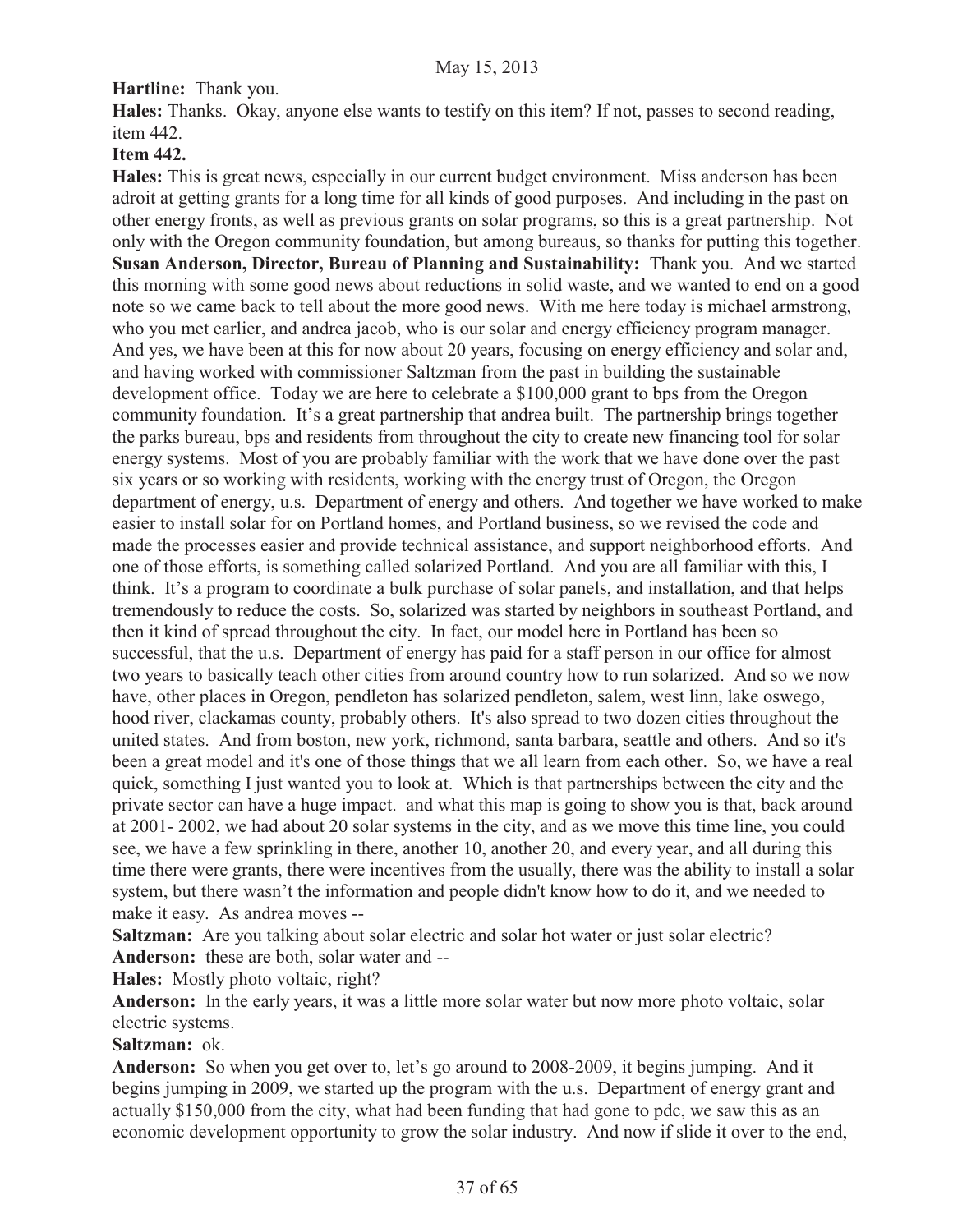**Hartline:** Thank you.

**Hales:** Thanks. Okay, anyone else wants to testify on this item? If not, passes to second reading, item 442.

**Item 442.**

**Hales:** This is great news, especially in our current budget environment. Miss anderson has been adroit at getting grants for a long time for all kinds of good purposes. And including in the past on other energy fronts, as well as previous grants on solar programs, so this is a great partnership. Not only with the Oregon community foundation, but among bureaus, so thanks for putting this together.

**Susan Anderson, Director, Bureau of Planning and Sustainability:** Thank you. And we started this morning with some good news about reductions in solid waste, and we wanted to end on a good note so we came back to tell about the more good news. With me here today is michael armstrong, who you met earlier, and andrea jacob, who is our solar and energy efficiency program manager. And yes, we have been at this for now about 20 years, focusing on energy efficiency and solar and, and having worked with commissioner Saltzman from the past in building the sustainable development office. Today we are here to celebrate a $100,000 grant to bps from the Oregon community foundation. It's a great partnership that andrea built. The partnership brings together the parks bureau, bps and residents from throughout the city to create new financing tool for solar energy systems. Most of you are probably familiar with the work that we have done over the past six years or so working with residents, working with the energy trust of Oregon, the Oregon department of energy, u.s. Department of energy and others. And together we have worked to make easier to install solar for on Portland homes, and Portland business, so we revised the code and made the processes easier and provide technical assistance, and support neighborhood efforts. And one of those efforts, is something called solarized Portland. And you are all familiar with this, I think. It's a program to coordinate a bulk purchase of solar panels, and installation, and that helps tremendously to reduce the costs. So, solarized was started by neighbors in southeast Portland, and then it kind of spread throughout the city. In fact, our model here in Portland has been so successful, that the u.s. Department of energy has paid for a staff person in our office for almost two years to basically teach other cities from around country how to run solarized. And so we now have, other places in Oregon, pendleton has solarized pendleton, salem, west linn, lake oswego, hood river, clackamas county, probably others. It's also spread to two dozen cities throughout the united states. And from boston, new york, richmond, santa barbara, seattle and others. And so it's been a great model and it's one of those things that we all learn from each other. So, we have a real quick, something I just wanted you to look at. Which is that partnerships between the city and the private sector can have a huge impact. and what this map is going to show you is that, back around at 2001- 2002, we had about 20 solar systems in the city, and as we move this time line, you could see, we have a few sprinkling in there, another 10, another 20, and every year, and all during this time there were grants, there were incentives from the usually, there was the ability to install a solar system, but there wasn't the information and people didn't know how to do it, and we needed to make it easy. As andrea moves --

**Saltzman:** Are you talking about solar electric and solar hot water or just solar electric?

**Anderson:** these are both, solar water and --

**Hales:** Mostly photo voltaic, right?

**Anderson:** In the early years, it was a little more solar water but now more photo voltaic, solar electric systems.

**Saltzman:** ok.

**Anderson:** So when you get over to, let's go around to 2008-2009, it begins jumping. And it begins jumping in 2009, we started up the program with the u.s. Department of energy grant and actually $150,000 from the city, what had been funding that had gone to pdc, we saw this as an economic development opportunity to grow the solar industry. And now if slide it over to the end,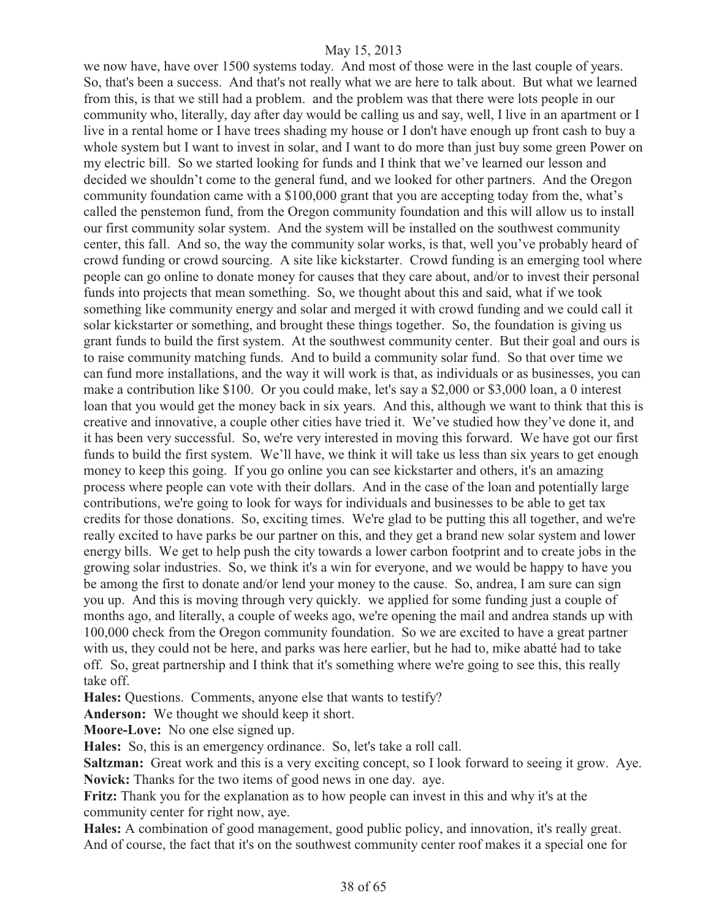we now have, have over 1500 systems today. And most of those were in the last couple of years. So, that's been a success. And that's not really what we are here to talk about. But what we learned from this, is that we still had a problem. and the problem was that there were lots people in our community who, literally, day after day would be calling us and say, well, I live in an apartment or I live in a rental home or I have trees shading my house or I don't have enough up front cash to buy a whole system but I want to invest in solar, and I want to do more than just buy some green Power on my electric bill. So we started looking for funds and I think that we've learned our lesson and decided we shouldn't come to the general fund, and we looked for other partners. And the Oregon community foundation came with a $100,000 grant that you are accepting today from the, what's called the penstemon fund, from the Oregon community foundation and this will allow us to install our first community solar system. And the system will be installed on the southwest community center, this fall. And so, the way the community solar works, is that, well you've probably heard of crowd funding or crowd sourcing. A site like kickstarter. Crowd funding is an emerging tool where people can go online to donate money for causes that they care about, and/or to invest their personal funds into projects that mean something. So, we thought about this and said, what if we took something like community energy and solar and merged it with crowd funding and we could call it solar kickstarter or something, and brought these things together. So, the foundation is giving us grant funds to build the first system. At the southwest community center. But their goal and ours is to raise community matching funds. And to build a community solar fund. So that over time we can fund more installations, and the way it will work is that, as individuals or as businesses, you can make a contribution like $100. Or you could make, let's say a $2,000 or $3,000 loan, a 0 interest loan that you would get the money back in six years. And this, although we want to think that this is creative and innovative, a couple other cities have tried it. We've studied how they've done it, and it has been very successful. So, we're very interested in moving this forward. We have got our first funds to build the first system. We'll have, we think it will take us less than six years to get enough money to keep this going. If you go online you can see kickstarter and others, it's an amazing process where people can vote with their dollars. And in the case of the loan and potentially large contributions, we're going to look for ways for individuals and businesses to be able to get tax credits for those donations. So, exciting times. We're glad to be putting this all together, and we're really excited to have parks be our partner on this, and they get a brand new solar system and lower energy bills. We get to help push the city towards a lower carbon footprint and to create jobs in the growing solar industries. So, we think it's a win for everyone, and we would be happy to have you be among the first to donate and/or lend your money to the cause. So, andrea, I am sure can sign you up. And this is moving through very quickly. we applied for some funding just a couple of months ago, and literally, a couple of weeks ago, we're opening the mail and andrea stands up with 100,000 check from the Oregon community foundation. So we are excited to have a great partner with us, they could not be here, and parks was here earlier, but he had to, mike abatté had to take off. So, great partnership and I think that it's something where we're going to see this, this really take off.

**Hales:** Questions. Comments, anyone else that wants to testify?

**Anderson:** We thought we should keep it short.

**Moore-Love:** No one else signed up.

**Hales:** So, this is an emergency ordinance. So, let's take a roll call.

**Saltzman:** Great work and this is a very exciting concept, so I look forward to seeing it grow. Aye.

**Novick:** Thanks for the two items of good news in one day. aye.

**Fritz:** Thank you for the explanation as to how people can invest in this and why it's at the community center for right now, aye.

**Hales:** A combination of good management, good public policy, and innovation, it's really great. And of course, the fact that it's on the southwest community center roof makes it a special one for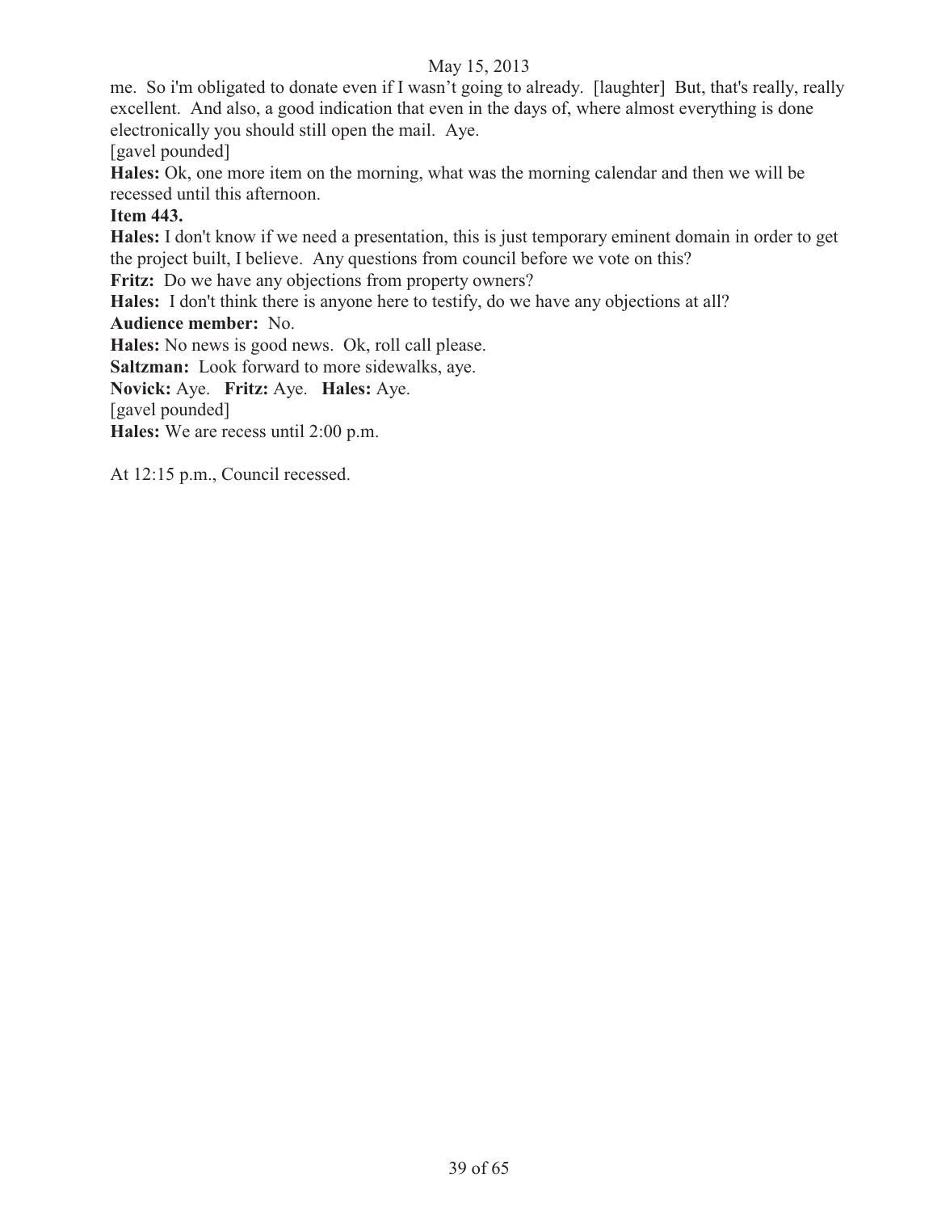me. So i'm obligated to donate even if I wasn't going to already. [laughter] But, that's really, really excellent. And also, a good indication that even in the days of, where almost everything is done electronically you should still open the mail. Aye.

[gavel pounded]

**Hales:** Ok, one more item on the morning, what was the morning calendar and then we will be recessed until this afternoon.

**Item 443.**

**Hales:** I don't know if we need a presentation, this is just temporary eminent domain in order to get the project built, I believe. Any questions from council before we vote on this?

**Fritz:** Do we have any objections from property owners?

**Hales:** I don't think there is anyone here to testify, do we have any objections at all?

**Audience member:** No.

**Hales:** No news is good news. Ok, roll call please.

**Saltzman:** Look forward to more sidewalks, aye.

**Novick:** Aye. **Fritz:** Aye. **Hales:** Aye.

[gavel pounded]

**Hales:** We are recess until 2:00 p.m.

At 12:15 p.m., Council recessed.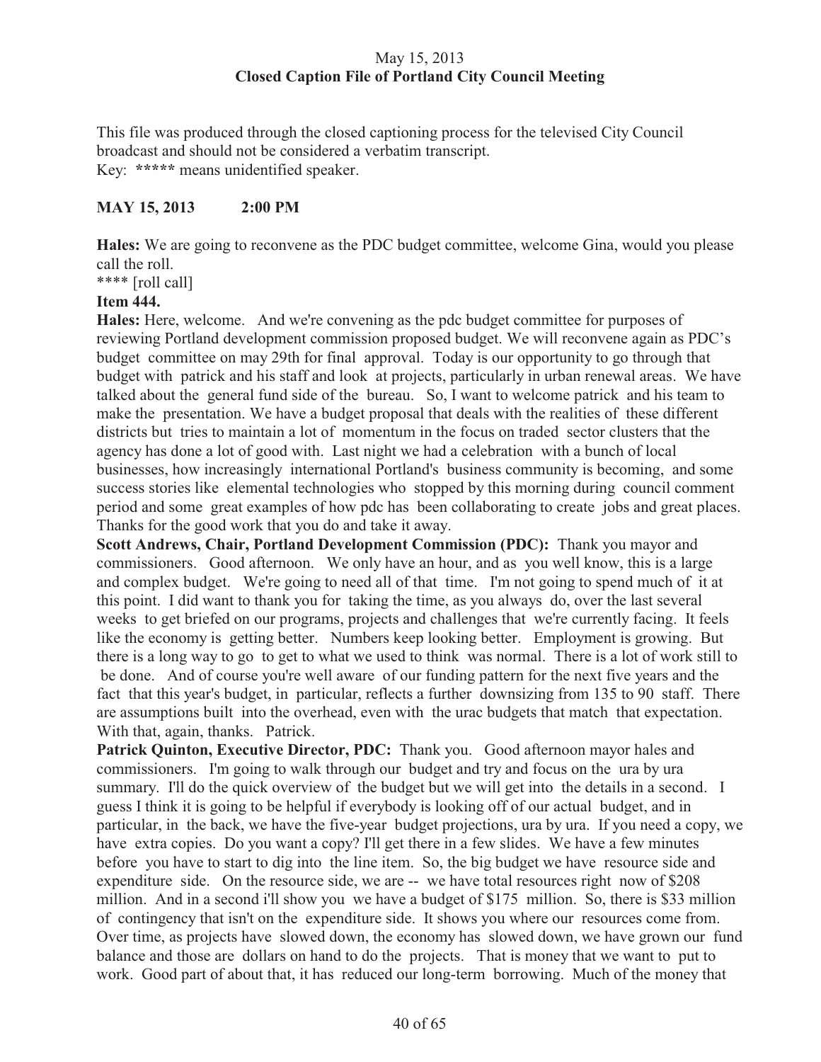May 15, 2013
**Closed Caption File of Portland City Council Meeting**

This file was produced through the closed captioning process for the televised City Council broadcast and should not be considered a verbatim transcript.
Key: **\*\*\*\*\*** means unidentified speaker.

**MAY 15, 2013 2:00 PM**

**Hales:** We are going to reconvene as the PDC budget committee, welcome Gina, would you please call the roll.
\*\*\*\* [roll call]

**Item 444.**

**Hales:** Here, welcome. And we're convening as the pdc budget committee for purposes of reviewing Portland development commission proposed budget. We will reconvene again as PDC's budget committee on may 29th for final approval. Today is our opportunity to go through that budget with patrick and his staff and look at projects, particularly in urban renewal areas. We have talked about the general fund side of the bureau. So, I want to welcome patrick and his team to make the presentation. We have a budget proposal that deals with the realities of these different districts but tries to maintain a lot of momentum in the focus on traded sector clusters that the agency has done a lot of good with. Last night we had a celebration with a bunch of local businesses, how increasingly international Portland's business community is becoming, and some success stories like elemental technologies who stopped by this morning during council comment period and some great examples of how pdc has been collaborating to create jobs and great places. Thanks for the good work that you do and take it away.

**Scott Andrews, Chair, Portland Development Commission (PDC):** Thank you mayor and commissioners. Good afternoon. We only have an hour, and as you well know, this is a large and complex budget. We're going to need all of that time. I'm not going to spend much of it at this point. I did want to thank you for taking the time, as you always do, over the last several weeks to get briefed on our programs, projects and challenges that we're currently facing. It feels like the economy is getting better. Numbers keep looking better. Employment is growing. But there is a long way to go to get to what we used to think was normal. There is a lot of work still to be done. And of course you're well aware of our funding pattern for the next five years and the fact that this year's budget, in particular, reflects a further downsizing from 135 to 90 staff. There are assumptions built into the overhead, even with the urac budgets that match that expectation. With that, again, thanks. Patrick.

**Patrick Quinton, Executive Director, PDC:** Thank you. Good afternoon mayor hales and commissioners. I'm going to walk through our budget and try and focus on the ura by ura summary. I'll do the quick overview of the budget but we will get into the details in a second. I guess I think it is going to be helpful if everybody is looking off of our actual budget, and in particular, in the back, we have the five-year budget projections, ura by ura. If you need a copy, we have extra copies. Do you want a copy? I'll get there in a few slides. We have a few minutes before you have to start to dig into the line item. So, the big budget we have resource side and expenditure side. On the resource side, we are -- we have total resources right now of $208 million. And in a second i'll show you we have a budget of $175 million. So, there is $33 million of contingency that isn't on the expenditure side. It shows you where our resources come from. Over time, as projects have slowed down, the economy has slowed down, we have grown our fund balance and those are dollars on hand to do the projects. That is money that we want to put to work. Good part of about that, it has reduced our long-term borrowing. Much of the money that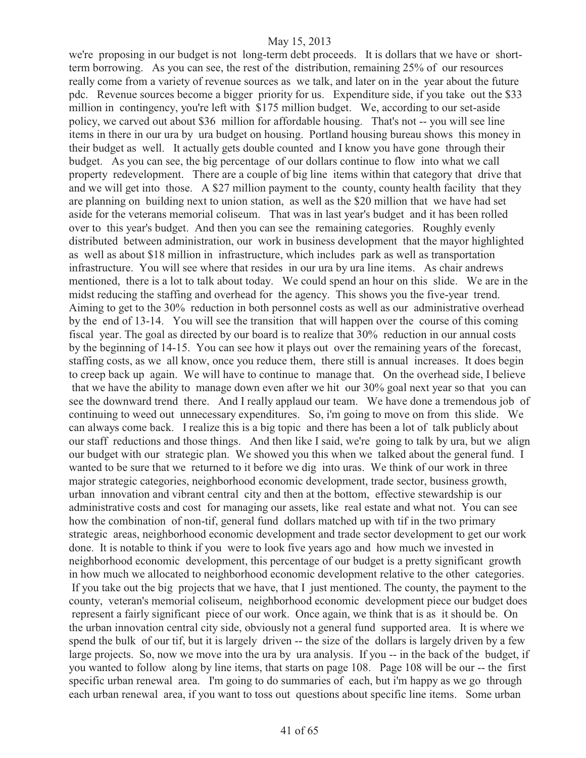we're proposing in our budget is not long-term debt proceeds. It is dollars that we have or short-term borrowing. As you can see, the rest of the distribution, remaining 25% of our resources really come from a variety of revenue sources as we talk, and later on in the year about the future pdc. Revenue sources become a bigger priority for us. Expenditure side, if you take out the $33 million in contingency, you're left with $175 million budget. We, according to our set-aside policy, we carved out about $36 million for affordable housing. That's not -- you will see line items in there in our ura by ura budget on housing. Portland housing bureau shows this money in their budget as well. It actually gets double counted and I know you have gone through their budget. As you can see, the big percentage of our dollars continue to flow into what we call property redevelopment. There are a couple of big line items within that category that drive that and we will get into those. A $27 million payment to the county, county health facility that they are planning on building next to union station, as well as the $20 million that we have had set aside for the veterans memorial coliseum. That was in last year's budget and it has been rolled over to this year's budget. And then you can see the remaining categories. Roughly evenly distributed between administration, our work in business development that the mayor highlighted as well as about $18 million in infrastructure, which includes park as well as transportation infrastructure. You will see where that resides in our ura by ura line items. As chair andrews mentioned, there is a lot to talk about today. We could spend an hour on this slide. We are in the midst reducing the staffing and overhead for the agency. This shows you the five-year trend. Aiming to get to the 30% reduction in both personnel costs as well as our administrative overhead by the end of 13-14. You will see the transition that will happen over the course of this coming fiscal year. The goal as directed by our board is to realize that 30% reduction in our annual costs by the beginning of 14-15. You can see how it plays out over the remaining years of the forecast, staffing costs, as we all know, once you reduce them, there still is annual increases. It does begin to creep back up again. We will have to continue to manage that. On the overhead side, I believe that we have the ability to manage down even after we hit our 30% goal next year so that you can see the downward trend there. And I really applaud our team. We have done a tremendous job of continuing to weed out unnecessary expenditures. So, i'm going to move on from this slide. We can always come back. I realize this is a big topic and there has been a lot of talk publicly about our staff reductions and those things. And then like I said, we're going to talk by ura, but we align our budget with our strategic plan. We showed you this when we talked about the general fund. I wanted to be sure that we returned to it before we dig into uras. We think of our work in three major strategic categories, neighborhood economic development, trade sector, business growth, urban innovation and vibrant central city and then at the bottom, effective stewardship is our administrative costs and cost for managing our assets, like real estate and what not. You can see how the combination of non-tif, general fund dollars matched up with tif in the two primary strategic areas, neighborhood economic development and trade sector development to get our work done. It is notable to think if you were to look five years ago and how much we invested in neighborhood economic development, this percentage of our budget is a pretty significant growth in how much we allocated to neighborhood economic development relative to the other categories. If you take out the big projects that we have, that I just mentioned. The county, the payment to the county, veteran's memorial coliseum, neighborhood economic development piece our budget does represent a fairly significant piece of our work. Once again, we think that is as it should be. On the urban innovation central city side, obviously not a general fund supported area. It is where we spend the bulk of our tif, but it is largely driven -- the size of the dollars is largely driven by a few large projects. So, now we move into the ura by ura analysis. If you -- in the back of the budget, if you wanted to follow along by line items, that starts on page 108. Page 108 will be our -- the first specific urban renewal area. I'm going to do summaries of each, but i'm happy as we go through each urban renewal area, if you want to toss out questions about specific line items. Some urban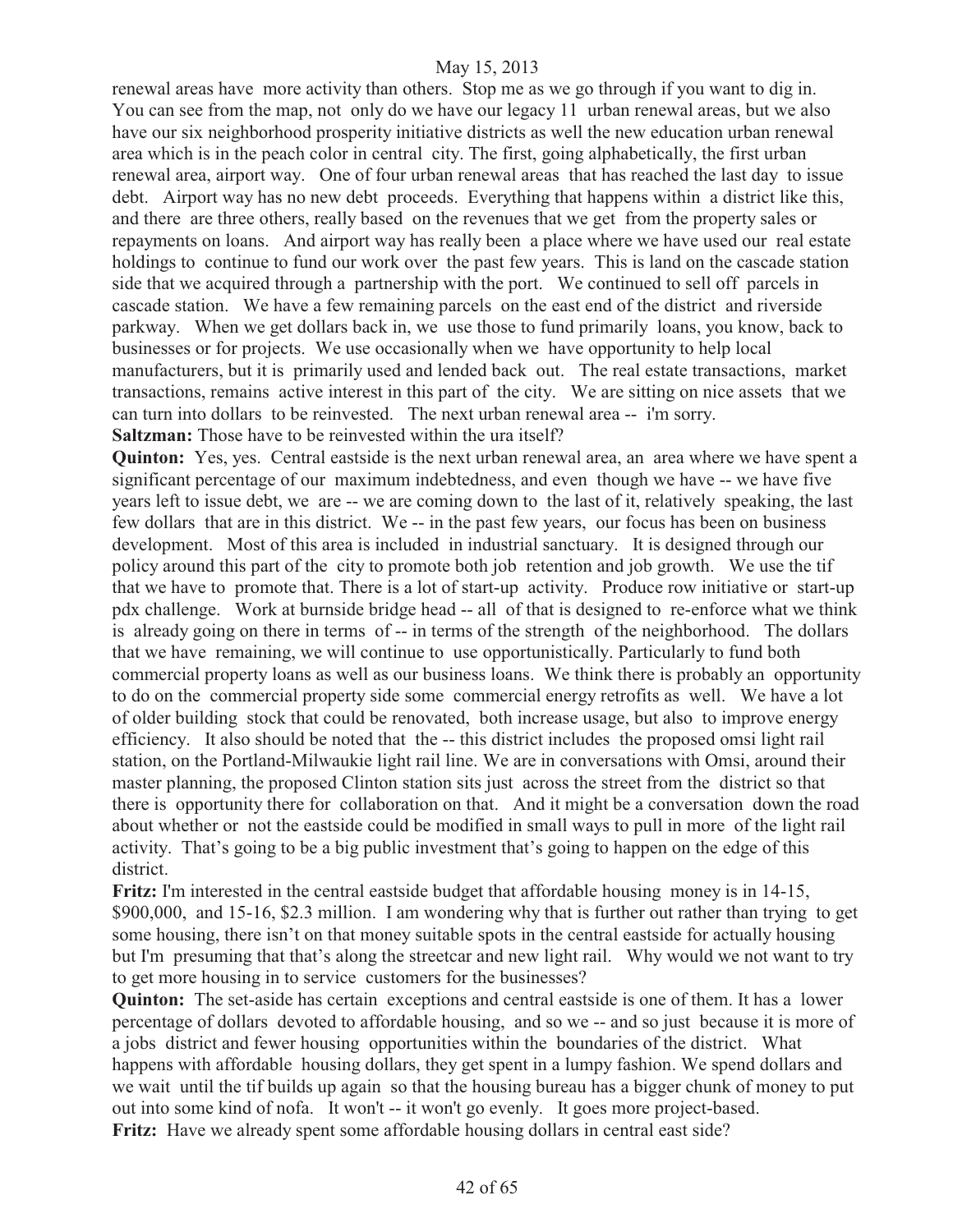renewal areas have more activity than others. Stop me as we go through if you want to dig in. You can see from the map, not only do we have our legacy 11 urban renewal areas, but we also have our six neighborhood prosperity initiative districts as well the new education urban renewal area which is in the peach color in central city. The first, going alphabetically, the first urban renewal area, airport way. One of four urban renewal areas that has reached the last day to issue debt. Airport way has no new debt proceeds. Everything that happens within a district like this, and there are three others, really based on the revenues that we get from the property sales or repayments on loans. And airport way has really been a place where we have used our real estate holdings to continue to fund our work over the past few years. This is land on the cascade station side that we acquired through a partnership with the port. We continued to sell off parcels in cascade station. We have a few remaining parcels on the east end of the district and riverside parkway. When we get dollars back in, we use those to fund primarily loans, you know, back to businesses or for projects. We use occasionally when we have opportunity to help local manufacturers, but it is primarily used and lended back out. The real estate transactions, market transactions, remains active interest in this part of the city. We are sitting on nice assets that we can turn into dollars to be reinvested. The next urban renewal area -- i'm sorry.

**Saltzman:** Those have to be reinvested within the ura itself?

**Quinton:** Yes, yes. Central eastside is the next urban renewal area, an area where we have spent a significant percentage of our maximum indebtedness, and even though we have -- we have five years left to issue debt, we are -- we are coming down to the last of it, relatively speaking, the last few dollars that are in this district. We -- in the past few years, our focus has been on business development. Most of this area is included in industrial sanctuary. It is designed through our policy around this part of the city to promote both job retention and job growth. We use the tif that we have to promote that. There is a lot of start-up activity. Produce row initiative or start-up pdx challenge. Work at burnside bridge head -- all of that is designed to re-enforce what we think is already going on there in terms of -- in terms of the strength of the neighborhood. The dollars that we have remaining, we will continue to use opportunistically. Particularly to fund both commercial property loans as well as our business loans. We think there is probably an opportunity to do on the commercial property side some commercial energy retrofits as well. We have a lot of older building stock that could be renovated, both increase usage, but also to improve energy efficiency. It also should be noted that the -- this district includes the proposed omsi light rail station, on the Portland-Milwaukie light rail line. We are in conversations with Omsi, around their master planning, the proposed Clinton station sits just across the street from the district so that there is opportunity there for collaboration on that. And it might be a conversation down the road about whether or not the eastside could be modified in small ways to pull in more of the light rail activity. That's going to be a big public investment that's going to happen on the edge of this district.

**Fritz:** I'm interested in the central eastside budget that affordable housing money is in 14-15, $900,000, and 15-16, $2.3 million. I am wondering why that is further out rather than trying to get some housing, there isn't on that money suitable spots in the central eastside for actually housing but I'm presuming that that's along the streetcar and new light rail. Why would we not want to try to get more housing in to service customers for the businesses?

**Quinton:** The set-aside has certain exceptions and central eastside is one of them. It has a lower percentage of dollars devoted to affordable housing, and so we -- and so just because it is more of a jobs district and fewer housing opportunities within the boundaries of the district. What happens with affordable housing dollars, they get spent in a lumpy fashion. We spend dollars and we wait until the tif builds up again so that the housing bureau has a bigger chunk of money to put out into some kind of nofa. It won't -- it won't go evenly. It goes more project-based.

**Fritz:** Have we already spent some affordable housing dollars in central east side?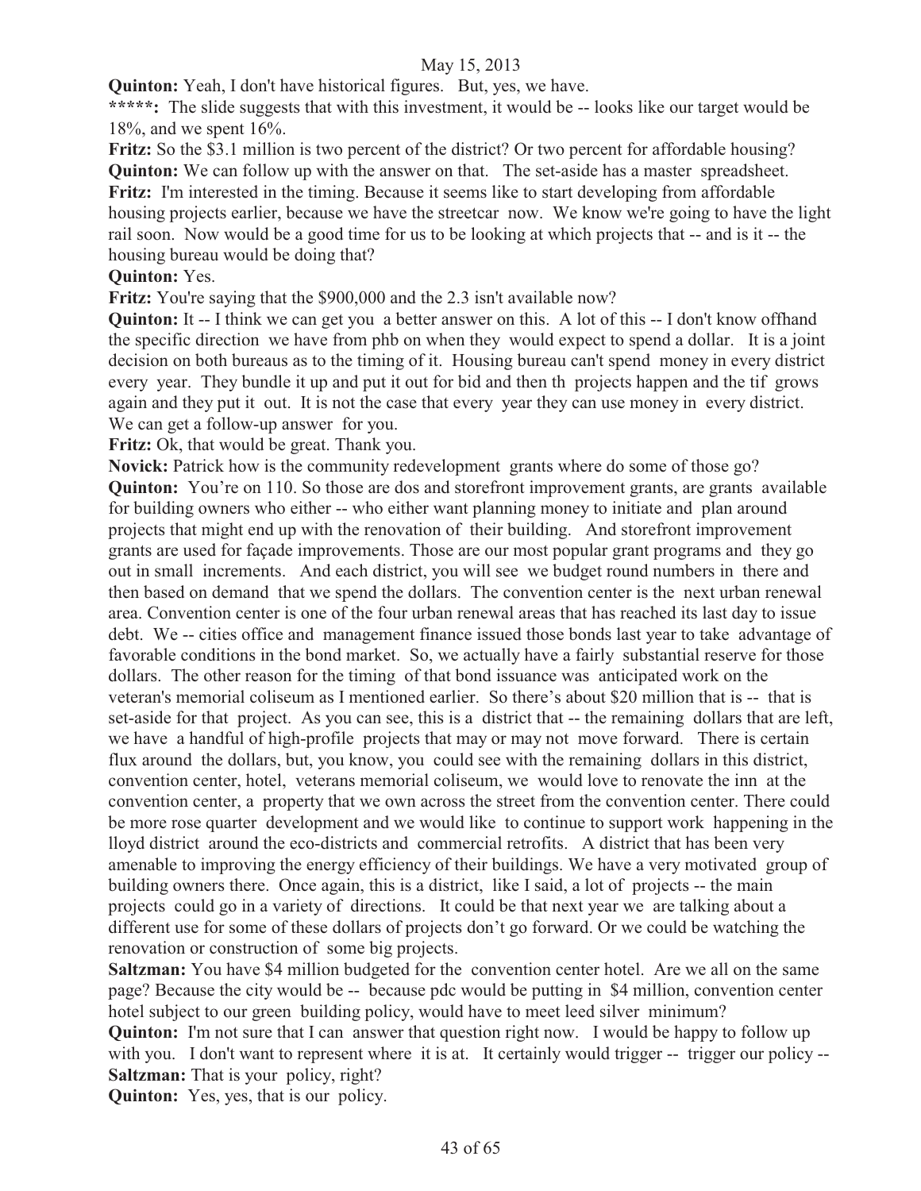**Quinton:** Yeah, I don't have historical figures. But, yes, we have.

*****: The slide suggests that with this investment, it would be -- looks like our target would be 18%, and we spent 16%.

**Fritz:** So the $3.1 million is two percent of the district? Or two percent for affordable housing?

**Quinton:** We can follow up with the answer on that. The set-aside has a master spreadsheet.

**Fritz:** I'm interested in the timing. Because it seems like to start developing from affordable housing projects earlier, because we have the streetcar now. We know we're going to have the light rail soon. Now would be a good time for us to be looking at which projects that -- and is it -- the housing bureau would be doing that?

**Quinton:** Yes.

**Fritz:** You're saying that the $900,000 and the 2.3 isn't available now?

**Quinton:** It -- I think we can get you a better answer on this. A lot of this -- I don't know offhand the specific direction we have from phb on when they would expect to spend a dollar. It is a joint decision on both bureaus as to the timing of it. Housing bureau can't spend money in every district every year. They bundle it up and put it out for bid and then th projects happen and the tif grows again and they put it out. It is not the case that every year they can use money in every district. We can get a follow-up answer for you.

**Fritz:** Ok, that would be great. Thank you.

**Novick:** Patrick how is the community redevelopment grants where do some of those go?

**Quinton:** You're on 110. So those are dos and storefront improvement grants, are grants available for building owners who either -- who either want planning money to initiate and plan around projects that might end up with the renovation of their building. And storefront improvement grants are used for façade improvements. Those are our most popular grant programs and they go out in small increments. And each district, you will see we budget round numbers in there and then based on demand that we spend the dollars. The convention center is the next urban renewal area. Convention center is one of the four urban renewal areas that has reached its last day to issue debt. We -- cities office and management finance issued those bonds last year to take advantage of favorable conditions in the bond market. So, we actually have a fairly substantial reserve for those dollars. The other reason for the timing of that bond issuance was anticipated work on the veteran's memorial coliseum as I mentioned earlier. So there's about $20 million that is -- that is set-aside for that project. As you can see, this is a district that -- the remaining dollars that are left, we have a handful of high-profile projects that may or may not move forward. There is certain flux around the dollars, but, you know, you could see with the remaining dollars in this district, convention center, hotel, veterans memorial coliseum, we would love to renovate the inn at the convention center, a property that we own across the street from the convention center. There could be more rose quarter development and we would like to continue to support work happening in the lloyd district around the eco-districts and commercial retrofits. A district that has been very amenable to improving the energy efficiency of their buildings. We have a very motivated group of building owners there. Once again, this is a district, like I said, a lot of projects -- the main projects could go in a variety of directions. It could be that next year we are talking about a different use for some of these dollars of projects don't go forward. Or we could be watching the renovation or construction of some big projects.

**Saltzman:** You have $4 million budgeted for the convention center hotel. Are we all on the same page? Because the city would be -- because pdc would be putting in $4 million, convention center hotel subject to our green building policy, would have to meet leed silver minimum?

**Quinton:** I'm not sure that I can answer that question right now. I would be happy to follow up with you. I don't want to represent where it is at. It certainly would trigger -- trigger our policy --

**Saltzman:** That is your policy, right?

**Quinton:** Yes, yes, that is our policy.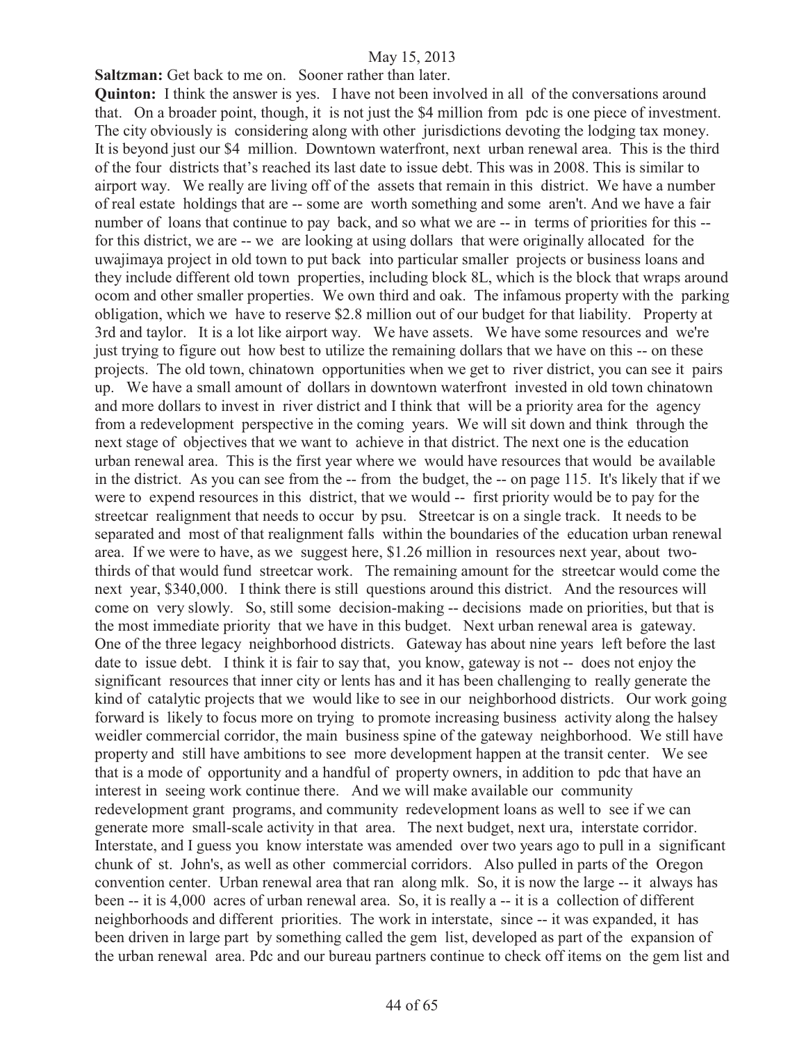**Saltzman:** Get back to me on. Sooner rather than later.

**Quinton:** I think the answer is yes. I have not been involved in all of the conversations around that. On a broader point, though, it is not just the $4 million from pdc is one piece of investment. The city obviously is considering along with other jurisdictions devoting the lodging tax money. It is beyond just our $4 million. Downtown waterfront, next urban renewal area. This is the third of the four districts that's reached its last date to issue debt. This was in 2008. This is similar to airport way. We really are living off of the assets that remain in this district. We have a number of real estate holdings that are -- some are worth something and some aren't. And we have a fair number of loans that continue to pay back, and so what we are -- in terms of priorities for this -- for this district, we are -- we are looking at using dollars that were originally allocated for the uwajimaya project in old town to put back into particular smaller projects or business loans and they include different old town properties, including block 8L, which is the block that wraps around ocom and other smaller properties. We own third and oak. The infamous property with the parking obligation, which we have to reserve $2.8 million out of our budget for that liability. Property at 3rd and taylor. It is a lot like airport way. We have assets. We have some resources and we're just trying to figure out how best to utilize the remaining dollars that we have on this -- on these projects. The old town, chinatown opportunities when we get to river district, you can see it pairs up. We have a small amount of dollars in downtown waterfront invested in old town chinatown and more dollars to invest in river district and I think that will be a priority area for the agency from a redevelopment perspective in the coming years. We will sit down and think through the next stage of objectives that we want to achieve in that district. The next one is the education urban renewal area. This is the first year where we would have resources that would be available in the district. As you can see from the -- from the budget, the -- on page 115. It's likely that if we were to expend resources in this district, that we would -- first priority would be to pay for the streetcar realignment that needs to occur by psu. Streetcar is on a single track. It needs to be separated and most of that realignment falls within the boundaries of the education urban renewal area. If we were to have, as we suggest here, $1.26 million in resources next year, about two-thirds of that would fund streetcar work. The remaining amount for the streetcar would come the next year, $340,000. I think there is still questions around this district. And the resources will come on very slowly. So, still some decision-making -- decisions made on priorities, but that is the most immediate priority that we have in this budget. Next urban renewal area is gateway. One of the three legacy neighborhood districts. Gateway has about nine years left before the last date to issue debt. I think it is fair to say that, you know, gateway is not -- does not enjoy the significant resources that inner city or lents has and it has been challenging to really generate the kind of catalytic projects that we would like to see in our neighborhood districts. Our work going forward is likely to focus more on trying to promote increasing business activity along the halsey weidler commercial corridor, the main business spine of the gateway neighborhood. We still have property and still have ambitions to see more development happen at the transit center. We see that is a mode of opportunity and a handful of property owners, in addition to pdc that have an interest in seeing work continue there. And we will make available our community redevelopment grant programs, and community redevelopment loans as well to see if we can generate more small-scale activity in that area. The next budget, next ura, interstate corridor. Interstate, and I guess you know interstate was amended over two years ago to pull in a significant chunk of st. John's, as well as other commercial corridors. Also pulled in parts of the Oregon convention center. Urban renewal area that ran along mlk. So, it is now the large -- it always has been -- it is 4,000 acres of urban renewal area. So, it is really a -- it is a collection of different neighborhoods and different priorities. The work in interstate, since -- it was expanded, it has been driven in large part by something called the gem list, developed as part of the expansion of the urban renewal area. Pdc and our bureau partners continue to check off items on the gem list and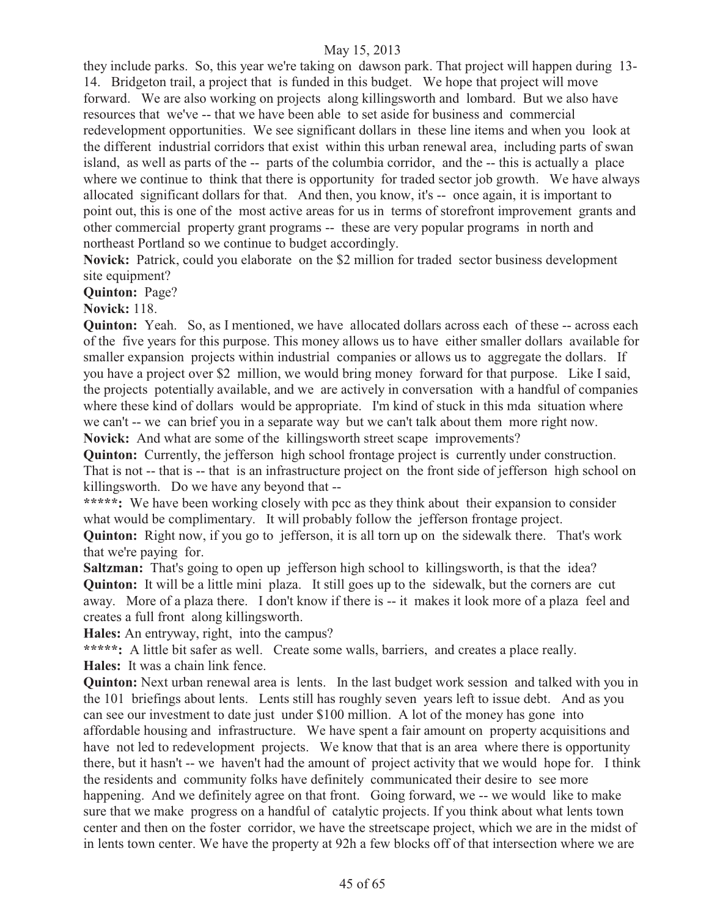they include parks. So, this year we're taking on dawson park. That project will happen during 13-14. Bridgeton trail, a project that is funded in this budget. We hope that project will move forward. We are also working on projects along killingsworth and lombard. But we also have resources that we've -- that we have been able to set aside for business and commercial redevelopment opportunities. We see significant dollars in these line items and when you look at the different industrial corridors that exist within this urban renewal area, including parts of swan island, as well as parts of the -- parts of the columbia corridor, and the -- this is actually a place where we continue to think that there is opportunity for traded sector job growth. We have always allocated significant dollars for that. And then, you know, it's -- once again, it is important to point out, this is one of the most active areas for us in terms of storefront improvement grants and other commercial property grant programs -- these are very popular programs in north and northeast Portland so we continue to budget accordingly.

**Novick:** Patrick, could you elaborate on the $2 million for traded sector business development site equipment?

**Quinton:** Page?

**Novick:** 118.

**Quinton:** Yeah. So, as I mentioned, we have allocated dollars across each of these -- across each of the five years for this purpose. This money allows us to have either smaller dollars available for smaller expansion projects within industrial companies or allows us to aggregate the dollars. If you have a project over $2 million, we would bring money forward for that purpose. Like I said, the projects potentially available, and we are actively in conversation with a handful of companies where these kind of dollars would be appropriate. I'm kind of stuck in this mda situation where we can't -- we can brief you in a separate way but we can't talk about them more right now.

**Novick:** And what are some of the killingsworth street scape improvements?

**Quinton:** Currently, the jefferson high school frontage project is currently under construction. That is not -- that is -- that is an infrastructure project on the front side of jefferson high school on killingsworth. Do we have any beyond that --

**\*\*\*\*\*:** We have been working closely with pcc as they think about their expansion to consider what would be complimentary. It will probably follow the jefferson frontage project.

**Quinton:** Right now, if you go to jefferson, it is all torn up on the sidewalk there. That's work that we're paying for.

**Saltzman:** That's going to open up jefferson high school to killingsworth, is that the idea?

**Quinton:** It will be a little mini plaza. It still goes up to the sidewalk, but the corners are cut away. More of a plaza there. I don't know if there is -- it makes it look more of a plaza feel and creates a full front along killingsworth.

**Hales:** An entryway, right, into the campus?

**\*\*\*\*\*:** A little bit safer as well. Create some walls, barriers, and creates a place really.

**Hales:** It was a chain link fence.

**Quinton:** Next urban renewal area is lents. In the last budget work session and talked with you in the 101 briefings about lents. Lents still has roughly seven years left to issue debt. And as you can see our investment to date just under $100 million. A lot of the money has gone into affordable housing and infrastructure. We have spent a fair amount on property acquisitions and have not led to redevelopment projects. We know that that is an area where there is opportunity there, but it hasn't -- we haven't had the amount of project activity that we would hope for. I think the residents and community folks have definitely communicated their desire to see more happening. And we definitely agree on that front. Going forward, we -- we would like to make sure that we make progress on a handful of catalytic projects. If you think about what lents town center and then on the foster corridor, we have the streetscape project, which we are in the midst of in lents town center. We have the property at 92h a few blocks off of that intersection where we are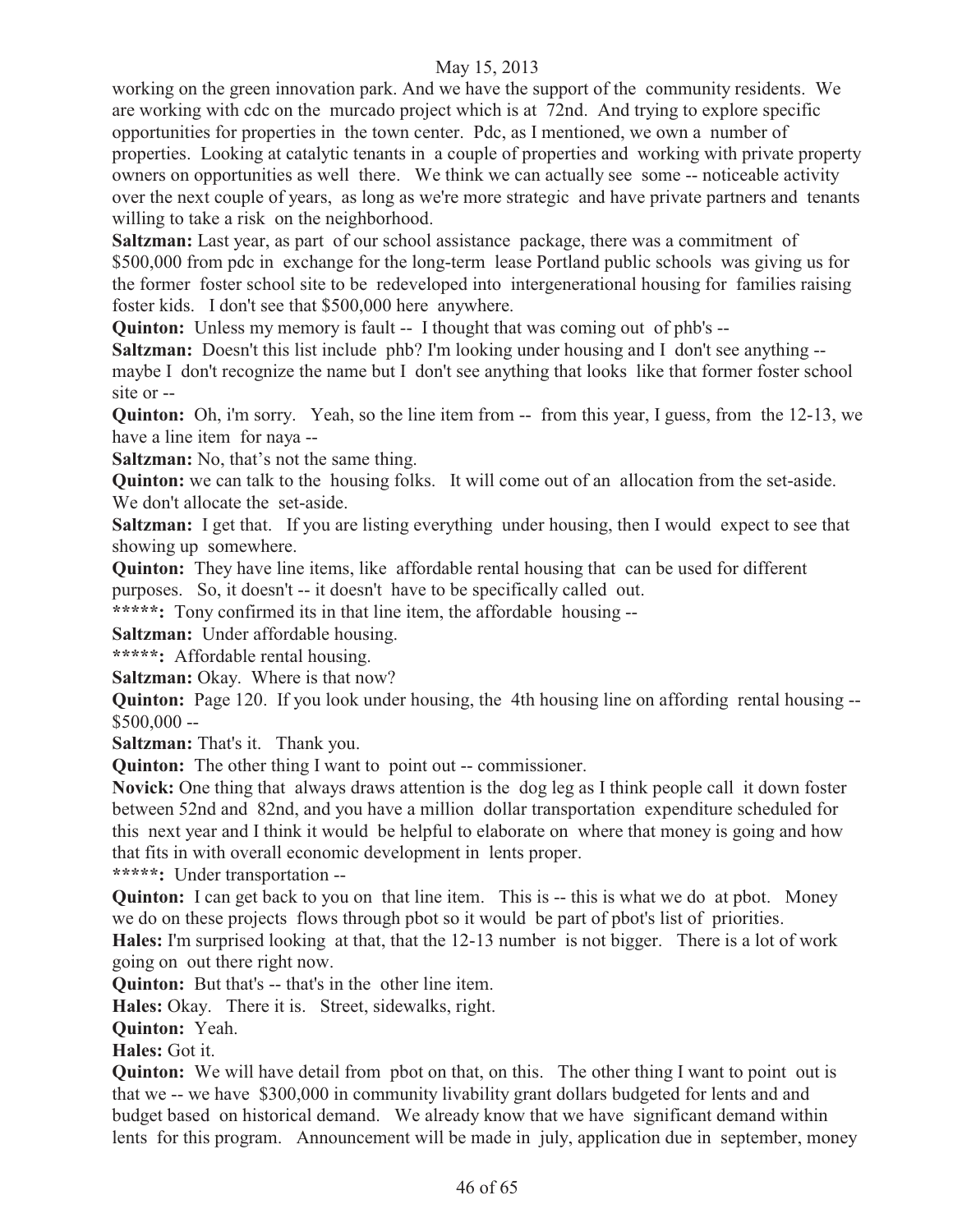working on the green innovation park. And we have the support of the community residents. We are working with cdc on the murcado project which is at 72nd. And trying to explore specific opportunities for properties in the town center. Pdc, as I mentioned, we own a number of properties. Looking at catalytic tenants in a couple of properties and working with private property owners on opportunities as well there. We think we can actually see some -- noticeable activity over the next couple of years, as long as we're more strategic and have private partners and tenants willing to take a risk on the neighborhood.

**Saltzman:** Last year, as part of our school assistance package, there was a commitment of $500,000 from pdc in exchange for the long-term lease Portland public schools was giving us for the former foster school site to be redeveloped into intergenerational housing for families raising foster kids. I don't see that $500,000 here anywhere.

**Quinton:** Unless my memory is fault -- I thought that was coming out of phb's --

**Saltzman:** Doesn't this list include phb? I'm looking under housing and I don't see anything -- maybe I don't recognize the name but I don't see anything that looks like that former foster school site or --

**Quinton:** Oh, i'm sorry. Yeah, so the line item from -- from this year, I guess, from the 12-13, we have a line item for naya --

**Saltzman:** No, that's not the same thing.

**Quinton:** we can talk to the housing folks. It will come out of an allocation from the set-aside. We don't allocate the set-aside.

**Saltzman:** I get that. If you are listing everything under housing, then I would expect to see that showing up somewhere.

**Quinton:** They have line items, like affordable rental housing that can be used for different purposes. So, it doesn't -- it doesn't have to be specifically called out.

**\*\*\*\*\*:** Tony confirmed its in that line item, the affordable housing --

**Saltzman:** Under affordable housing.

**\*\*\*\*\*:** Affordable rental housing.

**Saltzman:** Okay. Where is that now?

**Quinton:** Page 120. If you look under housing, the 4th housing line on affording rental housing -- $500,000 --

**Saltzman:** That's it. Thank you.

**Quinton:** The other thing I want to point out -- commissioner.

**Novick:** One thing that always draws attention is the dog leg as I think people call it down foster between 52nd and 82nd, and you have a million dollar transportation expenditure scheduled for this next year and I think it would be helpful to elaborate on where that money is going and how that fits in with overall economic development in lents proper.

**\*\*\*\*\*:** Under transportation --

**Quinton:** I can get back to you on that line item. This is -- this is what we do at pbot. Money we do on these projects flows through pbot so it would be part of pbot's list of priorities.

**Hales:** I'm surprised looking at that, that the 12-13 number is not bigger. There is a lot of work going on out there right now.

**Quinton:** But that's -- that's in the other line item.

**Hales:** Okay. There it is. Street, sidewalks, right.

**Quinton:** Yeah.

**Hales:** Got it.

**Quinton:** We will have detail from pbot on that, on this. The other thing I want to point out is that we -- we have $300,000 in community livability grant dollars budgeted for lents and and budget based on historical demand. We already know that we have significant demand within lents for this program. Announcement will be made in july, application due in september, money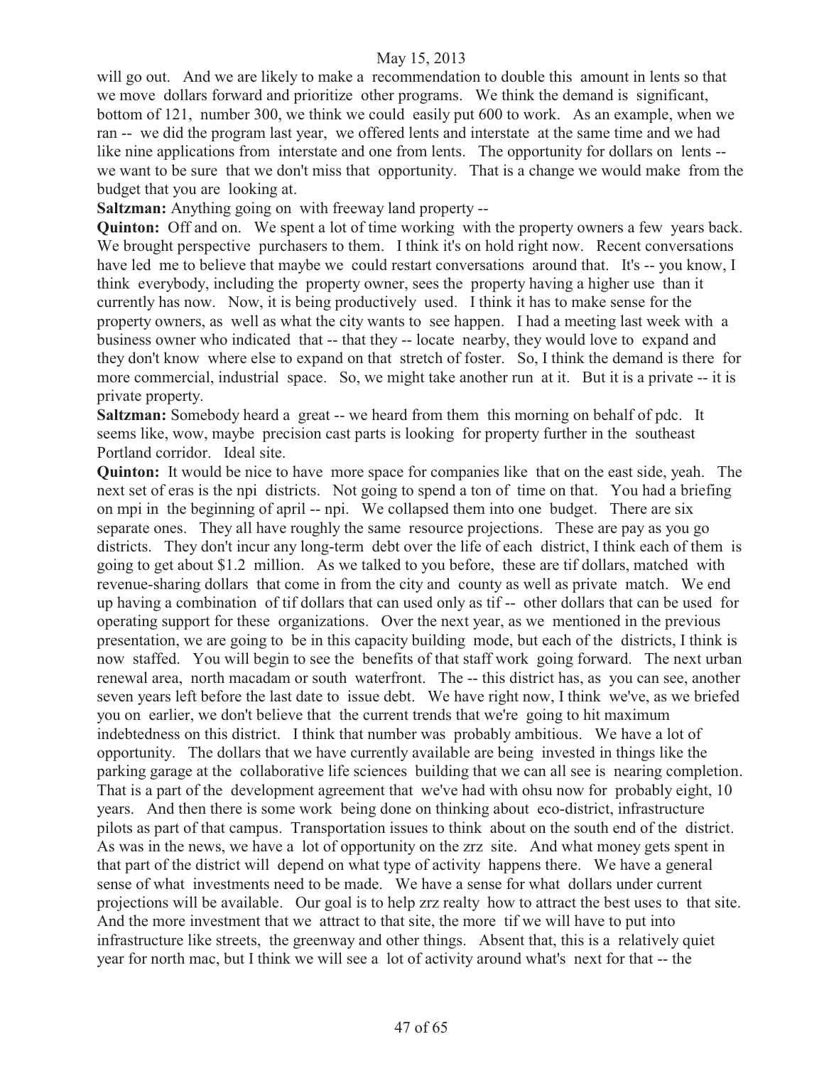will go out. And we are likely to make a recommendation to double this amount in lents so that we move dollars forward and prioritize other programs. We think the demand is significant, bottom of 121, number 300, we think we could easily put 600 to work. As an example, when we ran -- we did the program last year, we offered lents and interstate at the same time and we had like nine applications from interstate and one from lents. The opportunity for dollars on lents -- we want to be sure that we don't miss that opportunity. That is a change we would make from the budget that you are looking at.

**Saltzman:** Anything going on with freeway land property --

**Quinton:** Off and on. We spent a lot of time working with the property owners a few years back. We brought perspective purchasers to them. I think it's on hold right now. Recent conversations have led me to believe that maybe we could restart conversations around that. It's -- you know, I think everybody, including the property owner, sees the property having a higher use than it currently has now. Now, it is being productively used. I think it has to make sense for the property owners, as well as what the city wants to see happen. I had a meeting last week with a business owner who indicated that -- that they -- locate nearby, they would love to expand and they don't know where else to expand on that stretch of foster. So, I think the demand is there for more commercial, industrial space. So, we might take another run at it. But it is a private -- it is private property.

**Saltzman:** Somebody heard a great -- we heard from them this morning on behalf of pdc. It seems like, wow, maybe precision cast parts is looking for property further in the southeast Portland corridor. Ideal site.

**Quinton:** It would be nice to have more space for companies like that on the east side, yeah. The next set of eras is the npi districts. Not going to spend a ton of time on that. You had a briefing on mpi in the beginning of april -- npi. We collapsed them into one budget. There are six separate ones. They all have roughly the same resource projections. These are pay as you go districts. They don't incur any long-term debt over the life of each district, I think each of them is going to get about $1.2 million. As we talked to you before, these are tif dollars, matched with revenue-sharing dollars that come in from the city and county as well as private match. We end up having a combination of tif dollars that can used only as tif -- other dollars that can be used for operating support for these organizations. Over the next year, as we mentioned in the previous presentation, we are going to be in this capacity building mode, but each of the districts, I think is now staffed. You will begin to see the benefits of that staff work going forward. The next urban renewal area, north macadam or south waterfront. The -- this district has, as you can see, another seven years left before the last date to issue debt. We have right now, I think we've, as we briefed you on earlier, we don't believe that the current trends that we're going to hit maximum indebtedness on this district. I think that number was probably ambitious. We have a lot of opportunity. The dollars that we have currently available are being invested in things like the parking garage at the collaborative life sciences building that we can all see is nearing completion. That is a part of the development agreement that we've had with ohsu now for probably eight, 10 years. And then there is some work being done on thinking about eco-district, infrastructure pilots as part of that campus. Transportation issues to think about on the south end of the district. As was in the news, we have a lot of opportunity on the zrz site. And what money gets spent in that part of the district will depend on what type of activity happens there. We have a general sense of what investments need to be made. We have a sense for what dollars under current projections will be available. Our goal is to help zrz realty how to attract the best uses to that site. And the more investment that we attract to that site, the more tif we will have to put into infrastructure like streets, the greenway and other things. Absent that, this is a relatively quiet year for north mac, but I think we will see a lot of activity around what's next for that -- the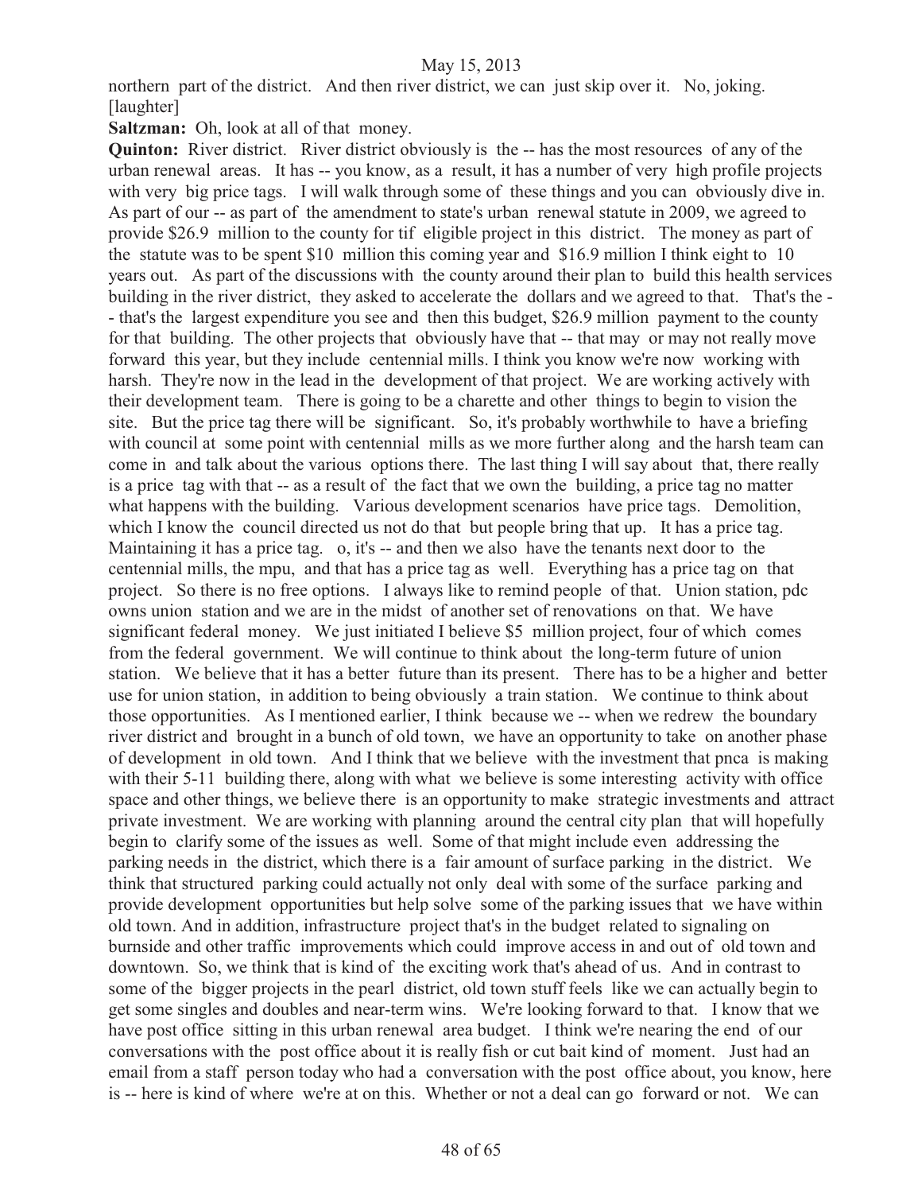northern part of the district. And then river district, we can just skip over it. No, joking. [laughter]

**Saltzman:** Oh, look at all of that money.

**Quinton:** River district. River district obviously is the -- has the most resources of any of the urban renewal areas. It has -- you know, as a result, it has a number of very high profile projects with very big price tags. I will walk through some of these things and you can obviously dive in. As part of our -- as part of the amendment to state's urban renewal statute in 2009, we agreed to provide $26.9 million to the county for tif eligible project in this district. The money as part of the statute was to be spent $10 million this coming year and $16.9 million I think eight to 10 years out. As part of the discussions with the county around their plan to build this health services building in the river district, they asked to accelerate the dollars and we agreed to that. That's the -- that's the largest expenditure you see and then this budget, $26.9 million payment to the county for that building. The other projects that obviously have that -- that may or may not really move forward this year, but they include centennial mills. I think you know we're now working with harsh. They're now in the lead in the development of that project. We are working actively with their development team. There is going to be a charette and other things to begin to vision the site. But the price tag there will be significant. So, it's probably worthwhile to have a briefing with council at some point with centennial mills as we more further along and the harsh team can come in and talk about the various options there. The last thing I will say about that, there really is a price tag with that -- as a result of the fact that we own the building, a price tag no matter what happens with the building. Various development scenarios have price tags. Demolition, which I know the council directed us not do that but people bring that up. It has a price tag. Maintaining it has a price tag. o, it's -- and then we also have the tenants next door to the centennial mills, the mpu, and that has a price tag as well. Everything has a price tag on that project. So there is no free options. I always like to remind people of that. Union station, pdc owns union station and we are in the midst of another set of renovations on that. We have significant federal money. We just initiated I believe $5 million project, four of which comes from the federal government. We will continue to think about the long-term future of union station. We believe that it has a better future than its present. There has to be a higher and better use for union station, in addition to being obviously a train station. We continue to think about those opportunities. As I mentioned earlier, I think because we -- when we redrew the boundary river district and brought in a bunch of old town, we have an opportunity to take on another phase of development in old town. And I think that we believe with the investment that pnca is making with their 5-11 building there, along with what we believe is some interesting activity with office space and other things, we believe there is an opportunity to make strategic investments and attract private investment. We are working with planning around the central city plan that will hopefully begin to clarify some of the issues as well. Some of that might include even addressing the parking needs in the district, which there is a fair amount of surface parking in the district. We think that structured parking could actually not only deal with some of the surface parking and provide development opportunities but help solve some of the parking issues that we have within old town. And in addition, infrastructure project that's in the budget related to signaling on burnside and other traffic improvements which could improve access in and out of old town and downtown. So, we think that is kind of the exciting work that's ahead of us. And in contrast to some of the bigger projects in the pearl district, old town stuff feels like we can actually begin to get some singles and doubles and near-term wins. We're looking forward to that. I know that we have post office sitting in this urban renewal area budget. I think we're nearing the end of our conversations with the post office about it is really fish or cut bait kind of moment. Just had an email from a staff person today who had a conversation with the post office about, you know, here is -- here is kind of where we're at on this. Whether or not a deal can go forward or not. We can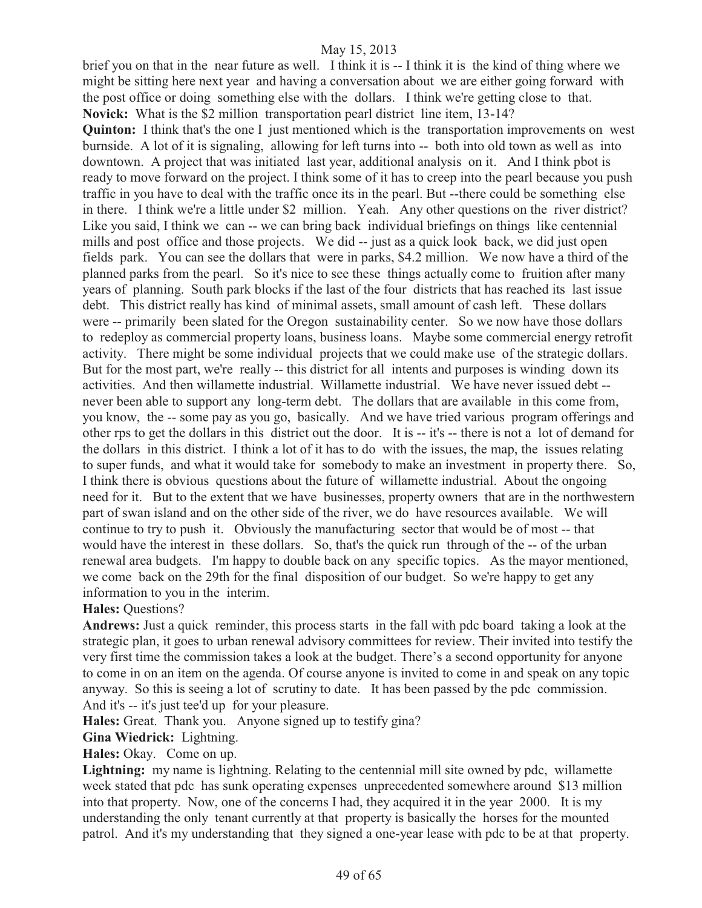brief you on that in the near future as well. I think it is -- I think it is the kind of thing where we might be sitting here next year and having a conversation about we are either going forward with the post office or doing something else with the dollars. I think we're getting close to that.

**Novick:** What is the $2 million transportation pearl district line item, 13-14?

**Quinton:** I think that's the one I just mentioned which is the transportation improvements on west burnside. A lot of it is signaling, allowing for left turns into -- both into old town as well as into downtown. A project that was initiated last year, additional analysis on it. And I think pbot is ready to move forward on the project. I think some of it has to creep into the pearl because you push traffic in you have to deal with the traffic once its in the pearl. But --there could be something else in there. I think we're a little under $2 million. Yeah. Any other questions on the river district? Like you said, I think we can -- we can bring back individual briefings on things like centennial mills and post office and those projects. We did -- just as a quick look back, we did just open fields park. You can see the dollars that were in parks, $4.2 million. We now have a third of the planned parks from the pearl. So it's nice to see these things actually come to fruition after many years of planning. South park blocks if the last of the four districts that has reached its last issue debt. This district really has kind of minimal assets, small amount of cash left. These dollars were -- primarily been slated for the Oregon sustainability center. So we now have those dollars to redeploy as commercial property loans, business loans. Maybe some commercial energy retrofit activity. There might be some individual projects that we could make use of the strategic dollars. But for the most part, we're really -- this district for all intents and purposes is winding down its activities. And then willamette industrial. Willamette industrial. We have never issued debt -- never been able to support any long-term debt. The dollars that are available in this come from, you know, the -- some pay as you go, basically. And we have tried various program offerings and other rps to get the dollars in this district out the door. It is -- it's -- there is not a lot of demand for the dollars in this district. I think a lot of it has to do with the issues, the map, the issues relating to super funds, and what it would take for somebody to make an investment in property there. So, I think there is obvious questions about the future of willamette industrial. About the ongoing need for it. But to the extent that we have businesses, property owners that are in the northwestern part of swan island and on the other side of the river, we do have resources available. We will continue to try to push it. Obviously the manufacturing sector that would be of most -- that would have the interest in these dollars. So, that's the quick run through of the -- of the urban renewal area budgets. I'm happy to double back on any specific topics. As the mayor mentioned, we come back on the 29th for the final disposition of our budget. So we're happy to get any information to you in the interim.

**Hales:** Questions?

**Andrews:** Just a quick reminder, this process starts in the fall with pdc board taking a look at the strategic plan, it goes to urban renewal advisory committees for review. Their invited into testify the very first time the commission takes a look at the budget. There's a second opportunity for anyone to come in on an item on the agenda. Of course anyone is invited to come in and speak on any topic anyway. So this is seeing a lot of scrutiny to date. It has been passed by the pdc commission. And it's -- it's just tee'd up for your pleasure.

**Hales:** Great. Thank you. Anyone signed up to testify gina?

**Gina Wiedrick:** Lightning.

**Hales:** Okay. Come on up.

**Lightning:** my name is lightning. Relating to the centennial mill site owned by pdc, willamette week stated that pdc has sunk operating expenses unprecedented somewhere around $13 million into that property. Now, one of the concerns I had, they acquired it in the year 2000. It is my understanding the only tenant currently at that property is basically the horses for the mounted patrol. And it's my understanding that they signed a one-year lease with pdc to be at that property.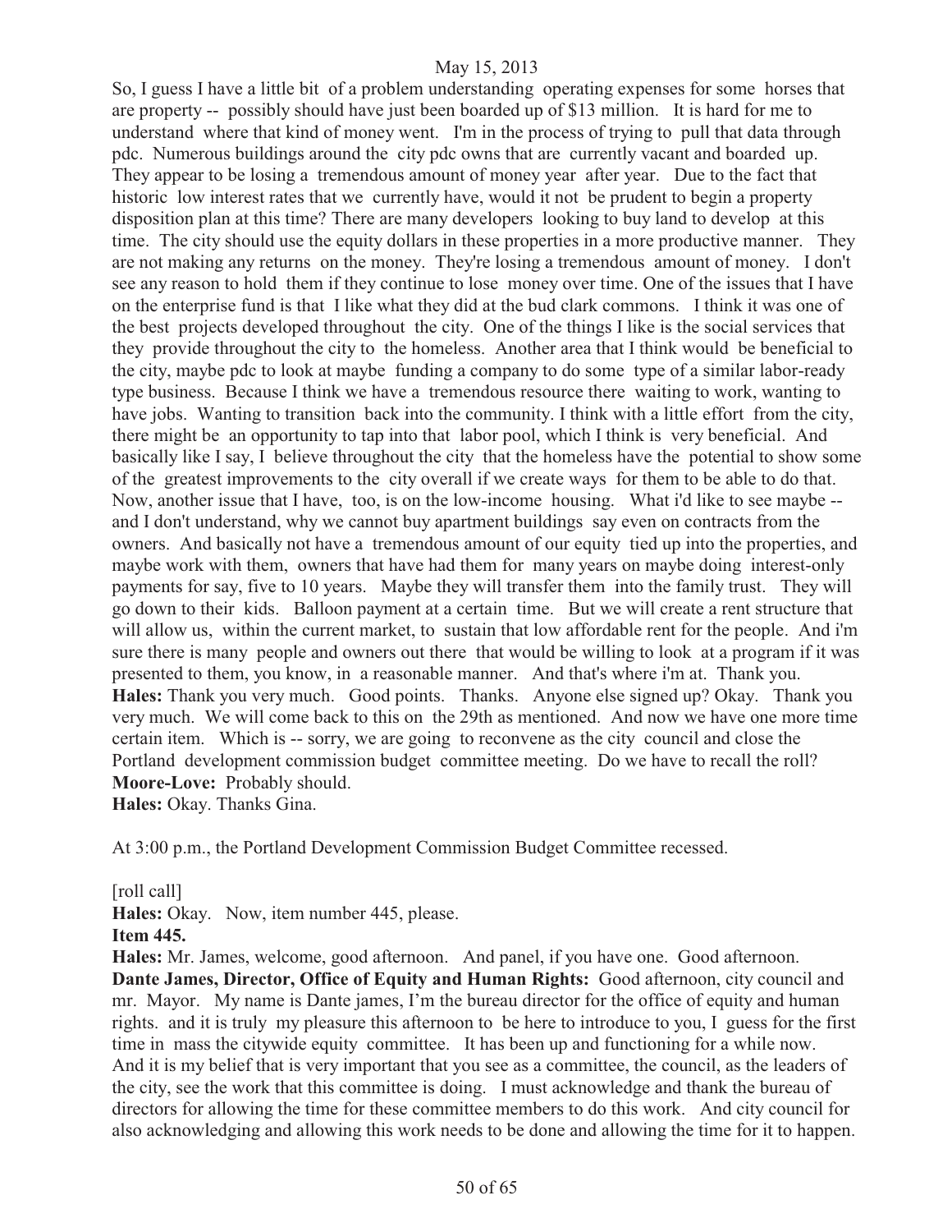So, I guess I have a little bit of a problem understanding operating expenses for some horses that are property -- possibly should have just been boarded up of $13 million. It is hard for me to understand where that kind of money went. I'm in the process of trying to pull that data through pdc. Numerous buildings around the city pdc owns that are currently vacant and boarded up. They appear to be losing a tremendous amount of money year after year. Due to the fact that historic low interest rates that we currently have, would it not be prudent to begin a property disposition plan at this time? There are many developers looking to buy land to develop at this time. The city should use the equity dollars in these properties in a more productive manner. They are not making any returns on the money. They're losing a tremendous amount of money. I don't see any reason to hold them if they continue to lose money over time. One of the issues that I have on the enterprise fund is that I like what they did at the bud clark commons. I think it was one of the best projects developed throughout the city. One of the things I like is the social services that they provide throughout the city to the homeless. Another area that I think would be beneficial to the city, maybe pdc to look at maybe funding a company to do some type of a similar labor-ready type business. Because I think we have a tremendous resource there waiting to work, wanting to have jobs. Wanting to transition back into the community. I think with a little effort from the city, there might be an opportunity to tap into that labor pool, which I think is very beneficial. And basically like I say, I believe throughout the city that the homeless have the potential to show some of the greatest improvements to the city overall if we create ways for them to be able to do that. Now, another issue that I have, too, is on the low-income housing. What i'd like to see maybe -- and I don't understand, why we cannot buy apartment buildings say even on contracts from the owners. And basically not have a tremendous amount of our equity tied up into the properties, and maybe work with them, owners that have had them for many years on maybe doing interest-only payments for say, five to 10 years. Maybe they will transfer them into the family trust. They will go down to their kids. Balloon payment at a certain time. But we will create a rent structure that will allow us, within the current market, to sustain that low affordable rent for the people. And i'm sure there is many people and owners out there that would be willing to look at a program if it was presented to them, you know, in a reasonable manner. And that's where i'm at. Thank you.

**Hales:** Thank you very much. Good points. Thanks. Anyone else signed up? Okay. Thank you very much. We will come back to this on the 29th as mentioned. And now we have one more time certain item. Which is -- sorry, we are going to reconvene as the city council and close the Portland development commission budget committee meeting. Do we have to recall the roll?

**Moore-Love:** Probably should.

**Hales:** Okay. Thanks Gina.

At 3:00 p.m., the Portland Development Commission Budget Committee recessed.

[roll call]

**Hales:** Okay. Now, item number 445, please.

**Item 445.**

**Hales:** Mr. James, welcome, good afternoon. And panel, if you have one. Good afternoon.

**Dante James, Director, Office of Equity and Human Rights:** Good afternoon, city council and mr. Mayor. My name is Dante james, I'm the bureau director for the office of equity and human rights. and it is truly my pleasure this afternoon to be here to introduce to you, I guess for the first time in mass the citywide equity committee. It has been up and functioning for a while now. And it is my belief that is very important that you see as a committee, the council, as the leaders of the city, see the work that this committee is doing. I must acknowledge and thank the bureau of directors for allowing the time for these committee members to do this work. And city council for also acknowledging and allowing this work needs to be done and allowing the time for it to happen.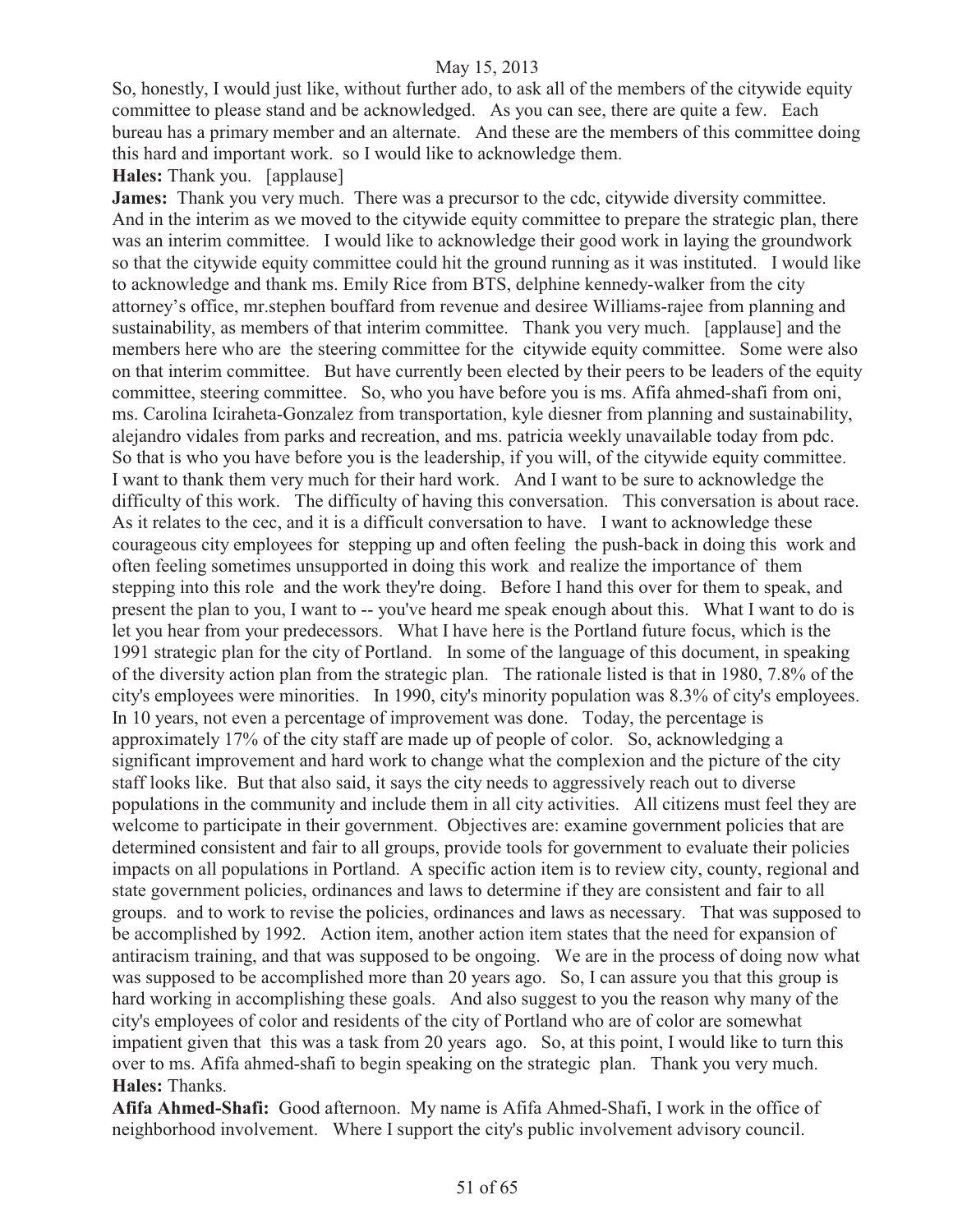So, honestly, I would just like, without further ado, to ask all of the members of the citywide equity committee to please stand and be acknowledged. As you can see, there are quite a few. Each bureau has a primary member and an alternate. And these are the members of this committee doing this hard and important work. so I would like to acknowledge them.

**Hales:** Thank you. [applause]

**James:** Thank you very much. There was a precursor to the cdc, citywide diversity committee. And in the interim as we moved to the citywide equity committee to prepare the strategic plan, there was an interim committee. I would like to acknowledge their good work in laying the groundwork so that the citywide equity committee could hit the ground running as it was instituted. I would like to acknowledge and thank ms. Emily Rice from BTS, delphine kennedy-walker from the city attorney's office, mr.stephen bouffard from revenue and desiree Williams-rajee from planning and sustainability, as members of that interim committee. Thank you very much. [applause] and the members here who are the steering committee for the citywide equity committee. Some were also on that interim committee. But have currently been elected by their peers to be leaders of the equity committee, steering committee. So, who you have before you is ms. Afifa ahmed-shafi from oni, ms. Carolina Iciraheta-Gonzalez from transportation, kyle diesner from planning and sustainability, alejandro vidales from parks and recreation, and ms. patricia weekly unavailable today from pdc. So that is who you have before you is the leadership, if you will, of the citywide equity committee. I want to thank them very much for their hard work. And I want to be sure to acknowledge the difficulty of this work. The difficulty of having this conversation. This conversation is about race. As it relates to the cec, and it is a difficult conversation to have. I want to acknowledge these courageous city employees for stepping up and often feeling the push-back in doing this work and often feeling sometimes unsupported in doing this work and realize the importance of them stepping into this role and the work they're doing. Before I hand this over for them to speak, and present the plan to you, I want to -- you've heard me speak enough about this. What I want to do is let you hear from your predecessors. What I have here is the Portland future focus, which is the 1991 strategic plan for the city of Portland. In some of the language of this document, in speaking of the diversity action plan from the strategic plan. The rationale listed is that in 1980, 7.8% of the city's employees were minorities. In 1990, city's minority population was 8.3% of city's employees. In 10 years, not even a percentage of improvement was done. Today, the percentage is approximately 17% of the city staff are made up of people of color. So, acknowledging a significant improvement and hard work to change what the complexion and the picture of the city staff looks like. But that also said, it says the city needs to aggressively reach out to diverse populations in the community and include them in all city activities. All citizens must feel they are welcome to participate in their government. Objectives are: examine government policies that are determined consistent and fair to all groups, provide tools for government to evaluate their policies impacts on all populations in Portland. A specific action item is to review city, county, regional and state government policies, ordinances and laws to determine if they are consistent and fair to all groups. and to work to revise the policies, ordinances and laws as necessary. That was supposed to be accomplished by 1992. Action item, another action item states that the need for expansion of antiracism training, and that was supposed to be ongoing. We are in the process of doing now what was supposed to be accomplished more than 20 years ago. So, I can assure you that this group is hard working in accomplishing these goals. And also suggest to you the reason why many of the city's employees of color and residents of the city of Portland who are of color are somewhat impatient given that this was a task from 20 years ago. So, at this point, I would like to turn this over to ms. Afifa ahmed-shafi to begin speaking on the strategic plan. Thank you very much.

**Hales:** Thanks.

**Afifa Ahmed-Shafi:** Good afternoon. My name is Afifa Ahmed-Shafi, I work in the office of neighborhood involvement. Where I support the city's public involvement advisory council.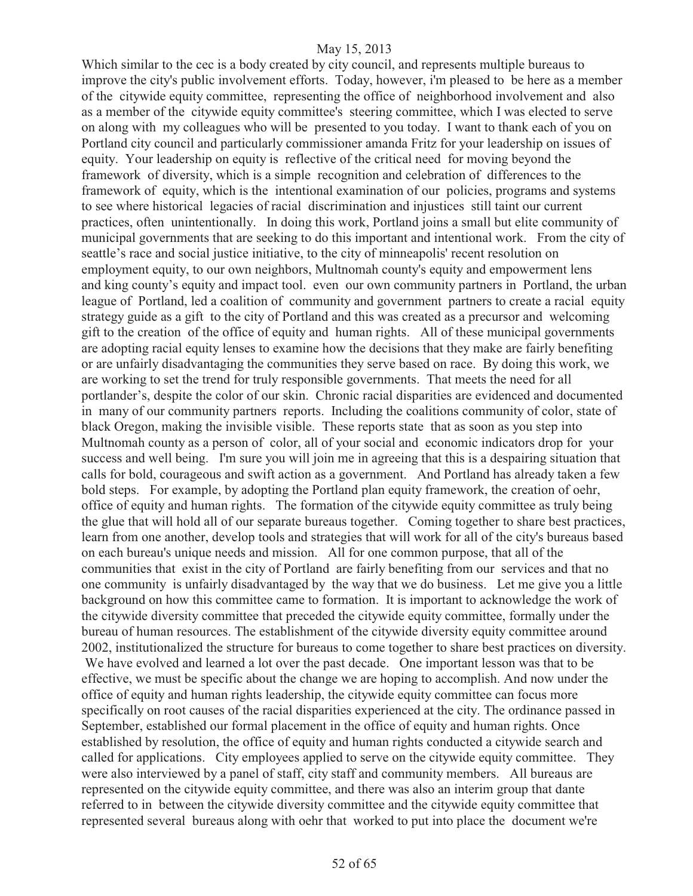Which similar to the cec is a body created by city council, and represents multiple bureaus to improve the city's public involvement efforts. Today, however, i'm pleased to be here as a member of the citywide equity committee, representing the office of neighborhood involvement and also as a member of the citywide equity committee's steering committee, which I was elected to serve on along with my colleagues who will be presented to you today. I want to thank each of you on Portland city council and particularly commissioner amanda Fritz for your leadership on issues of equity. Your leadership on equity is reflective of the critical need for moving beyond the framework of diversity, which is a simple recognition and celebration of differences to the framework of equity, which is the intentional examination of our policies, programs and systems to see where historical legacies of racial discrimination and injustices still taint our current practices, often unintentionally. In doing this work, Portland joins a small but elite community of municipal governments that are seeking to do this important and intentional work. From the city of seattle's race and social justice initiative, to the city of minneapolis' recent resolution on employment equity, to our own neighbors, Multnomah county's equity and empowerment lens and king county's equity and impact tool. even our own community partners in Portland, the urban league of Portland, led a coalition of community and government partners to create a racial equity strategy guide as a gift to the city of Portland and this was created as a precursor and welcoming gift to the creation of the office of equity and human rights. All of these municipal governments are adopting racial equity lenses to examine how the decisions that they make are fairly benefiting or are unfairly disadvantaging the communities they serve based on race. By doing this work, we are working to set the trend for truly responsible governments. That meets the need for all portlander's, despite the color of our skin. Chronic racial disparities are evidenced and documented in many of our community partners reports. Including the coalitions community of color, state of black Oregon, making the invisible visible. These reports state that as soon as you step into Multnomah county as a person of color, all of your social and economic indicators drop for your success and well being. I'm sure you will join me in agreeing that this is a despairing situation that calls for bold, courageous and swift action as a government. And Portland has already taken a few bold steps. For example, by adopting the Portland plan equity framework, the creation of oehr, office of equity and human rights. The formation of the citywide equity committee as truly being the glue that will hold all of our separate bureaus together. Coming together to share best practices, learn from one another, develop tools and strategies that will work for all of the city's bureaus based on each bureau's unique needs and mission. All for one common purpose, that all of the communities that exist in the city of Portland are fairly benefiting from our services and that no one community is unfairly disadvantaged by the way that we do business. Let me give you a little background on how this committee came to formation. It is important to acknowledge the work of the citywide diversity committee that preceded the citywide equity committee, formally under the bureau of human resources. The establishment of the citywide diversity equity committee around 2002, institutionalized the structure for bureaus to come together to share best practices on diversity. We have evolved and learned a lot over the past decade. One important lesson was that to be effective, we must be specific about the change we are hoping to accomplish. And now under the office of equity and human rights leadership, the citywide equity committee can focus more specifically on root causes of the racial disparities experienced at the city. The ordinance passed in September, established our formal placement in the office of equity and human rights. Once established by resolution, the office of equity and human rights conducted a citywide search and called for applications. City employees applied to serve on the citywide equity committee. They were also interviewed by a panel of staff, city staff and community members. All bureaus are represented on the citywide equity committee, and there was also an interim group that dante referred to in between the citywide diversity committee and the citywide equity committee that represented several bureaus along with oehr that worked to put into place the document we're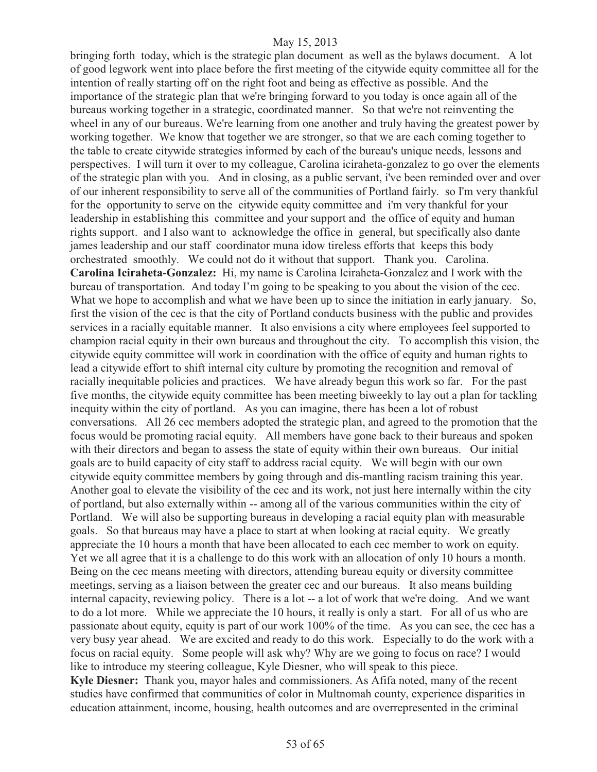bringing forth today, which is the strategic plan document as well as the bylaws document. A lot of good legwork went into place before the first meeting of the citywide equity committee all for the intention of really starting off on the right foot and being as effective as possible. And the importance of the strategic plan that we're bringing forward to you today is once again all of the bureaus working together in a strategic, coordinated manner. So that we're not reinventing the wheel in any of our bureaus. We're learning from one another and truly having the greatest power by working together. We know that together we are stronger, so that we are each coming together to the table to create citywide strategies informed by each of the bureau's unique needs, lessons and perspectives. I will turn it over to my colleague, Carolina iciraheta-gonzalez to go over the elements of the strategic plan with you. And in closing, as a public servant, i've been reminded over and over of our inherent responsibility to serve all of the communities of Portland fairly. so I'm very thankful for the opportunity to serve on the citywide equity committee and i'm very thankful for your leadership in establishing this committee and your support and the office of equity and human rights support. and I also want to acknowledge the office in general, but specifically also dante james leadership and our staff coordinator muna idow tireless efforts that keeps this body orchestrated smoothly. We could not do it without that support. Thank you. Carolina.

**Carolina Iciraheta-Gonzalez:** Hi, my name is Carolina Iciraheta-Gonzalez and I work with the bureau of transportation. And today I'm going to be speaking to you about the vision of the cec. What we hope to accomplish and what we have been up to since the initiation in early january. So, first the vision of the cec is that the city of Portland conducts business with the public and provides services in a racially equitable manner. It also envisions a city where employees feel supported to champion racial equity in their own bureaus and throughout the city. To accomplish this vision, the citywide equity committee will work in coordination with the office of equity and human rights to lead a citywide effort to shift internal city culture by promoting the recognition and removal of racially inequitable policies and practices. We have already begun this work so far. For the past five months, the citywide equity committee has been meeting biweekly to lay out a plan for tackling inequity within the city of portland. As you can imagine, there has been a lot of robust conversations. All 26 cec members adopted the strategic plan, and agreed to the promotion that the focus would be promoting racial equity. All members have gone back to their bureaus and spoken with their directors and began to assess the state of equity within their own bureaus. Our initial goals are to build capacity of city staff to address racial equity. We will begin with our own citywide equity committee members by going through and dis-mantling racism training this year. Another goal to elevate the visibility of the cec and its work, not just here internally within the city of portland, but also externally within -- among all of the various communities within the city of Portland. We will also be supporting bureaus in developing a racial equity plan with measurable goals. So that bureaus may have a place to start at when looking at racial equity. We greatly appreciate the 10 hours a month that have been allocated to each cec member to work on equity. Yet we all agree that it is a challenge to do this work with an allocation of only 10 hours a month. Being on the cec means meeting with directors, attending bureau equity or diversity committee meetings, serving as a liaison between the greater cec and our bureaus. It also means building internal capacity, reviewing policy. There is a lot -- a lot of work that we're doing. And we want to do a lot more. While we appreciate the 10 hours, it really is only a start. For all of us who are passionate about equity, equity is part of our work 100% of the time. As you can see, the cec has a very busy year ahead. We are excited and ready to do this work. Especially to do the work with a focus on racial equity. Some people will ask why? Why are we going to focus on race? I would like to introduce my steering colleague, Kyle Diesner, who will speak to this piece.

**Kyle Diesner:** Thank you, mayor hales and commissioners. As Afifa noted, many of the recent studies have confirmed that communities of color in Multnomah county, experience disparities in education attainment, income, housing, health outcomes and are overrepresented in the criminal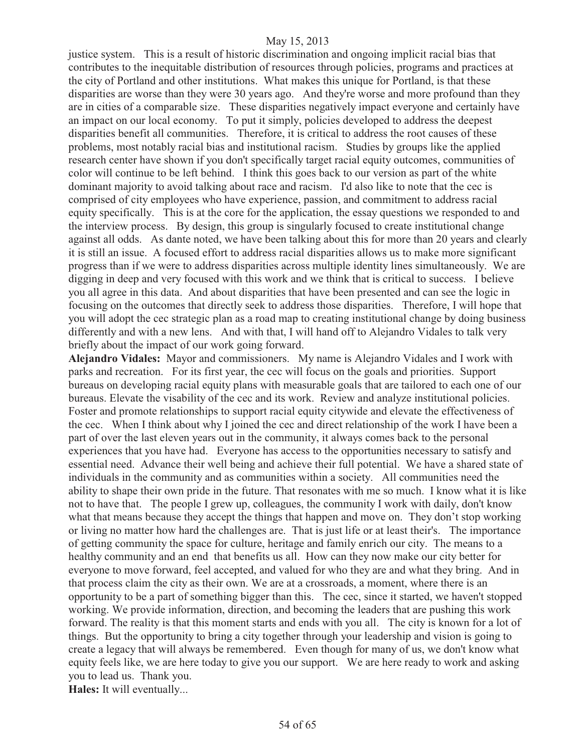justice system. This is a result of historic discrimination and ongoing implicit racial bias that contributes to the inequitable distribution of resources through policies, programs and practices at the city of Portland and other institutions. What makes this unique for Portland, is that these disparities are worse than they were 30 years ago. And they're worse and more profound than they are in cities of a comparable size. These disparities negatively impact everyone and certainly have an impact on our local economy. To put it simply, policies developed to address the deepest disparities benefit all communities. Therefore, it is critical to address the root causes of these problems, most notably racial bias and institutional racism. Studies by groups like the applied research center have shown if you don't specifically target racial equity outcomes, communities of color will continue to be left behind. I think this goes back to our version as part of the white dominant majority to avoid talking about race and racism. I'd also like to note that the cec is comprised of city employees who have experience, passion, and commitment to address racial equity specifically. This is at the core for the application, the essay questions we responded to and the interview process. By design, this group is singularly focused to create institutional change against all odds. As dante noted, we have been talking about this for more than 20 years and clearly it is still an issue. A focused effort to address racial disparities allows us to make more significant progress than if we were to address disparities across multiple identity lines simultaneously. We are digging in deep and very focused with this work and we think that is critical to success. I believe you all agree in this data. And about disparities that have been presented and can see the logic in focusing on the outcomes that directly seek to address those disparities. Therefore, I will hope that you will adopt the cec strategic plan as a road map to creating institutional change by doing business differently and with a new lens. And with that, I will hand off to Alejandro Vidales to talk very briefly about the impact of our work going forward.

**Alejandro Vidales:** Mayor and commissioners. My name is Alejandro Vidales and I work with parks and recreation. For its first year, the cec will focus on the goals and priorities. Support bureaus on developing racial equity plans with measurable goals that are tailored to each one of our bureaus. Elevate the visability of the cec and its work. Review and analyze institutional policies. Foster and promote relationships to support racial equity citywide and elevate the effectiveness of the cec. When I think about why I joined the cec and direct relationship of the work I have been a part of over the last eleven years out in the community, it always comes back to the personal experiences that you have had. Everyone has access to the opportunities necessary to satisfy and essential need. Advance their well being and achieve their full potential. We have a shared state of individuals in the community and as communities within a society. All communities need the ability to shape their own pride in the future. That resonates with me so much. I know what it is like not to have that. The people I grew up, colleagues, the community I work with daily, don't know what that means because they accept the things that happen and move on. They don't stop working or living no matter how hard the challenges are. That is just life or at least their's. The importance of getting community the space for culture, heritage and family enrich our city. The means to a healthy community and an end that benefits us all. How can they now make our city better for everyone to move forward, feel accepted, and valued for who they are and what they bring. And in that process claim the city as their own. We are at a crossroads, a moment, where there is an opportunity to be a part of something bigger than this. The cec, since it started, we haven't stopped working. We provide information, direction, and becoming the leaders that are pushing this work forward. The reality is that this moment starts and ends with you all. The city is known for a lot of things. But the opportunity to bring a city together through your leadership and vision is going to create a legacy that will always be remembered. Even though for many of us, we don't know what equity feels like, we are here today to give you our support. We are here ready to work and asking you to lead us. Thank you.

**Hales:** It will eventually...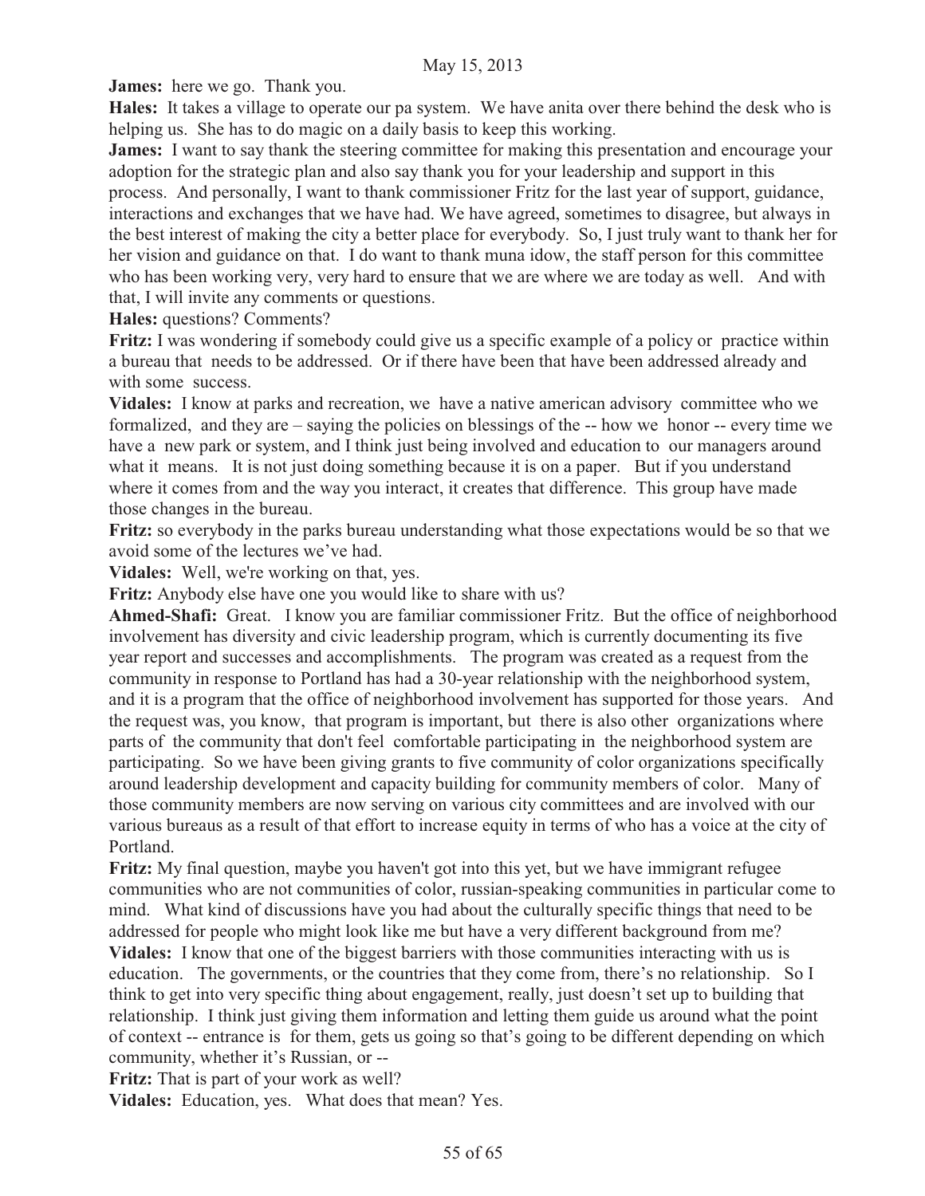**James:** here we go. Thank you.

**Hales:** It takes a village to operate our pa system. We have anita over there behind the desk who is helping us. She has to do magic on a daily basis to keep this working.

**James:** I want to say thank the steering committee for making this presentation and encourage your adoption for the strategic plan and also say thank you for your leadership and support in this process. And personally, I want to thank commissioner Fritz for the last year of support, guidance, interactions and exchanges that we have had. We have agreed, sometimes to disagree, but always in the best interest of making the city a better place for everybody. So, I just truly want to thank her for her vision and guidance on that. I do want to thank muna idow, the staff person for this committee who has been working very, very hard to ensure that we are where we are today as well. And with that, I will invite any comments or questions.

**Hales:** questions? Comments?

**Fritz:** I was wondering if somebody could give us a specific example of a policy or practice within a bureau that needs to be addressed. Or if there have been that have been addressed already and with some success.

**Vidales:** I know at parks and recreation, we have a native american advisory committee who we formalized, and they are – saying the policies on blessings of the -- how we honor -- every time we have a new park or system, and I think just being involved and education to our managers around what it means. It is not just doing something because it is on a paper. But if you understand where it comes from and the way you interact, it creates that difference. This group have made those changes in the bureau.

**Fritz:** so everybody in the parks bureau understanding what those expectations would be so that we avoid some of the lectures we've had.

**Vidales:** Well, we're working on that, yes.

**Fritz:** Anybody else have one you would like to share with us?

**Ahmed-Shafi:** Great. I know you are familiar commissioner Fritz. But the office of neighborhood involvement has diversity and civic leadership program, which is currently documenting its five year report and successes and accomplishments. The program was created as a request from the community in response to Portland has had a 30-year relationship with the neighborhood system, and it is a program that the office of neighborhood involvement has supported for those years. And the request was, you know, that program is important, but there is also other organizations where parts of the community that don't feel comfortable participating in the neighborhood system are participating. So we have been giving grants to five community of color organizations specifically around leadership development and capacity building for community members of color. Many of those community members are now serving on various city committees and are involved with our various bureaus as a result of that effort to increase equity in terms of who has a voice at the city of Portland.

**Fritz:** My final question, maybe you haven't got into this yet, but we have immigrant refugee communities who are not communities of color, russian-speaking communities in particular come to mind. What kind of discussions have you had about the culturally specific things that need to be addressed for people who might look like me but have a very different background from me?

**Vidales:** I know that one of the biggest barriers with those communities interacting with us is education. The governments, or the countries that they come from, there's no relationship. So I think to get into very specific thing about engagement, really, just doesn't set up to building that relationship. I think just giving them information and letting them guide us around what the point of context -- entrance is for them, gets us going so that's going to be different depending on which community, whether it's Russian, or --

**Fritz:** That is part of your work as well?

**Vidales:** Education, yes. What does that mean? Yes.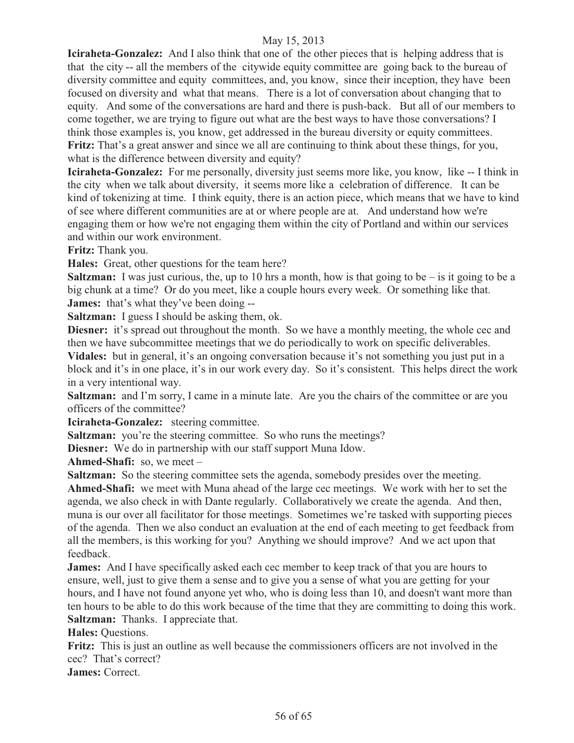**Iciraheta-Gonzalez:** And I also think that one of the other pieces that is helping address that is that the city -- all the members of the citywide equity committee are going back to the bureau of diversity committee and equity committees, and, you know, since their inception, they have been focused on diversity and what that means. There is a lot of conversation about changing that to equity. And some of the conversations are hard and there is push-back. But all of our members to come together, we are trying to figure out what are the best ways to have those conversations? I think those examples is, you know, get addressed in the bureau diversity or equity committees.

**Fritz:** That's a great answer and since we all are continuing to think about these things, for you, what is the difference between diversity and equity?

**Iciraheta-Gonzalez:** For me personally, diversity just seems more like, you know, like -- I think in the city when we talk about diversity, it seems more like a celebration of difference. It can be kind of tokenizing at time. I think equity, there is an action piece, which means that we have to kind of see where different communities are at or where people are at. And understand how we're engaging them or how we're not engaging them within the city of Portland and within our services and within our work environment.

**Fritz:** Thank you.

**Hales:** Great, other questions for the team here?

**Saltzman:** I was just curious, the, up to 10 hrs a month, how is that going to be – is it going to be a big chunk at a time? Or do you meet, like a couple hours every week. Or something like that.

**James:** that's what they've been doing --

**Saltzman:** I guess I should be asking them, ok.

**Diesner:** it's spread out throughout the month. So we have a monthly meeting, the whole cec and then we have subcommittee meetings that we do periodically to work on specific deliverables.

**Vidales:** but in general, it's an ongoing conversation because it's not something you just put in a block and it's in one place, it's in our work every day. So it's consistent. This helps direct the work in a very intentional way.

**Saltzman:** and I'm sorry, I came in a minute late. Are you the chairs of the committee or are you officers of the committee?

**Iciraheta-Gonzalez:** steering committee.

**Saltzman:** you're the steering committee. So who runs the meetings?

**Diesner:** We do in partnership with our staff support Muna Idow.

**Ahmed-Shafi:** so, we meet –

**Saltzman:** So the steering committee sets the agenda, somebody presides over the meeting.

**Ahmed-Shafi:** we meet with Muna ahead of the large cec meetings. We work with her to set the agenda, we also check in with Dante regularly. Collaboratively we create the agenda. And then, muna is our over all facilitator for those meetings. Sometimes we're tasked with supporting pieces of the agenda. Then we also conduct an evaluation at the end of each meeting to get feedback from all the members, is this working for you? Anything we should improve? And we act upon that feedback.

**James:** And I have specifically asked each cec member to keep track of that you are hours to ensure, well, just to give them a sense and to give you a sense of what you are getting for your hours, and I have not found anyone yet who, who is doing less than 10, and doesn't want more than ten hours to be able to do this work because of the time that they are committing to doing this work.

**Saltzman:** Thanks. I appreciate that.

**Hales:** Questions.

**Fritz:** This is just an outline as well because the commissioners officers are not involved in the cec? That's correct?

**James:** Correct.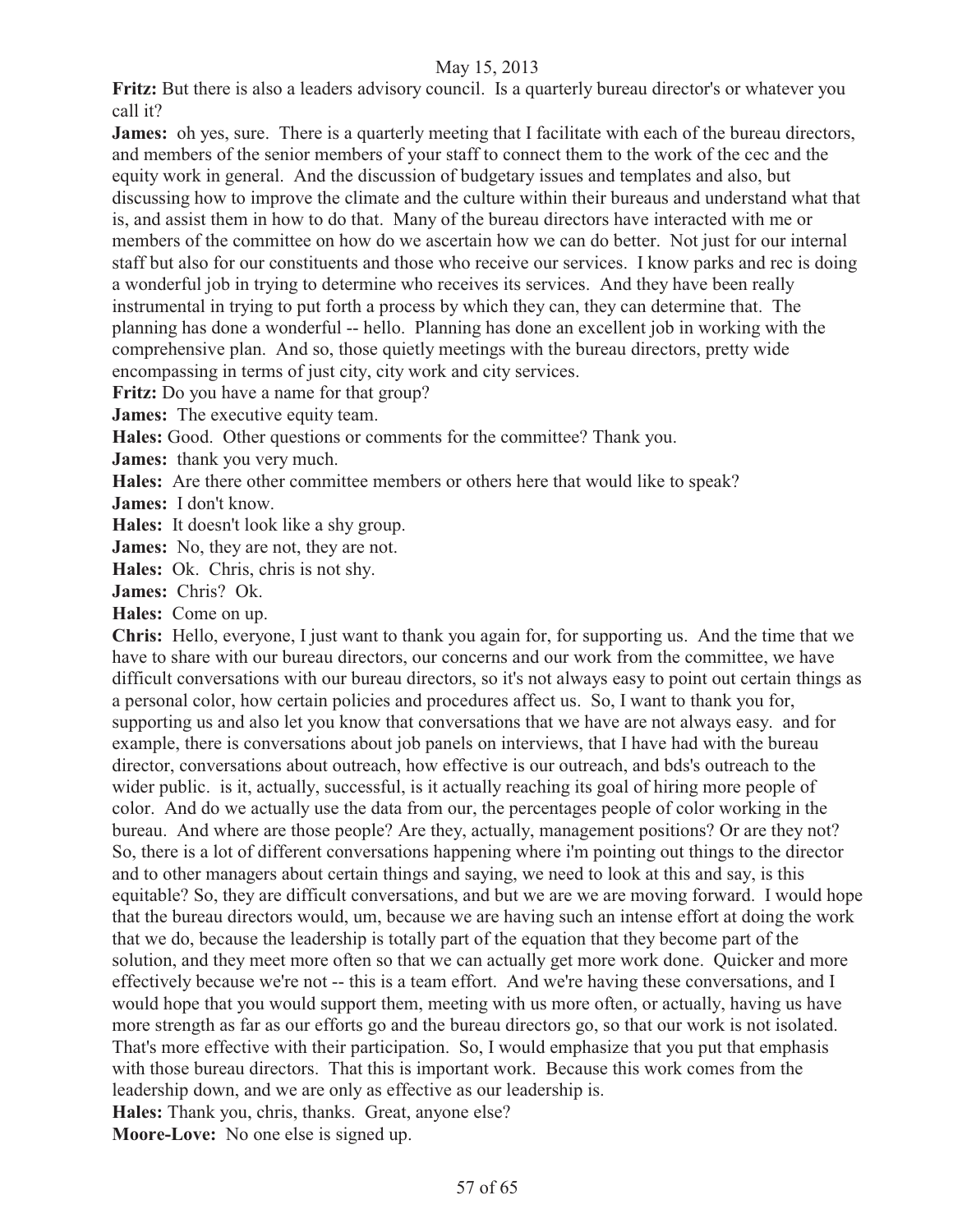**Fritz:** But there is also a leaders advisory council. Is a quarterly bureau director's or whatever you call it?

**James:** oh yes, sure. There is a quarterly meeting that I facilitate with each of the bureau directors, and members of the senior members of your staff to connect them to the work of the cec and the equity work in general. And the discussion of budgetary issues and templates and also, but discussing how to improve the climate and the culture within their bureaus and understand what that is, and assist them in how to do that. Many of the bureau directors have interacted with me or members of the committee on how do we ascertain how we can do better. Not just for our internal staff but also for our constituents and those who receive our services. I know parks and rec is doing a wonderful job in trying to determine who receives its services. And they have been really instrumental in trying to put forth a process by which they can, they can determine that. The planning has done a wonderful -- hello. Planning has done an excellent job in working with the comprehensive plan. And so, those quietly meetings with the bureau directors, pretty wide encompassing in terms of just city, city work and city services.

**Fritz:** Do you have a name for that group?

**James:** The executive equity team.

**Hales:** Good. Other questions or comments for the committee? Thank you.

**James:** thank you very much.

**Hales:** Are there other committee members or others here that would like to speak?

**James:** I don't know.

**Hales:** It doesn't look like a shy group.

**James:** No, they are not, they are not.

**Hales:** Ok. Chris, chris is not shy.

**James:** Chris? Ok.

**Hales:** Come on up.

**Chris:** Hello, everyone, I just want to thank you again for, for supporting us. And the time that we have to share with our bureau directors, our concerns and our work from the committee, we have difficult conversations with our bureau directors, so it's not always easy to point out certain things as a personal color, how certain policies and procedures affect us. So, I want to thank you for, supporting us and also let you know that conversations that we have are not always easy. and for example, there is conversations about job panels on interviews, that I have had with the bureau director, conversations about outreach, how effective is our outreach, and bds's outreach to the wider public. is it, actually, successful, is it actually reaching its goal of hiring more people of color. And do we actually use the data from our, the percentages people of color working in the bureau. And where are those people? Are they, actually, management positions? Or are they not? So, there is a lot of different conversations happening where i'm pointing out things to the director and to other managers about certain things and saying, we need to look at this and say, is this equitable? So, they are difficult conversations, and but we are we are moving forward. I would hope that the bureau directors would, um, because we are having such an intense effort at doing the work that we do, because the leadership is totally part of the equation that they become part of the solution, and they meet more often so that we can actually get more work done. Quicker and more effectively because we're not -- this is a team effort. And we're having these conversations, and I would hope that you would support them, meeting with us more often, or actually, having us have more strength as far as our efforts go and the bureau directors go, so that our work is not isolated. That's more effective with their participation. So, I would emphasize that you put that emphasis with those bureau directors. That this is important work. Because this work comes from the leadership down, and we are only as effective as our leadership is.

**Hales:** Thank you, chris, thanks. Great, anyone else?

**Moore-Love:** No one else is signed up.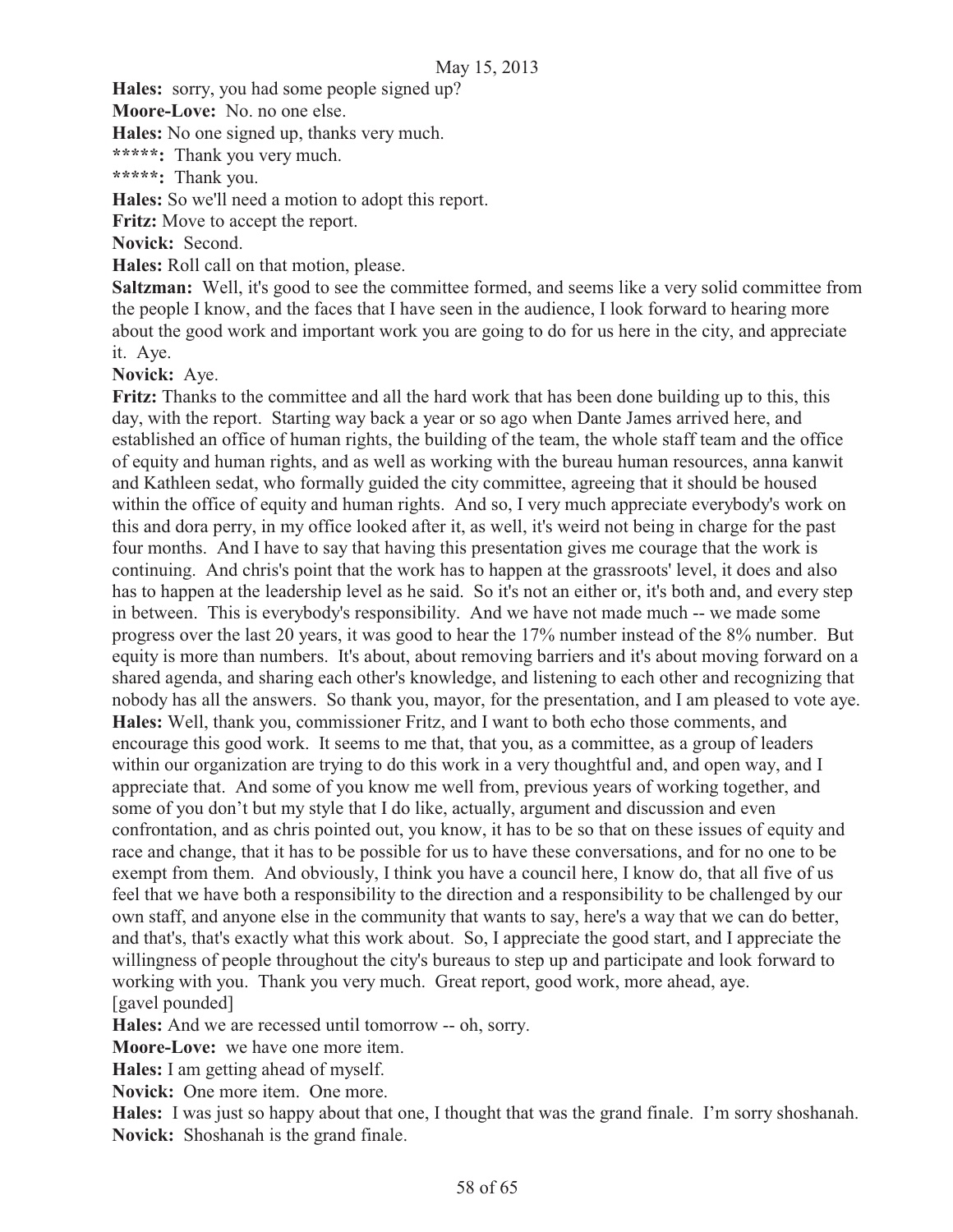**Hales:** sorry, you had some people signed up?

**Moore-Love:** No. no one else.

**Hales:** No one signed up, thanks very much.

*****: Thank you very much.

*****: Thank you.

**Hales:** So we'll need a motion to adopt this report.

**Fritz:** Move to accept the report.

**Novick:** Second.

**Hales:** Roll call on that motion, please.

**Saltzman:** Well, it's good to see the committee formed, and seems like a very solid committee from the people I know, and the faces that I have seen in the audience, I look forward to hearing more about the good work and important work you are going to do for us here in the city, and appreciate it. Aye.

**Novick:** Aye.

**Fritz:** Thanks to the committee and all the hard work that has been done building up to this, this day, with the report. Starting way back a year or so ago when Dante James arrived here, and established an office of human rights, the building of the team, the whole staff team and the office of equity and human rights, and as well as working with the bureau human resources, anna kanwit and Kathleen sedat, who formally guided the city committee, agreeing that it should be housed within the office of equity and human rights. And so, I very much appreciate everybody's work on this and dora perry, in my office looked after it, as well, it's weird not being in charge for the past four months. And I have to say that having this presentation gives me courage that the work is continuing. And chris's point that the work has to happen at the grassroots' level, it does and also has to happen at the leadership level as he said. So it's not an either or, it's both and, and every step in between. This is everybody's responsibility. And we have not made much -- we made some progress over the last 20 years, it was good to hear the 17% number instead of the 8% number. But equity is more than numbers. It's about, about removing barriers and it's about moving forward on a shared agenda, and sharing each other's knowledge, and listening to each other and recognizing that nobody has all the answers. So thank you, mayor, for the presentation, and I am pleased to vote aye.

**Hales:** Well, thank you, commissioner Fritz, and I want to both echo those comments, and encourage this good work. It seems to me that, that you, as a committee, as a group of leaders within our organization are trying to do this work in a very thoughtful and, and open way, and I appreciate that. And some of you know me well from, previous years of working together, and some of you don't but my style that I do like, actually, argument and discussion and even confrontation, and as chris pointed out, you know, it has to be so that on these issues of equity and race and change, that it has to be possible for us to have these conversations, and for no one to be exempt from them. And obviously, I think you have a council here, I know do, that all five of us feel that we have both a responsibility to the direction and a responsibility to be challenged by our own staff, and anyone else in the community that wants to say, here's a way that we can do better, and that's, that's exactly what this work about. So, I appreciate the good start, and I appreciate the willingness of people throughout the city's bureaus to step up and participate and look forward to working with you. Thank you very much. Great report, good work, more ahead, aye.

[gavel pounded]

**Hales:** And we are recessed until tomorrow -- oh, sorry.

**Moore-Love:** we have one more item.

**Hales:** I am getting ahead of myself.

**Novick:** One more item. One more.

**Hales:** I was just so happy about that one, I thought that was the grand finale. I'm sorry shoshanah.

**Novick:** Shoshanah is the grand finale.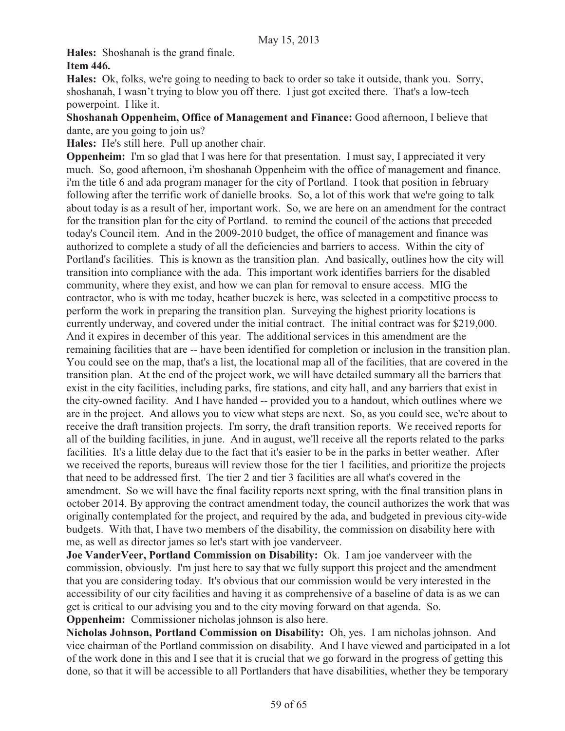**Hales:** Shoshanah is the grand finale.

**Item 446.**

**Hales:** Ok, folks, we're going to needing to back to order so take it outside, thank you. Sorry, shoshanah, I wasn't trying to blow you off there. I just got excited there. That's a low-tech powerpoint. I like it.

**Shoshanah Oppenheim, Office of Management and Finance:** Good afternoon, I believe that dante, are you going to join us?

**Hales:** He's still here. Pull up another chair.

**Oppenheim:** I'm so glad that I was here for that presentation. I must say, I appreciated it very much. So, good afternoon, i'm shoshanah Oppenheim with the office of management and finance. i'm the title 6 and ada program manager for the city of Portland. I took that position in february following after the terrific work of danielle brooks. So, a lot of this work that we're going to talk about today is as a result of her, important work. So, we are here on an amendment for the contract for the transition plan for the city of Portland. to remind the council of the actions that preceded today's Council item. And in the 2009-2010 budget, the office of management and finance was authorized to complete a study of all the deficiencies and barriers to access. Within the city of Portland's facilities. This is known as the transition plan. And basically, outlines how the city will transition into compliance with the ada. This important work identifies barriers for the disabled community, where they exist, and how we can plan for removal to ensure access. MIG the contractor, who is with me today, heather buczek is here, was selected in a competitive process to perform the work in preparing the transition plan. Surveying the highest priority locations is currently underway, and covered under the initial contract. The initial contract was for $219,000. And it expires in december of this year. The additional services in this amendment are the remaining facilities that are -- have been identified for completion or inclusion in the transition plan. You could see on the map, that's a list, the locational map all of the facilities, that are covered in the transition plan. At the end of the project work, we will have detailed summary all the barriers that exist in the city facilities, including parks, fire stations, and city hall, and any barriers that exist in the city-owned facility. And I have handed -- provided you to a handout, which outlines where we are in the project. And allows you to view what steps are next. So, as you could see, we're about to receive the draft transition projects. I'm sorry, the draft transition reports. We received reports for all of the building facilities, in june. And in august, we'll receive all the reports related to the parks facilities. It's a little delay due to the fact that it's easier to be in the parks in better weather. After we received the reports, bureaus will review those for the tier 1 facilities, and prioritize the projects that need to be addressed first. The tier 2 and tier 3 facilities are all what's covered in the amendment. So we will have the final facility reports next spring, with the final transition plans in october 2014. By approving the contract amendment today, the council authorizes the work that was originally contemplated for the project, and required by the ada, and budgeted in previous city-wide budgets. With that, I have two members of the disability, the commission on disability here with me, as well as director james so let's start with joe vanderveer.

**Joe VanderVeer, Portland Commission on Disability:** Ok. I am joe vanderveer with the commission, obviously. I'm just here to say that we fully support this project and the amendment that you are considering today. It's obvious that our commission would be very interested in the accessibility of our city facilities and having it as comprehensive of a baseline of data is as we can get is critical to our advising you and to the city moving forward on that agenda. So.

**Oppenheim:** Commissioner nicholas johnson is also here.

**Nicholas Johnson, Portland Commission on Disability:** Oh, yes. I am nicholas johnson. And vice chairman of the Portland commission on disability. And I have viewed and participated in a lot of the work done in this and I see that it is crucial that we go forward in the progress of getting this done, so that it will be accessible to all Portlanders that have disabilities, whether they be temporary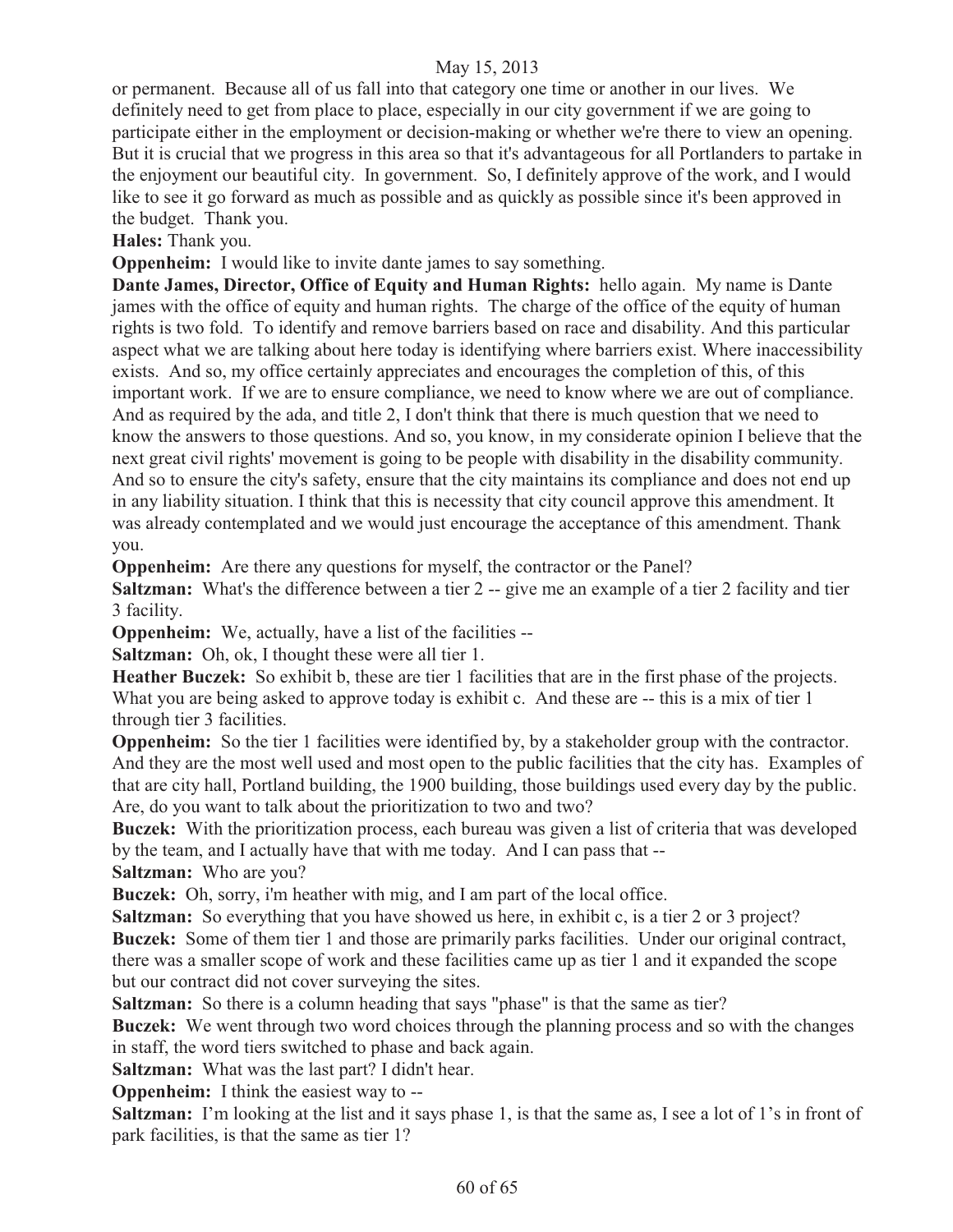or permanent. Because all of us fall into that category one time or another in our lives. We definitely need to get from place to place, especially in our city government if we are going to participate either in the employment or decision-making or whether we're there to view an opening. But it is crucial that we progress in this area so that it's advantageous for all Portlanders to partake in the enjoyment our beautiful city. In government. So, I definitely approve of the work, and I would like to see it go forward as much as possible and as quickly as possible since it's been approved in the budget. Thank you.

**Hales:** Thank you.

**Oppenheim:** I would like to invite dante james to say something.

**Dante James, Director, Office of Equity and Human Rights:** hello again. My name is Dante james with the office of equity and human rights. The charge of the office of the equity of human rights is two fold. To identify and remove barriers based on race and disability. And this particular aspect what we are talking about here today is identifying where barriers exist. Where inaccessibility exists. And so, my office certainly appreciates and encourages the completion of this, of this important work. If we are to ensure compliance, we need to know where we are out of compliance. And as required by the ada, and title 2, I don't think that there is much question that we need to know the answers to those questions. And so, you know, in my considerate opinion I believe that the next great civil rights' movement is going to be people with disability in the disability community. And so to ensure the city's safety, ensure that the city maintains its compliance and does not end up in any liability situation. I think that this is necessity that city council approve this amendment. It was already contemplated and we would just encourage the acceptance of this amendment. Thank you.

**Oppenheim:** Are there any questions for myself, the contractor or the Panel?

**Saltzman:** What's the difference between a tier 2 -- give me an example of a tier 2 facility and tier 3 facility.

**Oppenheim:** We, actually, have a list of the facilities --

**Saltzman:** Oh, ok, I thought these were all tier 1.

**Heather Buczek:** So exhibit b, these are tier 1 facilities that are in the first phase of the projects. What you are being asked to approve today is exhibit c. And these are -- this is a mix of tier 1 through tier 3 facilities.

**Oppenheim:** So the tier 1 facilities were identified by, by a stakeholder group with the contractor. And they are the most well used and most open to the public facilities that the city has. Examples of that are city hall, Portland building, the 1900 building, those buildings used every day by the public. Are, do you want to talk about the prioritization to two and two?

**Buczek:** With the prioritization process, each bureau was given a list of criteria that was developed by the team, and I actually have that with me today. And I can pass that --

**Saltzman:** Who are you?

**Buczek:** Oh, sorry, i'm heather with mig, and I am part of the local office.

**Saltzman:** So everything that you have showed us here, in exhibit c, is a tier 2 or 3 project?

**Buczek:** Some of them tier 1 and those are primarily parks facilities. Under our original contract, there was a smaller scope of work and these facilities came up as tier 1 and it expanded the scope but our contract did not cover surveying the sites.

**Saltzman:** So there is a column heading that says "phase" is that the same as tier?

**Buczek:** We went through two word choices through the planning process and so with the changes in staff, the word tiers switched to phase and back again.

**Saltzman:** What was the last part? I didn't hear.

**Oppenheim:** I think the easiest way to --

**Saltzman:** I'm looking at the list and it says phase 1, is that the same as, I see a lot of 1's in front of park facilities, is that the same as tier 1?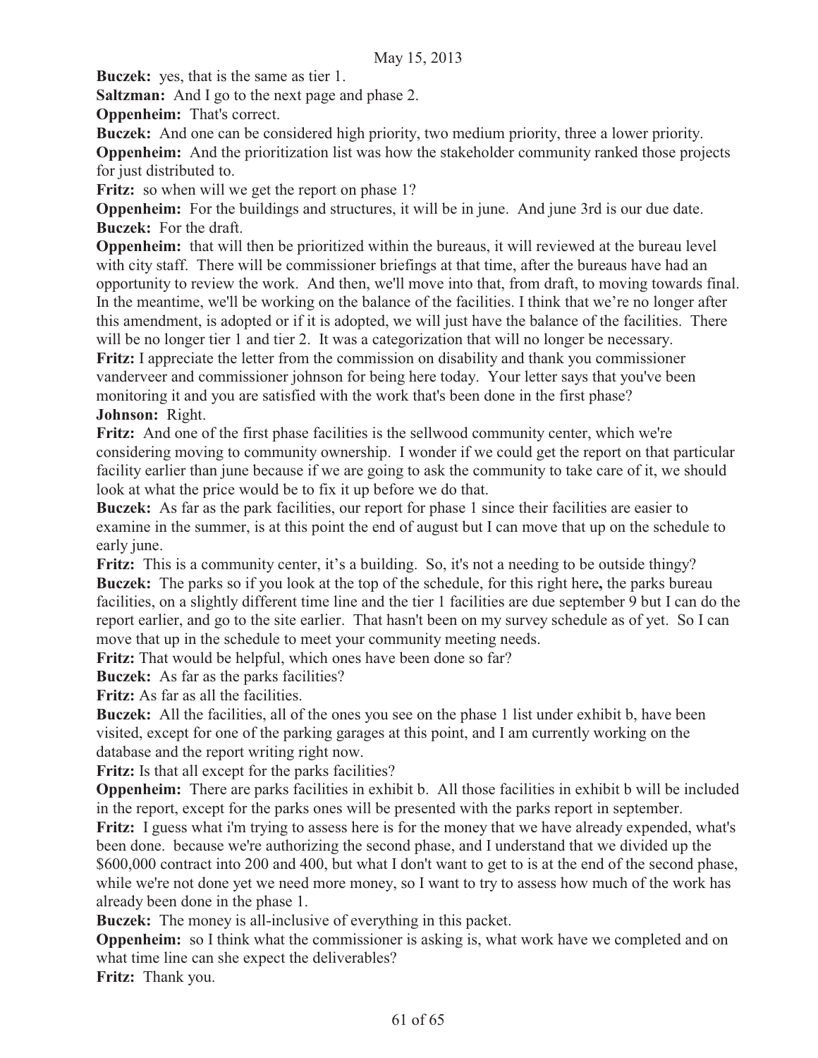**Buczek:** yes, that is the same as tier 1.

**Saltzman:** And I go to the next page and phase 2.

**Oppenheim:** That's correct.

**Buczek:** And one can be considered high priority, two medium priority, three a lower priority.

**Oppenheim:** And the prioritization list was how the stakeholder community ranked those projects for just distributed to.

**Fritz:** so when will we get the report on phase 1?

**Oppenheim:** For the buildings and structures, it will be in june. And june 3rd is our due date.

**Buczek:** For the draft.

**Oppenheim:** that will then be prioritized within the bureaus, it will reviewed at the bureau level with city staff. There will be commissioner briefings at that time, after the bureaus have had an opportunity to review the work. And then, we'll move into that, from draft, to moving towards final. In the meantime, we'll be working on the balance of the facilities. I think that we're no longer after this amendment, is adopted or if it is adopted, we will just have the balance of the facilities. There will be no longer tier 1 and tier 2. It was a categorization that will no longer be necessary.

**Fritz:** I appreciate the letter from the commission on disability and thank you commissioner vanderveer and commissioner johnson for being here today. Your letter says that you've been monitoring it and you are satisfied with the work that's been done in the first phase?

**Johnson:** Right.

**Fritz:** And one of the first phase facilities is the sellwood community center, which we're considering moving to community ownership. I wonder if we could get the report on that particular facility earlier than june because if we are going to ask the community to take care of it, we should look at what the price would be to fix it up before we do that.

**Buczek:** As far as the park facilities, our report for phase 1 since their facilities are easier to examine in the summer, is at this point the end of august but I can move that up on the schedule to early june.

**Fritz:** This is a community center, it's a building. So, it's not a needing to be outside thingy?

**Buczek:** The parks so if you look at the top of the schedule, for this right here**,** the parks bureau facilities, on a slightly different time line and the tier 1 facilities are due september 9 but I can do the report earlier, and go to the site earlier. That hasn't been on my survey schedule as of yet. So I can move that up in the schedule to meet your community meeting needs.

**Fritz:** That would be helpful, which ones have been done so far?

**Buczek:** As far as the parks facilities?

**Fritz:** As far as all the facilities.

**Buczek:** All the facilities, all of the ones you see on the phase 1 list under exhibit b, have been visited, except for one of the parking garages at this point, and I am currently working on the database and the report writing right now.

**Fritz:** Is that all except for the parks facilities?

**Oppenheim:** There are parks facilities in exhibit b. All those facilities in exhibit b will be included in the report, except for the parks ones will be presented with the parks report in september.

**Fritz:** I guess what i'm trying to assess here is for the money that we have already expended, what's been done. because we're authorizing the second phase, and I understand that we divided up the $600,000 contract into 200 and 400, but what I don't want to get to is at the end of the second phase, while we're not done yet we need more money, so I want to try to assess how much of the work has already been done in the phase 1.

**Buczek:** The money is all-inclusive of everything in this packet.

**Oppenheim:** so I think what the commissioner is asking is, what work have we completed and on what time line can she expect the deliverables?

**Fritz:** Thank you.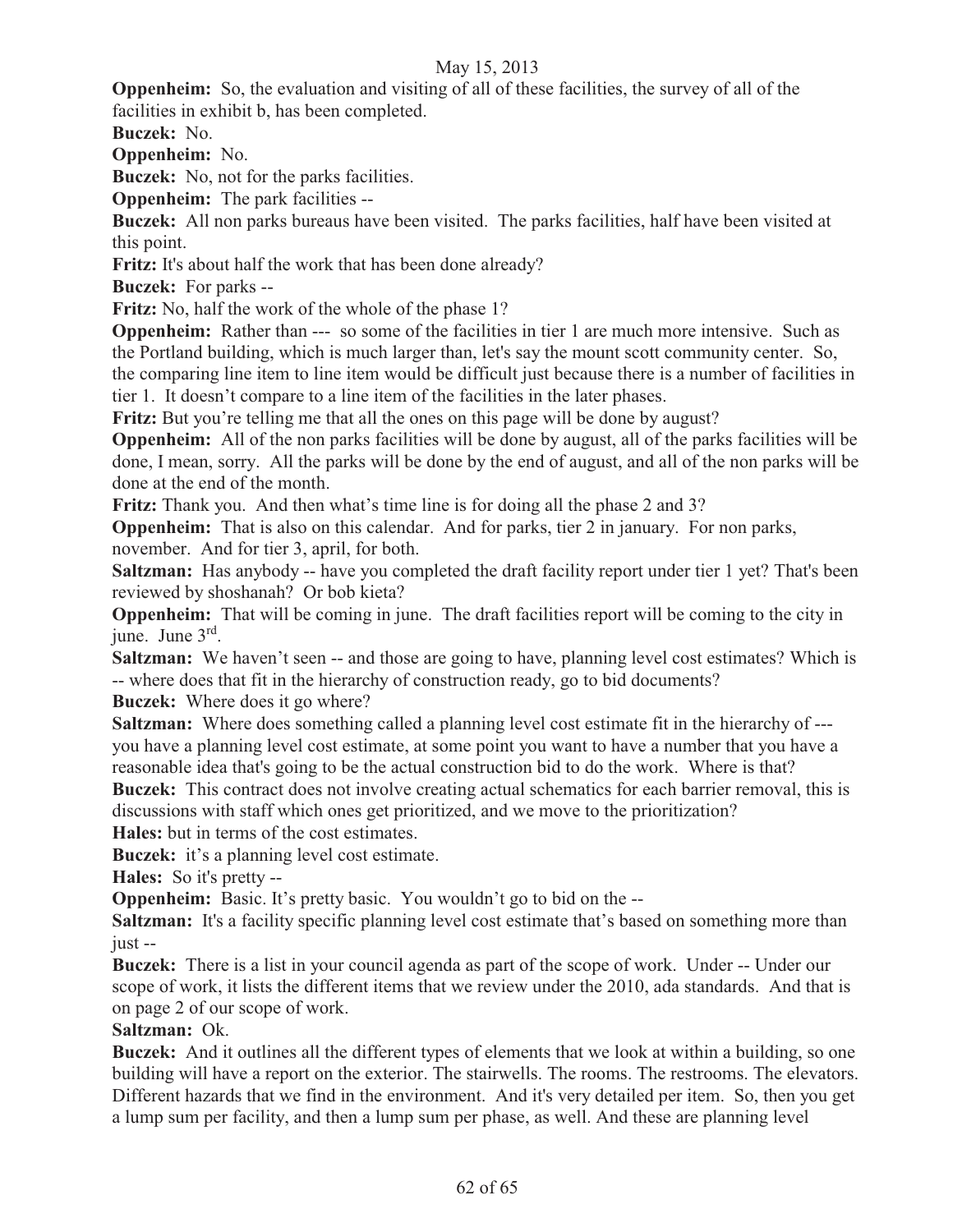**Oppenheim:** So, the evaluation and visiting of all of these facilities, the survey of all of the facilities in exhibit b, has been completed.

**Buczek:** No.

**Oppenheim:** No.

**Buczek:** No, not for the parks facilities.

**Oppenheim:** The park facilities --

**Buczek:** All non parks bureaus have been visited. The parks facilities, half have been visited at this point.

**Fritz:** It's about half the work that has been done already?

**Buczek:** For parks --

**Fritz:** No, half the work of the whole of the phase 1?

**Oppenheim:** Rather than --- so some of the facilities in tier 1 are much more intensive. Such as the Portland building, which is much larger than, let's say the mount scott community center. So, the comparing line item to line item would be difficult just because there is a number of facilities in tier 1. It doesn't compare to a line item of the facilities in the later phases.

**Fritz:** But you're telling me that all the ones on this page will be done by august?

**Oppenheim:** All of the non parks facilities will be done by august, all of the parks facilities will be done, I mean, sorry. All the parks will be done by the end of august, and all of the non parks will be done at the end of the month.

**Fritz:** Thank you. And then what's time line is for doing all the phase 2 and 3?

**Oppenheim:** That is also on this calendar. And for parks, tier 2 in january. For non parks, november. And for tier 3, april, for both.

**Saltzman:** Has anybody -- have you completed the draft facility report under tier 1 yet? That's been reviewed by shoshanah? Or bob kieta?

**Oppenheim:** That will be coming in june. The draft facilities report will be coming to the city in june. June 3rd.

**Saltzman:** We haven't seen -- and those are going to have, planning level cost estimates? Which is -- where does that fit in the hierarchy of construction ready, go to bid documents?

**Buczek:** Where does it go where?

**Saltzman:** Where does something called a planning level cost estimate fit in the hierarchy of --- you have a planning level cost estimate, at some point you want to have a number that you have a reasonable idea that's going to be the actual construction bid to do the work. Where is that?

**Buczek:** This contract does not involve creating actual schematics for each barrier removal, this is discussions with staff which ones get prioritized, and we move to the prioritization?

**Hales:** but in terms of the cost estimates.

**Buczek:** it's a planning level cost estimate.

**Hales:** So it's pretty --

**Oppenheim:** Basic. It's pretty basic. You wouldn't go to bid on the --

**Saltzman:** It's a facility specific planning level cost estimate that's based on something more than just --

**Buczek:** There is a list in your council agenda as part of the scope of work. Under -- Under our scope of work, it lists the different items that we review under the 2010, ada standards. And that is on page 2 of our scope of work.

**Saltzman:** Ok.

**Buczek:** And it outlines all the different types of elements that we look at within a building, so one building will have a report on the exterior. The stairwells. The rooms. The restrooms. The elevators. Different hazards that we find in the environment. And it's very detailed per item. So, then you get a lump sum per facility, and then a lump sum per phase, as well. And these are planning level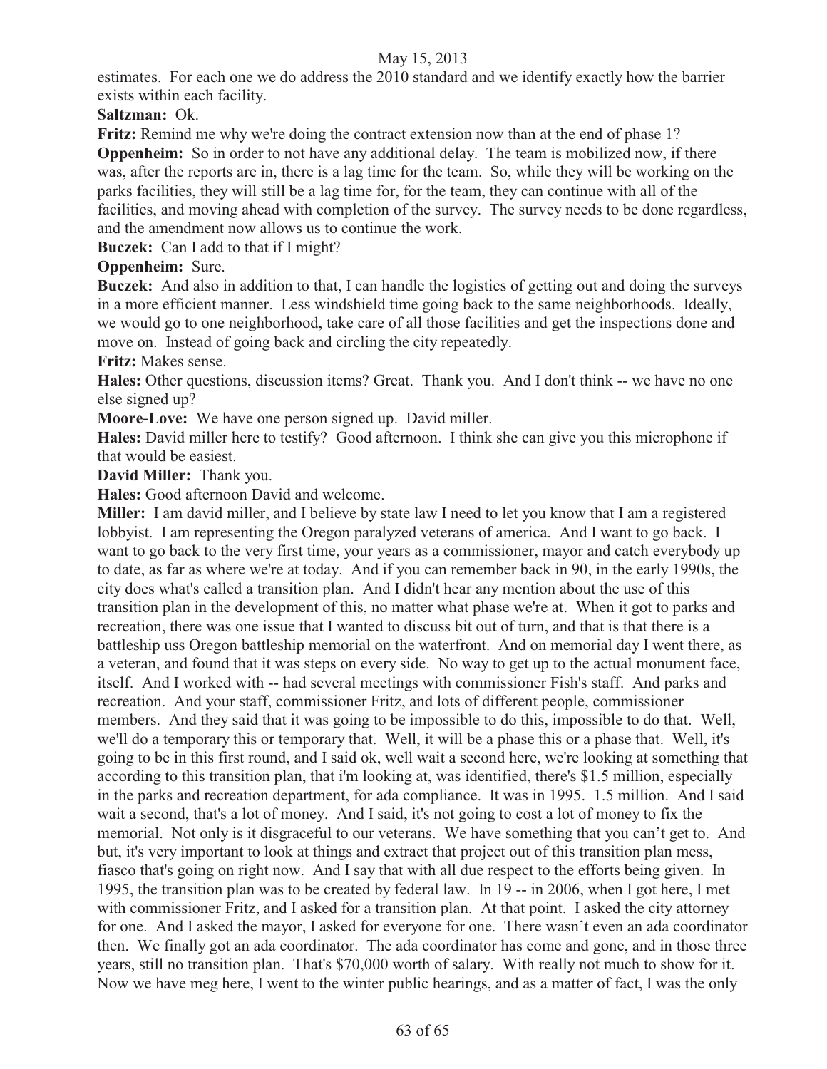estimates. For each one we do address the 2010 standard and we identify exactly how the barrier exists within each facility.

**Saltzman:** Ok.

**Fritz:** Remind me why we're doing the contract extension now than at the end of phase 1?

**Oppenheim:** So in order to not have any additional delay. The team is mobilized now, if there was, after the reports are in, there is a lag time for the team. So, while they will be working on the parks facilities, they will still be a lag time for, for the team, they can continue with all of the facilities, and moving ahead with completion of the survey. The survey needs to be done regardless, and the amendment now allows us to continue the work.

**Buczek:** Can I add to that if I might?

**Oppenheim:** Sure.

**Buczek:** And also in addition to that, I can handle the logistics of getting out and doing the surveys in a more efficient manner. Less windshield time going back to the same neighborhoods. Ideally, we would go to one neighborhood, take care of all those facilities and get the inspections done and move on. Instead of going back and circling the city repeatedly.

**Fritz:** Makes sense.

**Hales:** Other questions, discussion items? Great. Thank you. And I don't think -- we have no one else signed up?

**Moore-Love:** We have one person signed up. David miller.

**Hales:** David miller here to testify? Good afternoon. I think she can give you this microphone if that would be easiest.

**David Miller:** Thank you.

**Hales:** Good afternoon David and welcome.

**Miller:** I am david miller, and I believe by state law I need to let you know that I am a registered lobbyist. I am representing the Oregon paralyzed veterans of america. And I want to go back. I want to go back to the very first time, your years as a commissioner, mayor and catch everybody up to date, as far as where we're at today. And if you can remember back in 90, in the early 1990s, the city does what's called a transition plan. And I didn't hear any mention about the use of this transition plan in the development of this, no matter what phase we're at. When it got to parks and recreation, there was one issue that I wanted to discuss bit out of turn, and that is that there is a battleship uss Oregon battleship memorial on the waterfront. And on memorial day I went there, as a veteran, and found that it was steps on every side. No way to get up to the actual monument face, itself. And I worked with -- had several meetings with commissioner Fish's staff. And parks and recreation. And your staff, commissioner Fritz, and lots of different people, commissioner members. And they said that it was going to be impossible to do this, impossible to do that. Well, we'll do a temporary this or temporary that. Well, it will be a phase this or a phase that. Well, it's going to be in this first round, and I said ok, well wait a second here, we're looking at something that according to this transition plan, that i'm looking at, was identified, there's $1.5 million, especially in the parks and recreation department, for ada compliance. It was in 1995. 1.5 million. And I said wait a second, that's a lot of money. And I said, it's not going to cost a lot of money to fix the memorial. Not only is it disgraceful to our veterans. We have something that you can't get to. And but, it's very important to look at things and extract that project out of this transition plan mess, fiasco that's going on right now. And I say that with all due respect to the efforts being given. In 1995, the transition plan was to be created by federal law. In 19 -- in 2006, when I got here, I met with commissioner Fritz, and I asked for a transition plan. At that point. I asked the city attorney for one. And I asked the mayor, I asked for everyone for one. There wasn't even an ada coordinator then. We finally got an ada coordinator. The ada coordinator has come and gone, and in those three years, still no transition plan. That's $70,000 worth of salary. With really not much to show for it. Now we have meg here, I went to the winter public hearings, and as a matter of fact, I was the only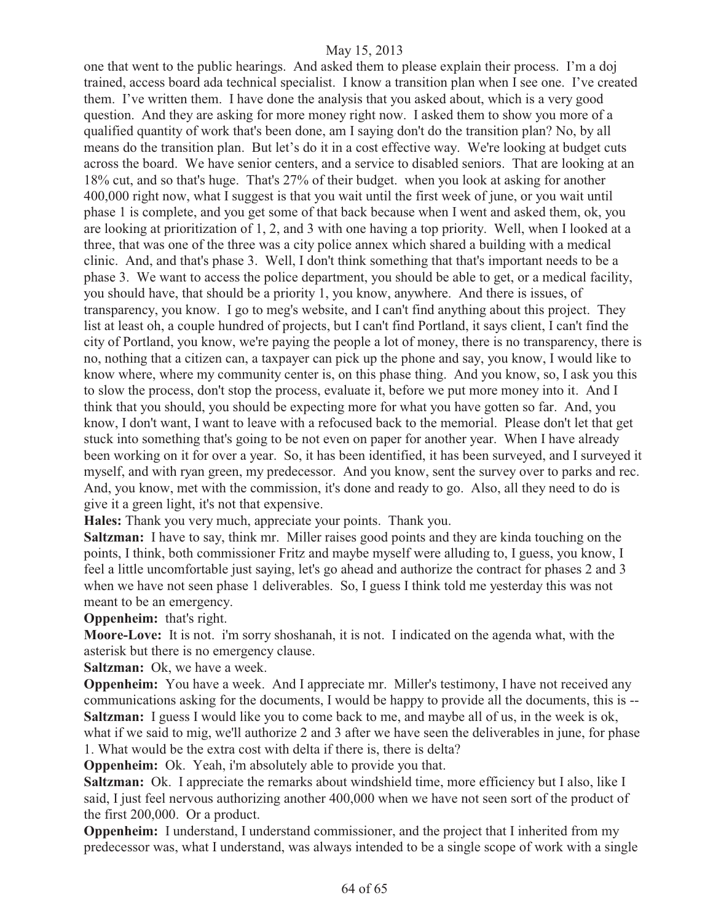one that went to the public hearings. And asked them to please explain their process. I'm a doj trained, access board ada technical specialist. I know a transition plan when I see one. I've created them. I've written them. I have done the analysis that you asked about, which is a very good question. And they are asking for more money right now. I asked them to show you more of a qualified quantity of work that's been done, am I saying don't do the transition plan? No, by all means do the transition plan. But let's do it in a cost effective way. We're looking at budget cuts across the board. We have senior centers, and a service to disabled seniors. That are looking at an 18% cut, and so that's huge. That's 27% of their budget. when you look at asking for another 400,000 right now, what I suggest is that you wait until the first week of june, or you wait until phase 1 is complete, and you get some of that back because when I went and asked them, ok, you are looking at prioritization of 1, 2, and 3 with one having a top priority. Well, when I looked at a three, that was one of the three was a city police annex which shared a building with a medical clinic. And, and that's phase 3. Well, I don't think something that that's important needs to be a phase 3. We want to access the police department, you should be able to get, or a medical facility, you should have, that should be a priority 1, you know, anywhere. And there is issues, of transparency, you know. I go to meg's website, and I can't find anything about this project. They list at least oh, a couple hundred of projects, but I can't find Portland, it says client, I can't find the city of Portland, you know, we're paying the people a lot of money, there is no transparency, there is no, nothing that a citizen can, a taxpayer can pick up the phone and say, you know, I would like to know where, where my community center is, on this phase thing. And you know, so, I ask you this to slow the process, don't stop the process, evaluate it, before we put more money into it. And I think that you should, you should be expecting more for what you have gotten so far. And, you know, I don't want, I want to leave with a refocused back to the memorial. Please don't let that get stuck into something that's going to be not even on paper for another year. When I have already been working on it for over a year. So, it has been identified, it has been surveyed, and I surveyed it myself, and with ryan green, my predecessor. And you know, sent the survey over to parks and rec. And, you know, met with the commission, it's done and ready to go. Also, all they need to do is give it a green light, it's not that expensive.

**Hales:** Thank you very much, appreciate your points. Thank you.

**Saltzman:** I have to say, think mr. Miller raises good points and they are kinda touching on the points, I think, both commissioner Fritz and maybe myself were alluding to, I guess, you know, I feel a little uncomfortable just saying, let's go ahead and authorize the contract for phases 2 and 3 when we have not seen phase 1 deliverables. So, I guess I think told me yesterday this was not meant to be an emergency.

**Oppenheim:** that's right.

**Moore-Love:** It is not. i'm sorry shoshanah, it is not. I indicated on the agenda what, with the asterisk but there is no emergency clause.

**Saltzman:** Ok, we have a week.

**Oppenheim:** You have a week. And I appreciate mr. Miller's testimony, I have not received any communications asking for the documents, I would be happy to provide all the documents, this is --

**Saltzman:** I guess I would like you to come back to me, and maybe all of us, in the week is ok, what if we said to mig, we'll authorize 2 and 3 after we have seen the deliverables in june, for phase 1. What would be the extra cost with delta if there is, there is delta?

**Oppenheim:** Ok. Yeah, i'm absolutely able to provide you that.

**Saltzman:** Ok. I appreciate the remarks about windshield time, more efficiency but I also, like I said, I just feel nervous authorizing another 400,000 when we have not seen sort of the product of the first 200,000. Or a product.

**Oppenheim:** I understand, I understand commissioner, and the project that I inherited from my predecessor was, what I understand, was always intended to be a single scope of work with a single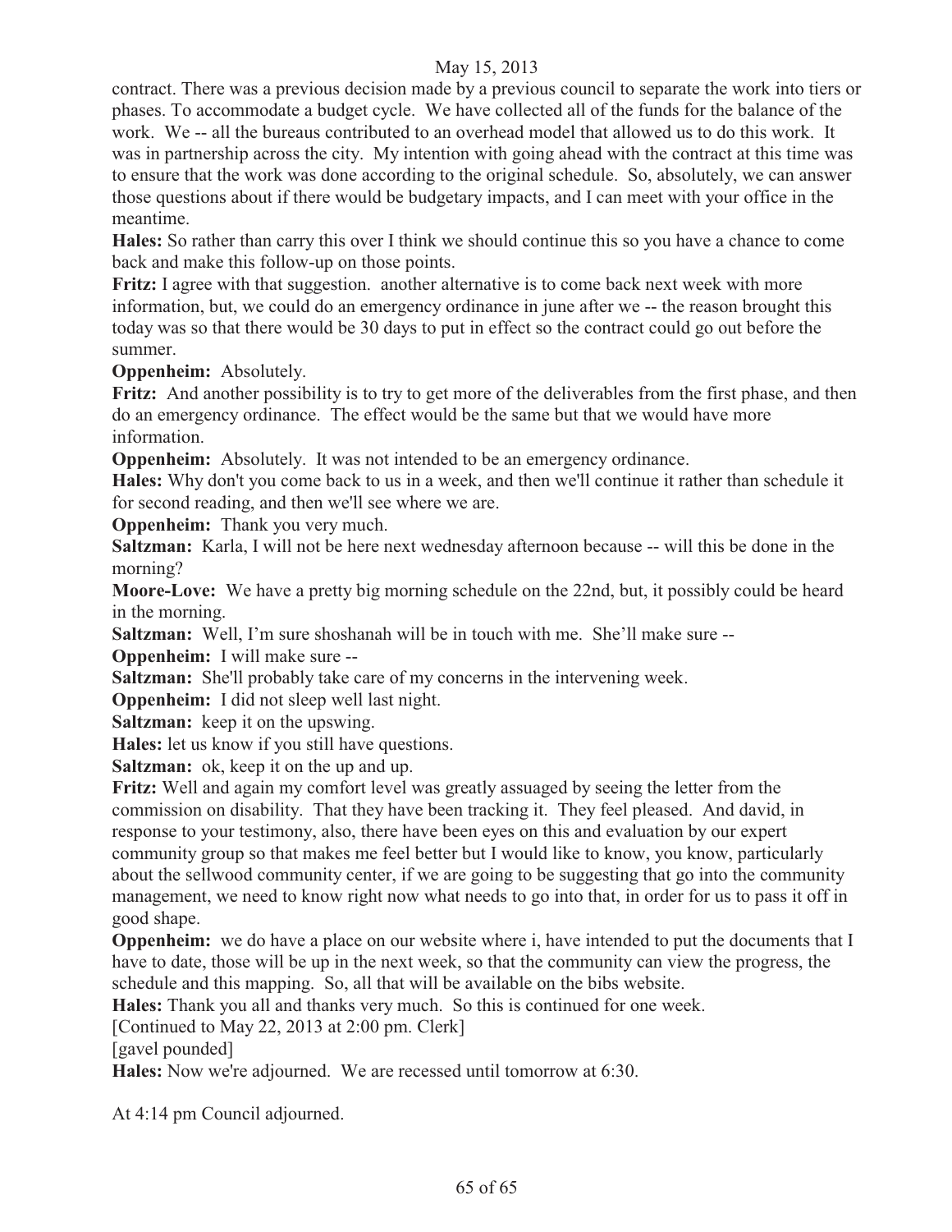contract. There was a previous decision made by a previous council to separate the work into tiers or phases. To accommodate a budget cycle. We have collected all of the funds for the balance of the work. We -- all the bureaus contributed to an overhead model that allowed us to do this work. It was in partnership across the city. My intention with going ahead with the contract at this time was to ensure that the work was done according to the original schedule. So, absolutely, we can answer those questions about if there would be budgetary impacts, and I can meet with your office in the meantime.

**Hales:** So rather than carry this over I think we should continue this so you have a chance to come back and make this follow-up on those points.

**Fritz:** I agree with that suggestion. another alternative is to come back next week with more information, but, we could do an emergency ordinance in june after we -- the reason brought this today was so that there would be 30 days to put in effect so the contract could go out before the summer.

**Oppenheim:** Absolutely.

**Fritz:** And another possibility is to try to get more of the deliverables from the first phase, and then do an emergency ordinance. The effect would be the same but that we would have more information.

**Oppenheim:** Absolutely. It was not intended to be an emergency ordinance.

**Hales:** Why don't you come back to us in a week, and then we'll continue it rather than schedule it for second reading, and then we'll see where we are.

**Oppenheim:** Thank you very much.

**Saltzman:** Karla, I will not be here next wednesday afternoon because -- will this be done in the morning?

**Moore-Love:** We have a pretty big morning schedule on the 22nd, but, it possibly could be heard in the morning.

**Saltzman:** Well, I'm sure shoshanah will be in touch with me. She'll make sure --

**Oppenheim:** I will make sure --

**Saltzman:** She'll probably take care of my concerns in the intervening week.

**Oppenheim:** I did not sleep well last night.

**Saltzman:** keep it on the upswing.

**Hales:** let us know if you still have questions.

**Saltzman:** ok, keep it on the up and up.

**Fritz:** Well and again my comfort level was greatly assuaged by seeing the letter from the commission on disability. That they have been tracking it. They feel pleased. And david, in response to your testimony, also, there have been eyes on this and evaluation by our expert community group so that makes me feel better but I would like to know, you know, particularly about the sellwood community center, if we are going to be suggesting that go into the community management, we need to know right now what needs to go into that, in order for us to pass it off in good shape.

**Oppenheim:** we do have a place on our website where i, have intended to put the documents that I have to date, those will be up in the next week, so that the community can view the progress, the schedule and this mapping. So, all that will be available on the bibs website.

**Hales:** Thank you all and thanks very much. So this is continued for one week.

[Continued to May 22, 2013 at 2:00 pm. Clerk]

[gavel pounded]

**Hales:** Now we're adjourned. We are recessed until tomorrow at 6:30.

At 4:14 pm Council adjourned.